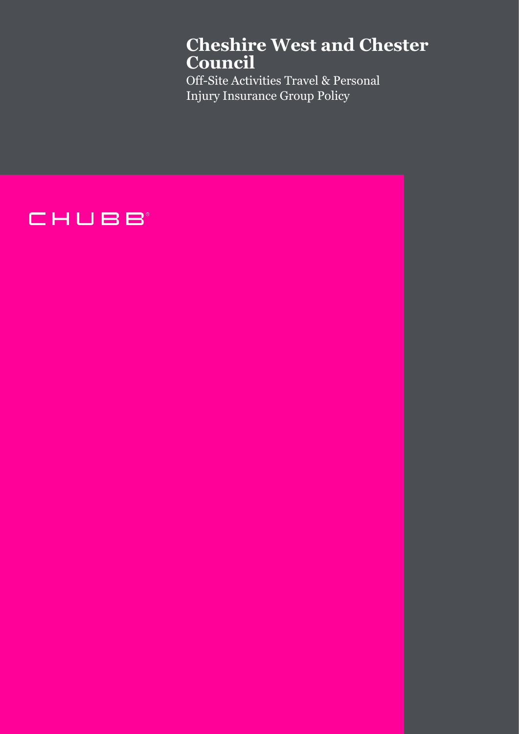# Cheshire West and Chester Council

Off-Site Activities Travel & Personal Injury Insurance Group Policy

CHUBB®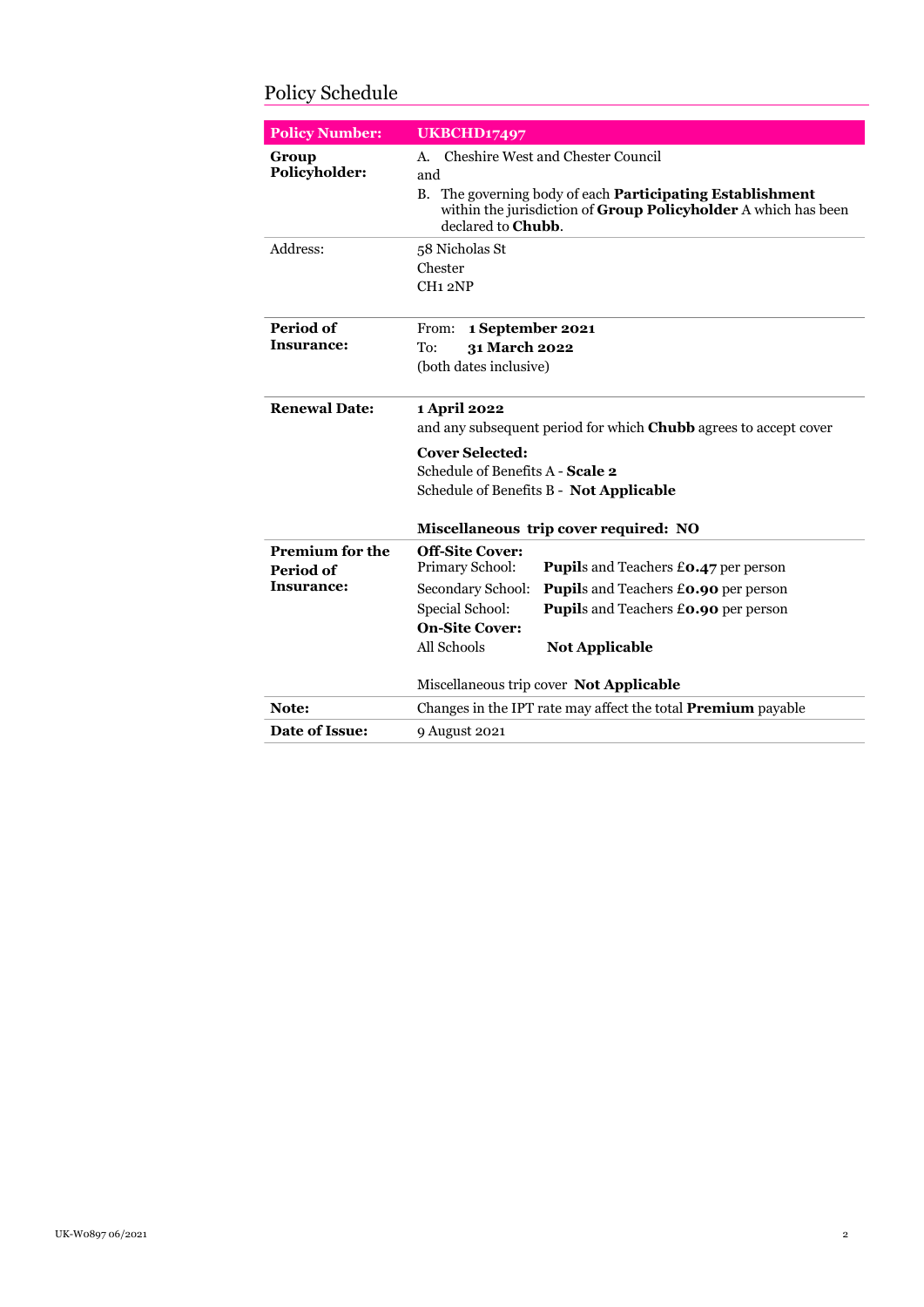# Policy Schedule

| **Policy Number:** | **UKBCHD17497** |
| --- | --- |
| **Group Policyholder:** | A. Cheshire West and Chester Council<br>and<br>B. The governing body of each **Participating Establishment** within the jurisdiction of **Group Policyholder** A which has been declared to **Chubb**. |
| Address: | 58 Nicholas St<br>Chester<br>CH1 2NP |
| **Period of Insurance:** | From: **1 September 2021**<br>To: **31 March 2022**<br>(both dates inclusive) |
| **Renewal Date:** | **1 April 2022**<br>and any subsequent period for which **Chubb** agrees to accept cover<br><br>**Cover Selected:**<br>Schedule of Benefits A - **Scale 2**<br>Schedule of Benefits B - **Not Applicable**<br><br>**Miscellaneous trip cover required: NO** |
| **Premium for the Period of Insurance:** | **Off-Site Cover:**<br>Primary School: **Pupil**s and Teachers **£0.47** per person<br>Secondary School: **Pupil**s and Teachers **£0.90** per person<br>Special School: **Pupil**s and Teachers **£0.90** per person<br>**On-Site Cover:**<br>All Schools **Not Applicable**<br><br>Miscellaneous trip cover **Not Applicable** |
| **Note:** | Changes in the IPT rate may affect the total **Premium** payable |
| **Date of Issue:** | 9 August 2021 |

UK-W0897 06/2021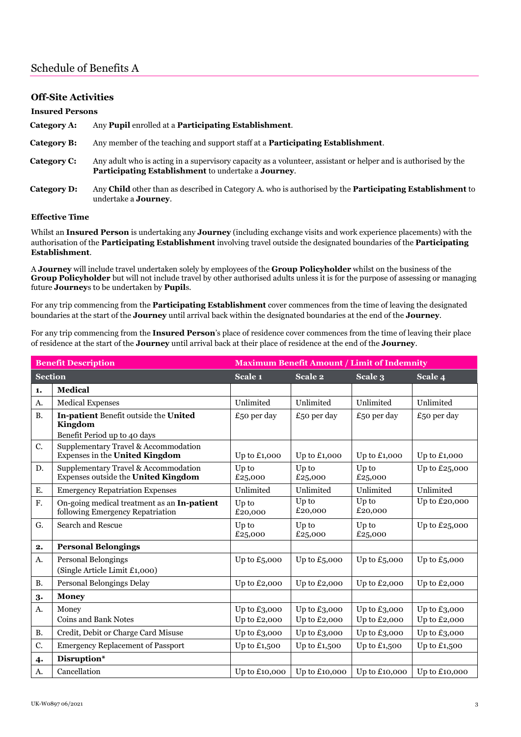# Schedule of Benefits A

## Off-Site Activities

### Insured Persons

**Category A:** Any **Pupil** enrolled at a **Participating Establishment**.

**Category B:** Any member of the teaching and support staff at a **Participating Establishment**.

**Category C:** Any adult who is acting in a supervisory capacity as a volunteer, assistant or helper and is authorised by the **Participating Establishment** to undertake a **Journey**.

**Category D:** Any **Child** other than as described in Category A. who is authorised by the **Participating Establishment** to undertake a **Journey**.

### Effective Time

Whilst an **Insured Person** is undertaking any **Journey** (including exchange visits and work experience placements) with the authorisation of the **Participating Establishment** involving travel outside the designated boundaries of the **Participating Establishment**.

A **Journey** will include travel undertaken solely by employees of the **Group Policyholder** whilst on the business of the **Group Policyholder** but will not include travel by other authorised adults unless it is for the purpose of assessing or managing future **Journey**s to be undertaken by **Pupil**s.

For any trip commencing from the **Participating Establishment** cover commences from the time of leaving the designated boundaries at the start of the **Journey** until arrival back within the designated boundaries at the end of the **Journey**.

For any trip commencing from the **Insured Person**'s place of residence cover commences from the time of leaving their place of residence at the start of the **Journey** until arrival back at their place of residence at the end of the **Journey**.

| Benefit Description | | Maximum Benefit Amount / Limit of Indemnity | | | |
|---|---|---|---|---|---|
| **Section** | | **Scale 1** | **Scale 2** | **Scale 3** | **Scale 4** |
| **1.** | **Medical** | | | | |
| A. | Medical Expenses | Unlimited | Unlimited | Unlimited | Unlimited |
| B. | **In-patient** Benefit outside the **United Kingdom**<br>Benefit Period up to 40 days | £50 per day | £50 per day | £50 per day | £50 per day |
| C. | Supplementary Travel & Accommodation Expenses in the **United Kingdom** | Up to £1,000 | Up to £1,000 | Up to £1,000 | Up to £1,000 |
| D. | Supplementary Travel & Accommodation Expenses outside the **United Kingdom** | Up to £25,000 | Up to £25,000 | Up to £25,000 | Up to £25,000 |
| E. | Emergency Repatriation Expenses | Unlimited | Unlimited | Unlimited | Unlimited |
| F. | On-going medical treatment as an **In-patient** following Emergency Repatriation | Up to £20,000 | Up to £20,000 | Up to £20,000 | Up to £20,000 |
| G. | Search and Rescue | Up to £25,000 | Up to £25,000 | Up to £25,000 | Up to £25,000 |
| **2.** | **Personal Belongings** | | | | |
| A. | Personal Belongings<br>(Single Article Limit £1,000) | Up to £5,000 | Up to £5,000 | Up to £5,000 | Up to £5,000 |
| B. | Personal Belongings Delay | Up to £2,000 | Up to £2,000 | Up to £2,000 | Up to £2,000 |
| **3.** | **Money** | | | | |
| A. | Money<br>Coins and Bank Notes | Up to £3,000<br>Up to £2,000 | Up to £3,000<br>Up to £2,000 | Up to £3,000<br>Up to £2,000 | Up to £3,000<br>Up to £2,000 |
| B. | Credit, Debit or Charge Card Misuse | Up to £3,000 | Up to £3,000 | Up to £3,000 | Up to £3,000 |
| C. | Emergency Replacement of Passport | Up to £1,500 | Up to £1,500 | Up to £1,500 | Up to £1,500 |
| **4.** | **Disruption*** | | | | |
| A. | Cancellation | Up to £10,000 | Up to £10,000 | Up to £10,000 | Up to £10,000 |

UK-W0897 06/2021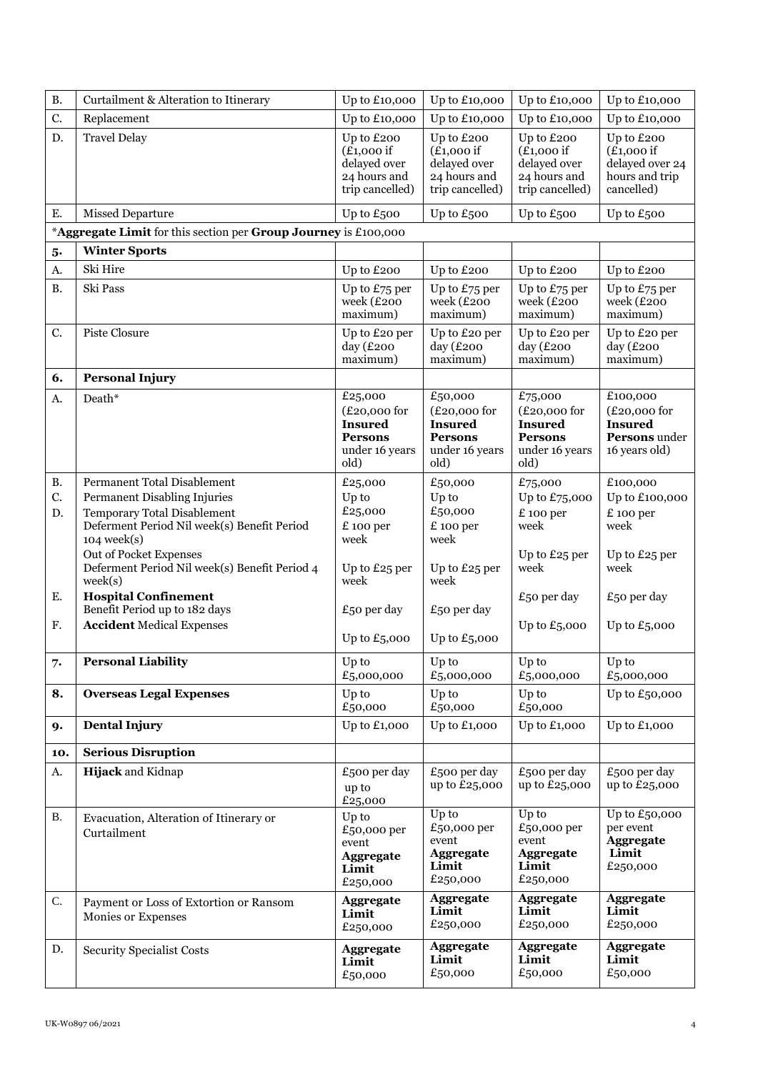| | | | | | |
|---|---|---|---|---|---|
| B. | Curtailment & Alteration to Itinerary | Up to £10,000 | Up to £10,000 | Up to £10,000 | Up to £10,000 |
| C. | Replacement | Up to £10,000 | Up to £10,000 | Up to £10,000 | Up to £10,000 |
| D. | Travel Delay | Up to £200 (£1,000 if delayed over 24 hours and trip cancelled) | Up to £200 (£1,000 if delayed over 24 hours and trip cancelled) | Up to £200 (£1,000 if delayed over 24 hours and trip cancelled) | Up to £200 (£1,000 if delayed over 24 hours and trip cancelled) |
| E. | Missed Departure | Up to £500 | Up to £500 | Up to £500 | Up to £500 |
| *Aggregate Limit for this section per **Group Journey** is £100,000 | | | | | |
| **5.** | **Winter Sports** | | | | |
| A. | Ski Hire | Up to £200 | Up to £200 | Up to £200 | Up to £200 |
| B. | Ski Pass | Up to £75 per week (£200 maximum) | Up to £75 per week (£200 maximum) | Up to £75 per week (£200 maximum) | Up to £75 per week (£200 maximum) |
| C. | Piste Closure | Up to £20 per day (£200 maximum) | Up to £20 per day (£200 maximum) | Up to £20 per day (£200 maximum) | Up to £20 per day (£200 maximum) |
| **6.** | **Personal Injury** | | | | |
| A. | Death* | £25,000 (£20,000 for **Insured Persons** under 16 years old) | £50,000 (£20,000 for **Insured Persons** under 16 years old) | £75,000 (£20,000 for **Insured Persons** under 16 years old) | £100,000 (£20,000 for **Insured Persons** under 16 years old) |
| B. | Permanent Total Disablement | £25,000 | £50,000 | £75,000 | £100,000 |
| C. | Permanent Disabling Injuries | Up to £25,000 | Up to £50,000 | Up to £75,000 | Up to £100,000 |
| D. | Temporary Total Disablement<br>Deferment Period Nil week(s) Benefit Period 104 week(s) | £ 100 per week | £ 100 per week | £ 100 per week | £ 100 per week |
| | Out of Pocket Expenses<br>Deferment Period Nil week(s) Benefit Period 4 week(s) | Up to £25 per week | Up to £25 per week | Up to £25 per week | Up to £25 per week |
| E. | **Hospital Confinement**<br>Benefit Period up to 182 days | £50 per day | £50 per day | £50 per day | £50 per day |
| F. | **Accident** Medical Expenses | Up to £5,000 | Up to £5,000 | Up to £5,000 | Up to £5,000 |
| **7.** | **Personal Liability** | Up to £5,000,000 | Up to £5,000,000 | Up to £5,000,000 | Up to £5,000,000 |
| **8.** | **Overseas Legal Expenses** | Up to £50,000 | Up to £50,000 | Up to £50,000 | Up to £50,000 |
| **9.** | **Dental Injury** | Up to £1,000 | Up to £1,000 | Up to £1,000 | Up to £1,000 |
| **10.** | **Serious Disruption** | | | | |
| A. | **Hijack** and Kidnap | £500 per day up to £25,000 | £500 per day up to £25,000 | £500 per day up to £25,000 | £500 per day up to £25,000 |
| B. | Evacuation, Alteration of Itinerary or Curtailment | Up to £50,000 per event **Aggregate Limit** £250,000 | Up to £50,000 per event **Aggregate Limit** £250,000 | Up to £50,000 per event **Aggregate Limit** £250,000 | Up to £50,000 per event **Aggregate Limit** £250,000 |
| C. | Payment or Loss of Extortion or Ransom Monies or Expenses | **Aggregate Limit** £250,000 | **Aggregate Limit** £250,000 | **Aggregate Limit** £250,000 | **Aggregate Limit** £250,000 |
| D. | Security Specialist Costs | **Aggregate Limit** £50,000 | **Aggregate Limit** £50,000 | **Aggregate Limit** £50,000 | **Aggregate Limit** £50,000 |

UK-W0897 06/2021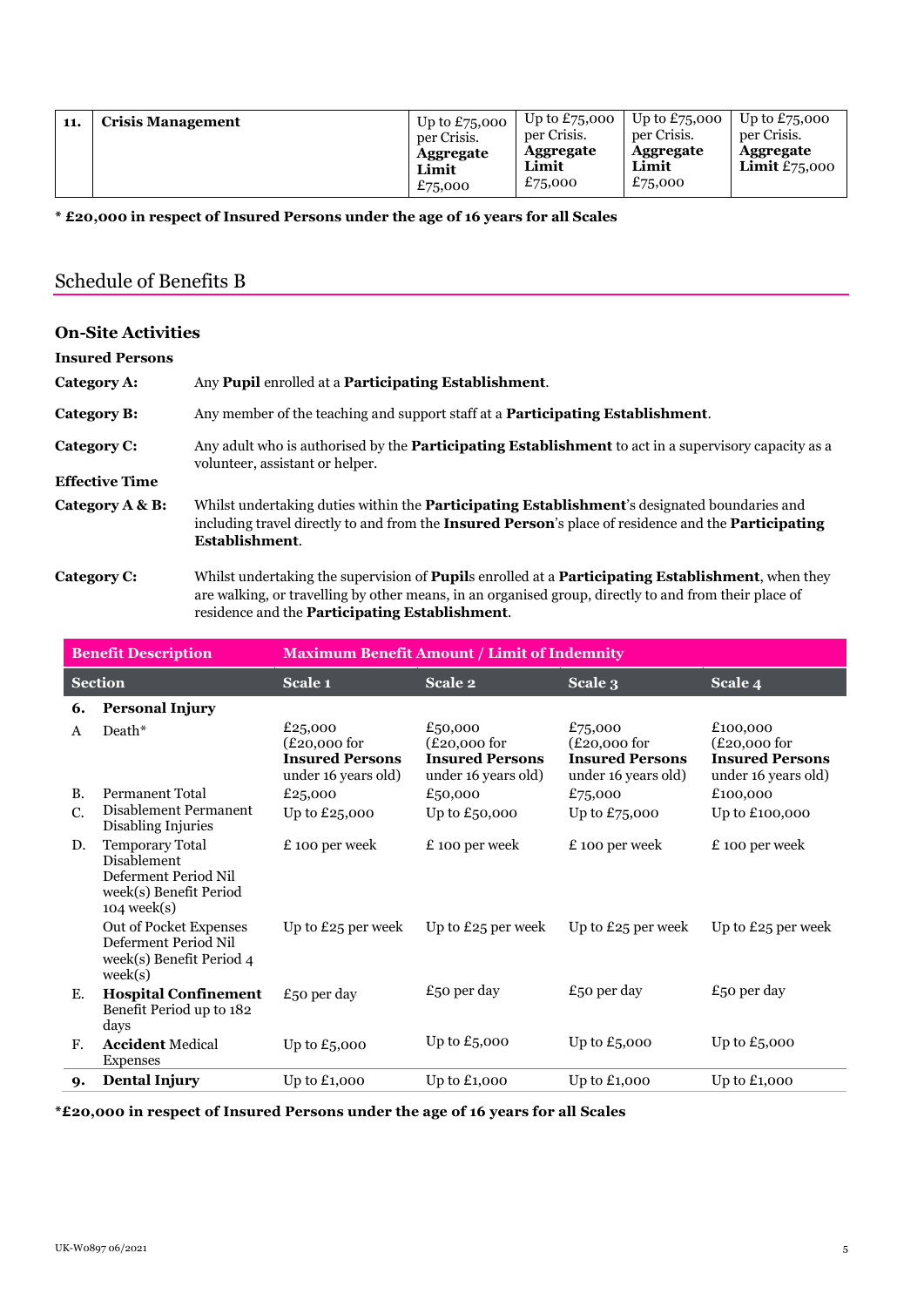| 11. | **Crisis Management** | Up to £75,000 per Crisis. **Aggregate Limit** £75,000 | Up to £75,000 per Crisis. **Aggregate Limit** £75,000 | Up to £75,000 per Crisis. **Aggregate Limit** £75,000 | Up to £75,000 per Crisis. **Aggregate Limit** £75,000 |
|---|---|---|---|---|---|

**\* £20,000 in respect of Insured Persons under the age of 16 years for all Scales**

## Schedule of Benefits B

### On-Site Activities

**Insured Persons**

**Category A:** Any **Pupil** enrolled at a **Participating Establishment**.

**Category B:** Any member of the teaching and support staff at a **Participating Establishment**.

**Category C:** Any adult who is authorised by the **Participating Establishment** to act in a supervisory capacity as a volunteer, assistant or helper.

**Effective Time**

**Category A & B:** Whilst undertaking duties within the **Participating Establishment**'s designated boundaries and including travel directly to and from the **Insured Person**'s place of residence and the **Participating Establishment**.

**Category C:** Whilst undertaking the supervision of **Pupil**s enrolled at a **Participating Establishment**, when they are walking, or travelling by other means, in an organised group, directly to and from their place of residence and the **Participating Establishment**.

| **Benefit Description** | | **Maximum Benefit Amount / Limit of Indemnity** | | | |
|---|---|---|---|---|---|
| **Section** | | **Scale 1** | **Scale 2** | **Scale 3** | **Scale 4** |
| **6.** | **Personal Injury** | | | | |
| A | Death* | £25,000 (£20,000 for **Insured Persons** under 16 years old) | £50,000 (£20,000 for **Insured Persons** under 16 years old) | £75,000 (£20,000 for **Insured Persons** under 16 years old) | £100,000 (£20,000 for **Insured Persons** under 16 years old) |
| B. | Permanent Total | £25,000 | £50,000 | £75,000 | £100,000 |
| C. | Disablement Permanent Disabling Injuries | Up to £25,000 | Up to £50,000 | Up to £75,000 | Up to £100,000 |
| D. | Temporary Total Disablement Deferment Period Nil week(s) Benefit Period 104 week(s) | £ 100 per week | £ 100 per week | £ 100 per week | £ 100 per week |
| | Out of Pocket Expenses Deferment Period Nil week(s) Benefit Period 4 week(s) | Up to £25 per week | Up to £25 per week | Up to £25 per week | Up to £25 per week |
| E. | **Hospital Confinement** Benefit Period up to 182 days | £50 per day | £50 per day | £50 per day | £50 per day |
| F. | **Accident** Medical Expenses | Up to £5,000 | Up to £5,000 | Up to £5,000 | Up to £5,000 |
| **9.** | **Dental Injury** | Up to £1,000 | Up to £1,000 | Up to £1,000 | Up to £1,000 |

**\*£20,000 in respect of Insured Persons under the age of 16 years for all Scales**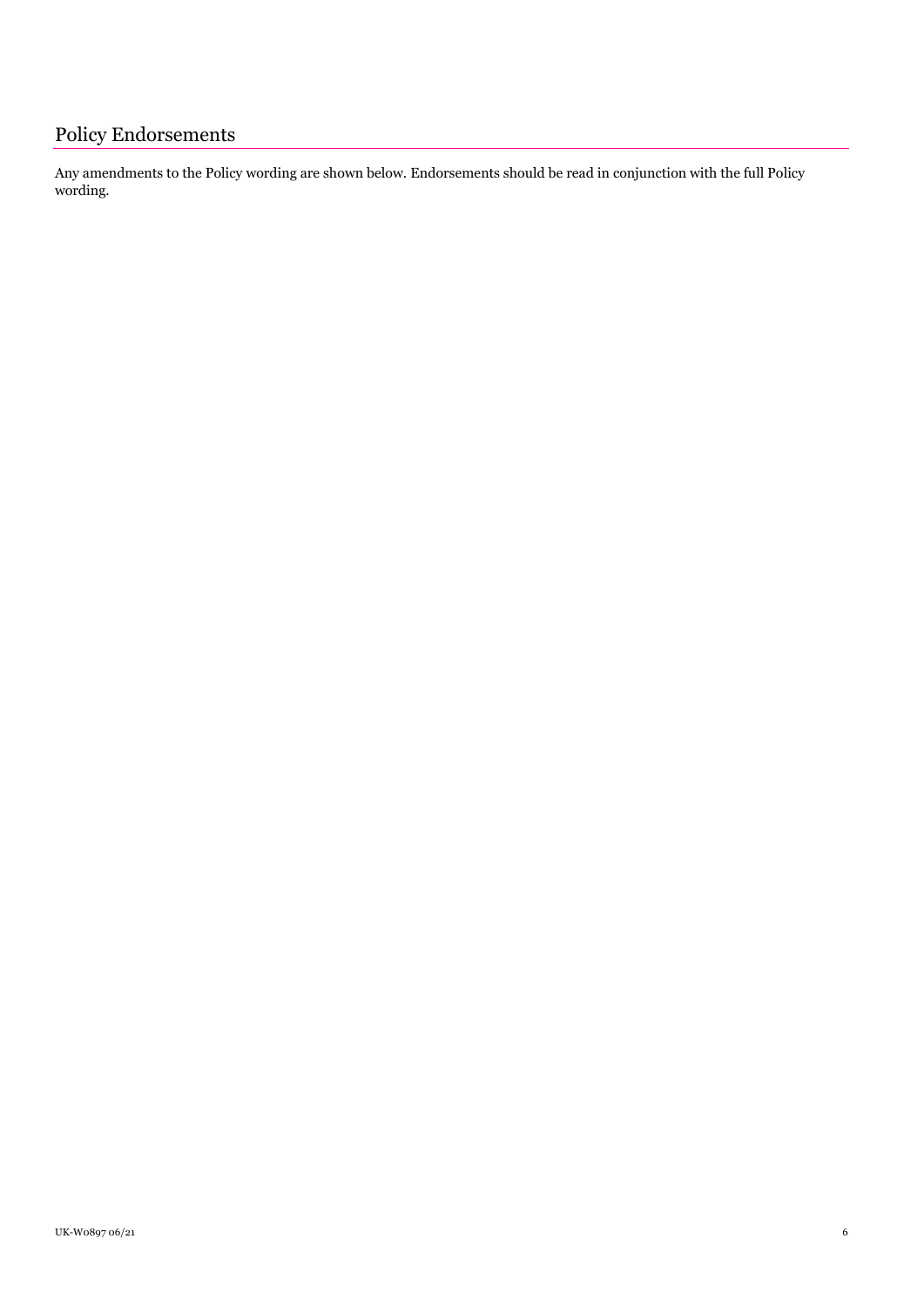# Policy Endorsements

Any amendments to the Policy wording are shown below. Endorsements should be read in conjunction with the full Policy wording.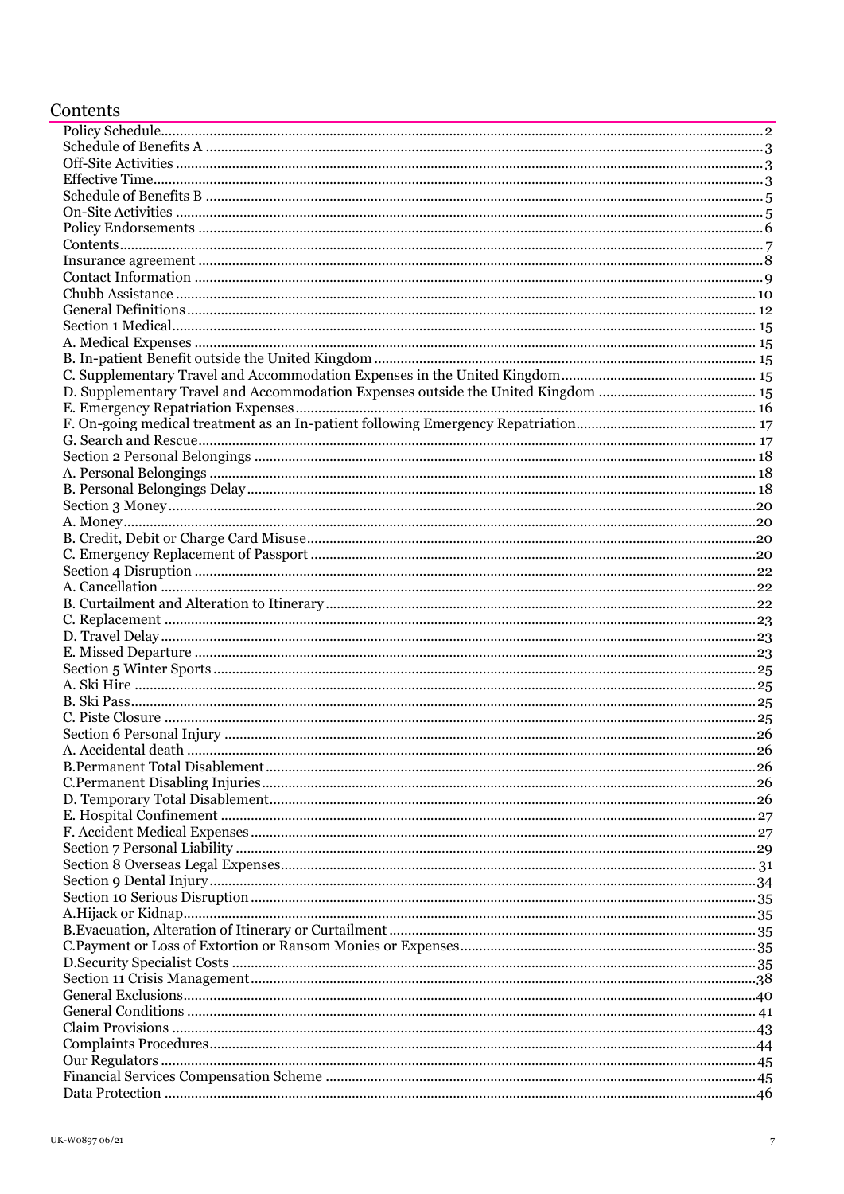# Contents

| | |
|---|---|
| Policy Schedule | 2 |
| Schedule of Benefits A | 3 |
| Off-Site Activities | 3 |
| Effective Time | 3 |
| Schedule of Benefits B | 5 |
| On-Site Activities | 5 |
| Policy Endorsements | 6 |
| Contents | 7 |
| Insurance agreement | 8 |
| Contact Information | 9 |
| Chubb Assistance | 10 |
| General Definitions | 12 |
| Section 1 Medical | 15 |
| A. Medical Expenses | 15 |
| B. In-patient Benefit outside the United Kingdom | 15 |
| C. Supplementary Travel and Accommodation Expenses in the United Kingdom | 15 |
| D. Supplementary Travel and Accommodation Expenses outside the United Kingdom | 15 |
| E. Emergency Repatriation Expenses | 16 |
| F. On-going medical treatment as an In-patient following Emergency Repatriation | 17 |
| G. Search and Rescue | 17 |
| Section 2 Personal Belongings | 18 |
| A. Personal Belongings | 18 |
| B. Personal Belongings Delay | 18 |
| Section 3 Money | 20 |
| A. Money | 20 |
| B. Credit, Debit or Charge Card Misuse | 20 |
| C. Emergency Replacement of Passport | 20 |
| Section 4 Disruption | 22 |
| A. Cancellation | 22 |
| B. Curtailment and Alteration to Itinerary | 22 |
| C. Replacement | 23 |
| D. Travel Delay | 23 |
| E. Missed Departure | 23 |
| Section 5 Winter Sports | 25 |
| A. Ski Hire | 25 |
| B. Ski Pass | 25 |
| C. Piste Closure | 25 |
| Section 6 Personal Injury | 26 |
| A. Accidental death | 26 |
| B.Permanent Total Disablement | 26 |
| C.Permanent Disabling Injuries | 26 |
| D. Temporary Total Disablement | 26 |
| E. Hospital Confinement | 27 |
| F. Accident Medical Expenses | 27 |
| Section 7 Personal Liability | 29 |
| Section 8 Overseas Legal Expenses | 31 |
| Section 9 Dental Injury | 34 |
| Section 10 Serious Disruption | 35 |
| A.Hijack or Kidnap | 35 |
| B.Evacuation, Alteration of Itinerary or Curtailment | 35 |
| C.Payment or Loss of Extortion or Ransom Monies or Expenses | 35 |
| D.Security Specialist Costs | 35 |
| Section 11 Crisis Management | 38 |
| General Exclusions | 40 |
| General Conditions | 41 |
| Claim Provisions | 43 |
| Complaints Procedures | 44 |
| Our Regulators | 45 |
| Financial Services Compensation Scheme | 45 |
| Data Protection | 46 |

UK-W0897 06/21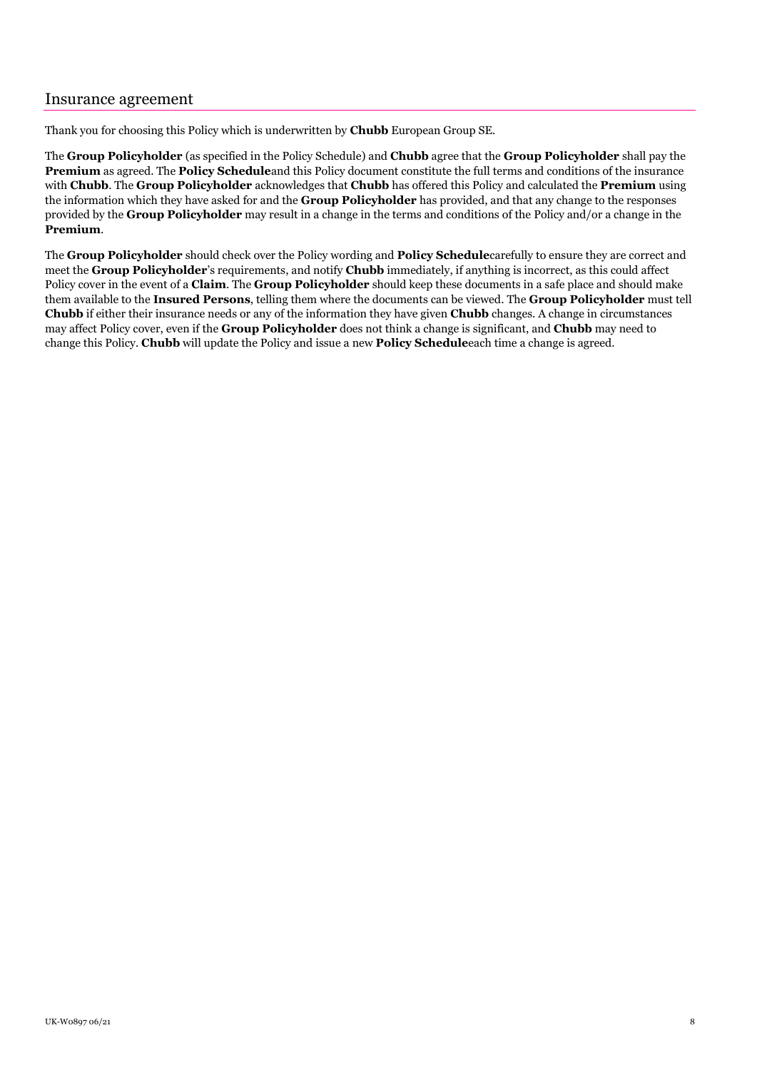## Insurance agreement

Thank you for choosing this Policy which is underwritten by **Chubb** European Group SE.

The **Group Policyholder** (as specified in the Policy Schedule) and **Chubb** agree that the **Group Policyholder** shall pay the **Premium** as agreed. The **Policy Schedule**and this Policy document constitute the full terms and conditions of the insurance with **Chubb**. The **Group Policyholder** acknowledges that **Chubb** has offered this Policy and calculated the **Premium** using the information which they have asked for and the **Group Policyholder** has provided, and that any change to the responses provided by the **Group Policyholder** may result in a change in the terms and conditions of the Policy and/or a change in the **Premium**.

The **Group Policyholder** should check over the Policy wording and **Policy Schedule**carefully to ensure they are correct and meet the **Group Policyholder**'s requirements, and notify **Chubb** immediately, if anything is incorrect, as this could affect Policy cover in the event of a **Claim**. The **Group Policyholder** should keep these documents in a safe place and should make them available to the **Insured Persons**, telling them where the documents can be viewed. The **Group Policyholder** must tell **Chubb** if either their insurance needs or any of the information they have given **Chubb** changes. A change in circumstances may affect Policy cover, even if the **Group Policyholder** does not think a change is significant, and **Chubb** may need to change this Policy. **Chubb** will update the Policy and issue a new **Policy Schedule**each time a change is agreed.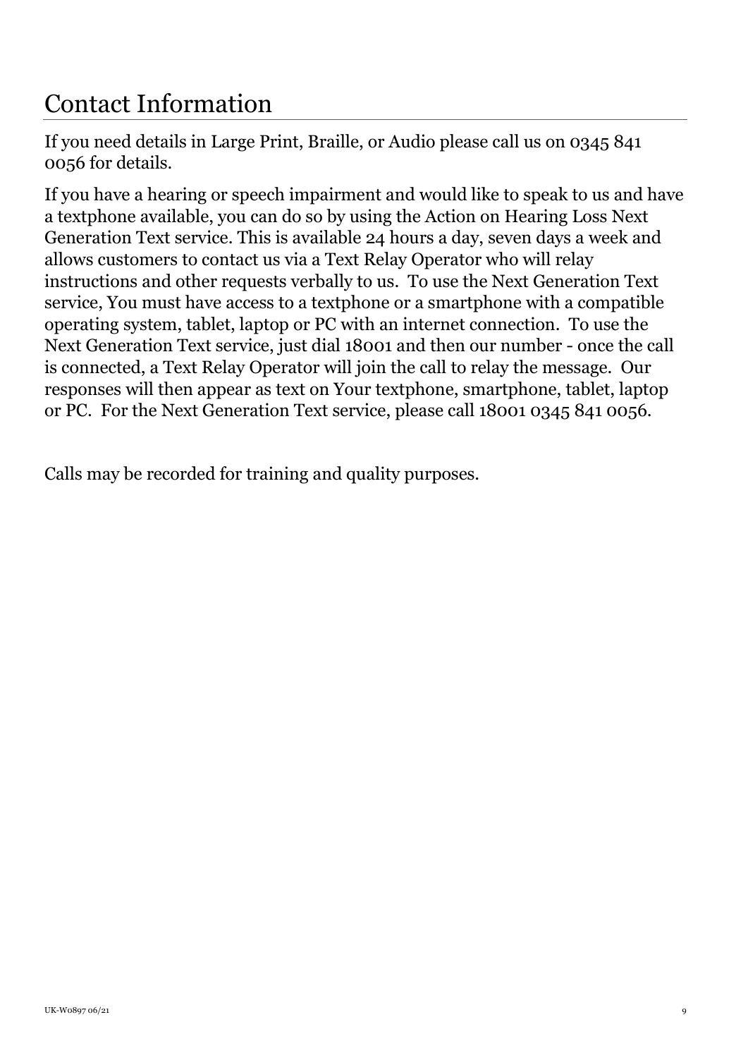# Contact Information

If you need details in Large Print, Braille, or Audio please call us on 0345 841 0056 for details.

If you have a hearing or speech impairment and would like to speak to us and have a textphone available, you can do so by using the Action on Hearing Loss Next Generation Text service. This is available 24 hours a day, seven days a week and allows customers to contact us via a Text Relay Operator who will relay instructions and other requests verbally to us. To use the Next Generation Text service, You must have access to a textphone or a smartphone with a compatible operating system, tablet, laptop or PC with an internet connection. To use the Next Generation Text service, just dial 18001 and then our number - once the call is connected, a Text Relay Operator will join the call to relay the message. Our responses will then appear as text on Your textphone, smartphone, tablet, laptop or PC. For the Next Generation Text service, please call 18001 0345 841 0056.

Calls may be recorded for training and quality purposes.

UK-W0897 06/21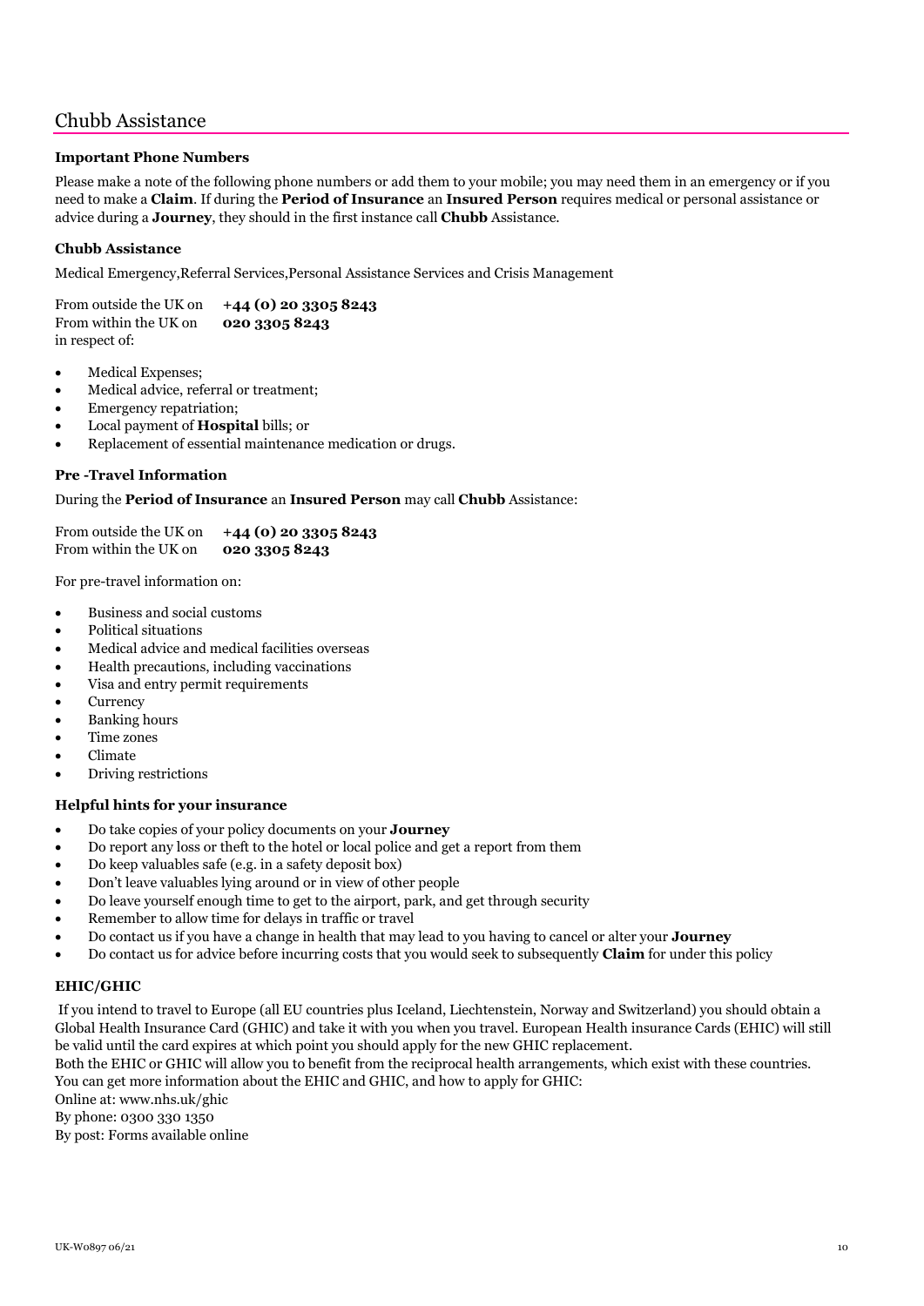## Chubb Assistance

### Important Phone Numbers

Please make a note of the following phone numbers or add them to your mobile; you may need them in an emergency or if you need to make a **Claim**. If during the **Period of Insurance** an **Insured Person** requires medical or personal assistance or advice during a **Journey**, they should in the first instance call **Chubb** Assistance.

### Chubb Assistance

Medical Emergency,Referral Services,Personal Assistance Services and Crisis Management

From outside the UK on **+44 (0) 20 3305 8243**
From within the UK on **020 3305 8243**
in respect of:

- Medical Expenses;
- Medical advice, referral or treatment;
- Emergency repatriation;
- Local payment of **Hospital** bills; or
- Replacement of essential maintenance medication or drugs.

### Pre -Travel Information

During the **Period of Insurance** an **Insured Person** may call **Chubb** Assistance:

From outside the UK on **+44 (0) 20 3305 8243**
From within the UK on **020 3305 8243**

For pre-travel information on:

- Business and social customs
- Political situations
- Medical advice and medical facilities overseas
- Health precautions, including vaccinations
- Visa and entry permit requirements
- Currency
- Banking hours
- Time zones
- Climate
- Driving restrictions

### Helpful hints for your insurance

- Do take copies of your policy documents on your **Journey**
- Do report any loss or theft to the hotel or local police and get a report from them
- Do keep valuables safe (e.g. in a safety deposit box)
- Don't leave valuables lying around or in view of other people
- Do leave yourself enough time to get to the airport, park, and get through security
- Remember to allow time for delays in traffic or travel
- Do contact us if you have a change in health that may lead to you having to cancel or alter your **Journey**
- Do contact us for advice before incurring costs that you would seek to subsequently **Claim** for under this policy

### EHIC/GHIC

If you intend to travel to Europe (all EU countries plus Iceland, Liechtenstein, Norway and Switzerland) you should obtain a Global Health Insurance Card (GHIC) and take it with you when you travel. European Health insurance Cards (EHIC) will still be valid until the card expires at which point you should apply for the new GHIC replacement.

Both the EHIC or GHIC will allow you to benefit from the reciprocal health arrangements, which exist with these countries.
You can get more information about the EHIC and GHIC, and how to apply for GHIC:
Online at: www.nhs.uk/ghic
By phone: 0300 330 1350
By post: Forms available online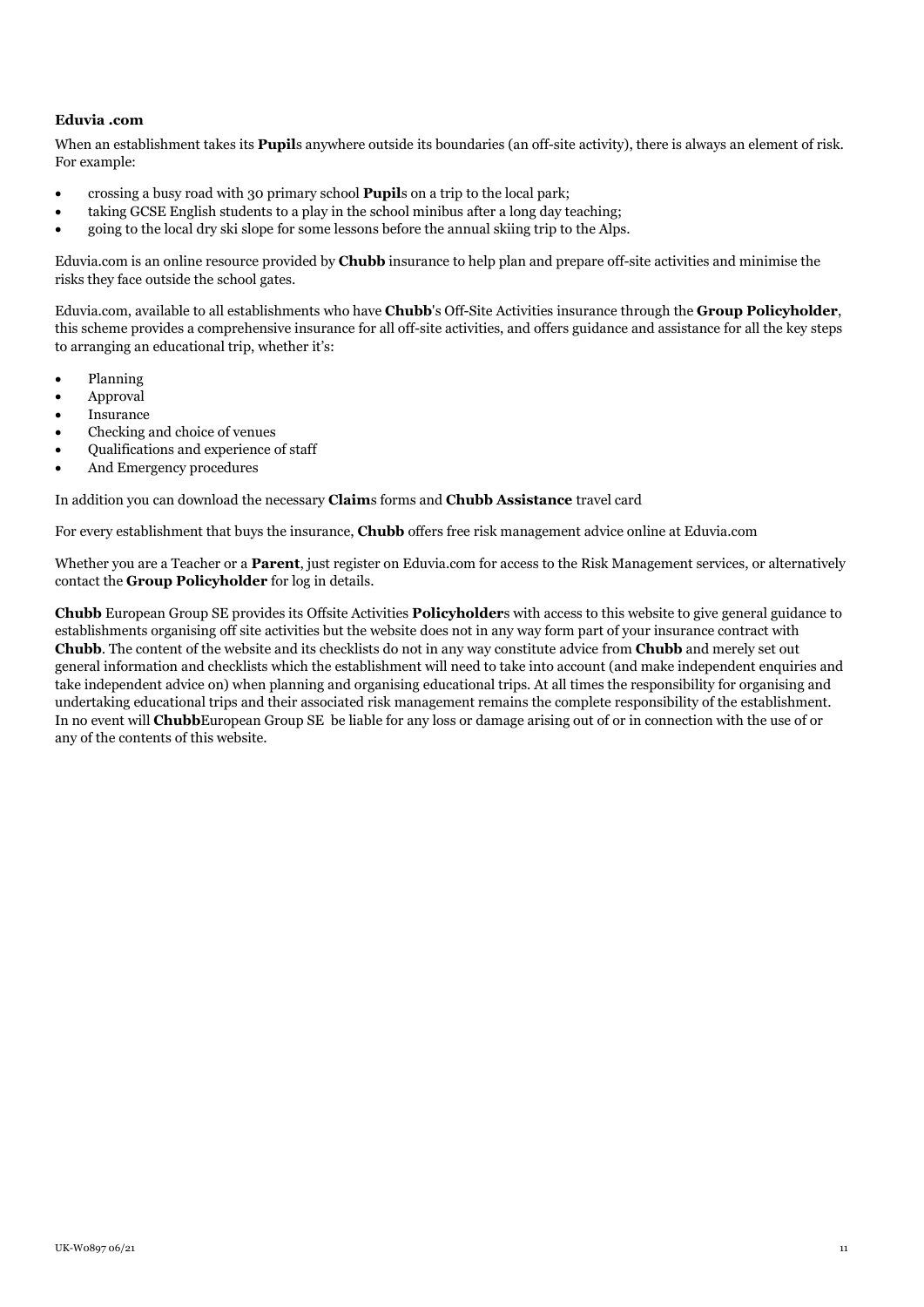**Eduvia .com**

When an establishment takes its **Pupil**s anywhere outside its boundaries (an off-site activity), there is always an element of risk. For example:

- crossing a busy road with 30 primary school **Pupil**s on a trip to the local park;
- taking GCSE English students to a play in the school minibus after a long day teaching;
- going to the local dry ski slope for some lessons before the annual skiing trip to the Alps.

Eduvia.com is an online resource provided by **Chubb** insurance to help plan and prepare off-site activities and minimise the risks they face outside the school gates.

Eduvia.com, available to all establishments who have **Chubb**'s Off-Site Activities insurance through the **Group Policyholder**, this scheme provides a comprehensive insurance for all off-site activities, and offers guidance and assistance for all the key steps to arranging an educational trip, whether it's:

- Planning
- Approval
- Insurance
- Checking and choice of venues
- Qualifications and experience of staff
- And Emergency procedures

In addition you can download the necessary **Claim**s forms and **Chubb Assistance** travel card

For every establishment that buys the insurance, **Chubb** offers free risk management advice online at Eduvia.com

Whether you are a Teacher or a **Parent**, just register on Eduvia.com for access to the Risk Management services, or alternatively contact the **Group Policyholder** for log in details.

**Chubb** European Group SE provides its Offsite Activities **Policyholder**s with access to this website to give general guidance to establishments organising off site activities but the website does not in any way form part of your insurance contract with **Chubb**. The content of the website and its checklists do not in any way constitute advice from **Chubb** and merely set out general information and checklists which the establishment will need to take into account (and make independent enquiries and take independent advice on) when planning and organising educational trips. At all times the responsibility for organising and undertaking educational trips and their associated risk management remains the complete responsibility of the establishment. In no event will **Chubb**European Group SE be liable for any loss or damage arising out of or in connection with the use of or any of the contents of this website.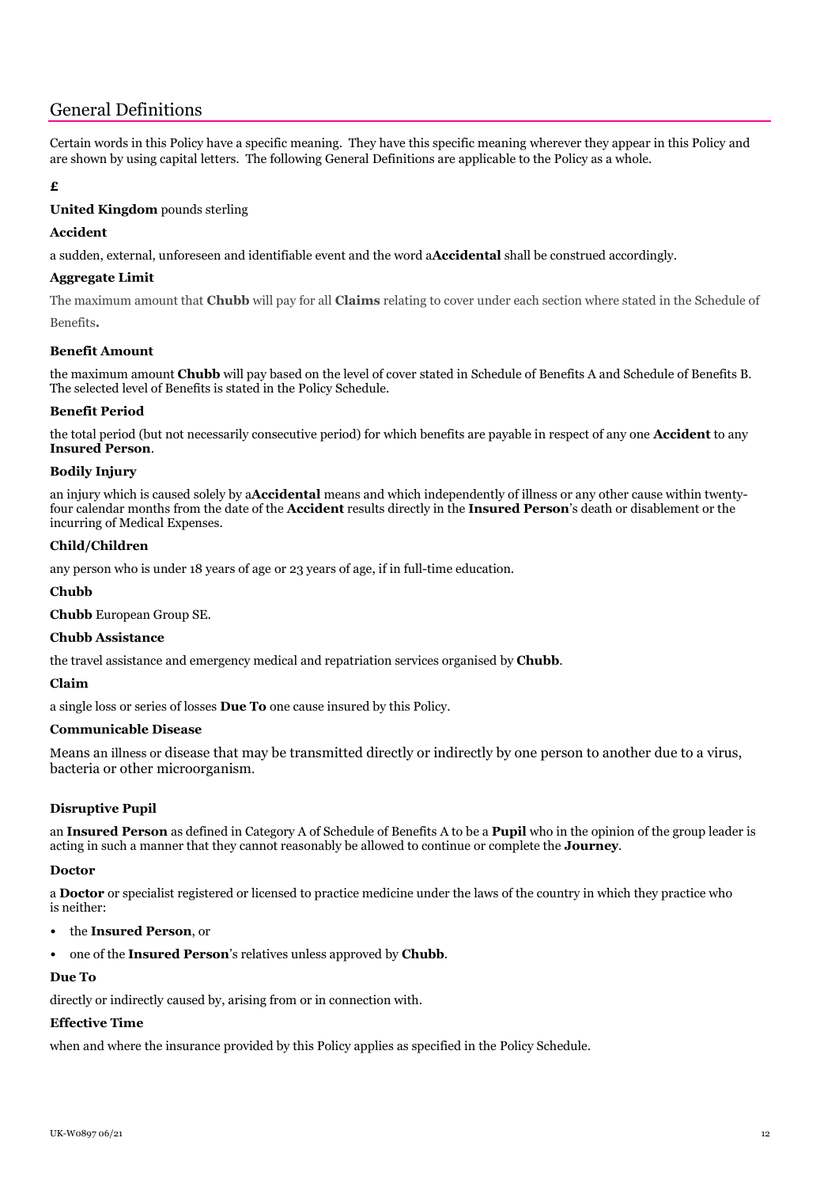## General Definitions

Certain words in this Policy have a specific meaning. They have this specific meaning wherever they appear in this Policy and are shown by using capital letters. The following General Definitions are applicable to the Policy as a whole.

**£**

**United Kingdom** pounds sterling

**Accident**

a sudden, external, unforeseen and identifiable event and the word a**Accidental** shall be construed accordingly.

**Aggregate Limit**

The maximum amount that **Chubb** will pay for all **Claims** relating to cover under each section where stated in the Schedule of Benefits**.**

**Benefit Amount**

the maximum amount **Chubb** will pay based on the level of cover stated in Schedule of Benefits A and Schedule of Benefits B. The selected level of Benefits is stated in the Policy Schedule.

**Benefit Period**

the total period (but not necessarily consecutive period) for which benefits are payable in respect of any one **Accident** to any **Insured Person**.

**Bodily Injury**

an injury which is caused solely by a**Accidental** means and which independently of illness or any other cause within twenty-four calendar months from the date of the **Accident** results directly in the **Insured Person**'s death or disablement or the incurring of Medical Expenses.

**Child/Children**

any person who is under 18 years of age or 23 years of age, if in full-time education.

**Chubb**

**Chubb** European Group SE.

**Chubb Assistance**

the travel assistance and emergency medical and repatriation services organised by **Chubb**.

**Claim**

a single loss or series of losses **Due To** one cause insured by this Policy.

**Communicable Disease**

Means an illness or disease that may be transmitted directly or indirectly by one person to another due to a virus, bacteria or other microorganism.

**Disruptive Pupil**

an **Insured Person** as defined in Category A of Schedule of Benefits A to be a **Pupil** who in the opinion of the group leader is acting in such a manner that they cannot reasonably be allowed to continue or complete the **Journey**.

**Doctor**

a **Doctor** or specialist registered or licensed to practice medicine under the laws of the country in which they practice who is neither:

- the **Insured Person**, or
- one of the **Insured Person**'s relatives unless approved by **Chubb**.

**Due To**

directly or indirectly caused by, arising from or in connection with.

**Effective Time**

when and where the insurance provided by this Policy applies as specified in the Policy Schedule.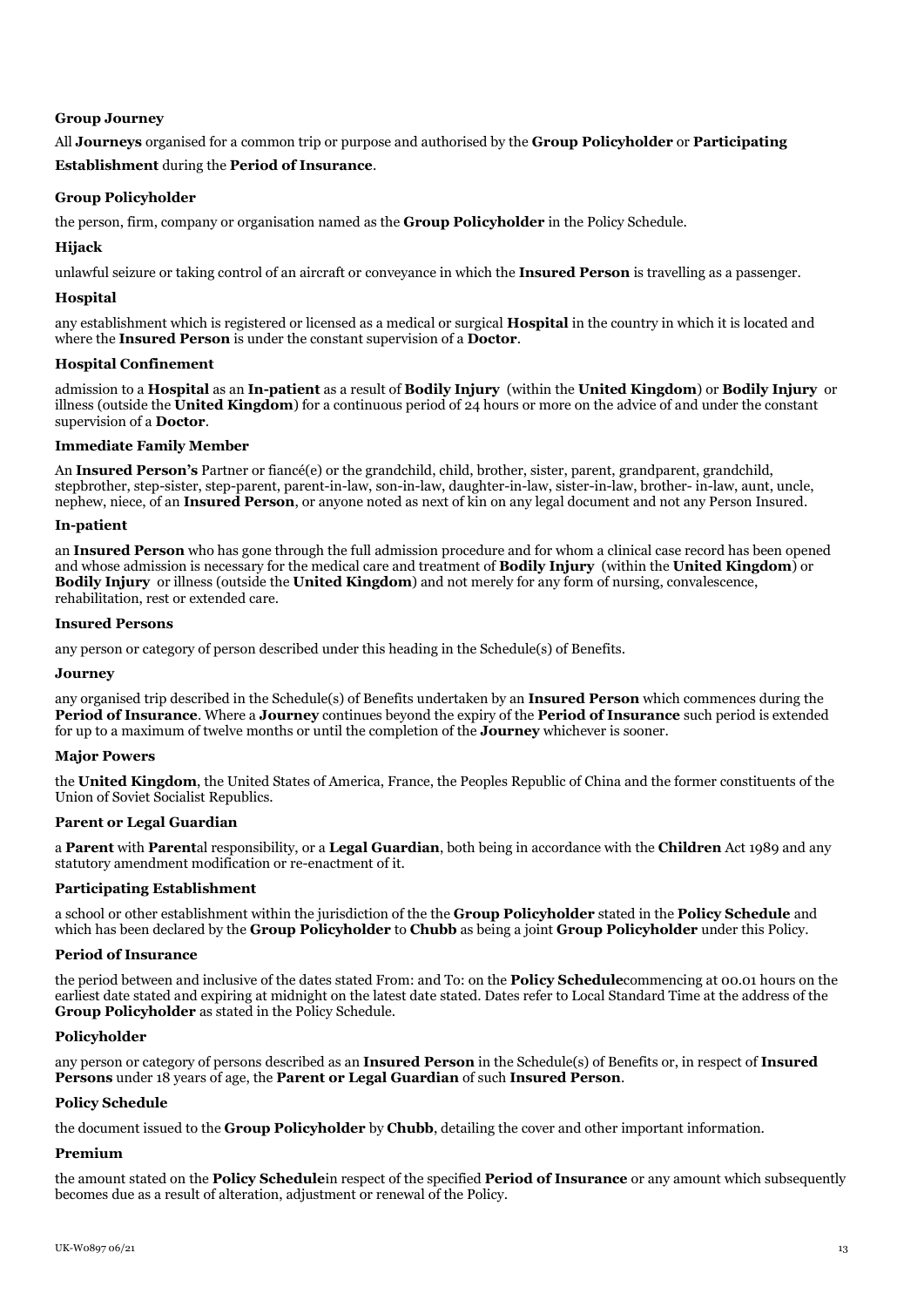**Group Journey**

All **Journeys** organised for a common trip or purpose and authorised by the **Group Policyholder** or **Participating Establishment** during the **Period of Insurance**.

**Group Policyholder**

the person, firm, company or organisation named as the **Group Policyholder** in the Policy Schedule.

**Hijack**

unlawful seizure or taking control of an aircraft or conveyance in which the **Insured Person** is travelling as a passenger.

**Hospital**

any establishment which is registered or licensed as a medical or surgical **Hospital** in the country in which it is located and where the **Insured Person** is under the constant supervision of a **Doctor**.

**Hospital Confinement**

admission to a **Hospital** as an **In-patient** as a result of **Bodily Injury** (within the **United Kingdom**) or **Bodily Injury** or illness (outside the **United Kingdom**) for a continuous period of 24 hours or more on the advice of and under the constant supervision of a **Doctor**.

**Immediate Family Member**

An **Insured Person's** Partner or fiancé(e) or the grandchild, child, brother, sister, parent, grandparent, grandchild, stepbrother, step-sister, step-parent, parent-in-law, son-in-law, daughter-in-law, sister-in-law, brother- in-law, aunt, uncle, nephew, niece, of an **Insured Person**, or anyone noted as next of kin on any legal document and not any Person Insured.

**In-patient**

an **Insured Person** who has gone through the full admission procedure and for whom a clinical case record has been opened and whose admission is necessary for the medical care and treatment of **Bodily Injury** (within the **United Kingdom**) or **Bodily Injury** or illness (outside the **United Kingdom**) and not merely for any form of nursing, convalescence, rehabilitation, rest or extended care.

**Insured Persons**

any person or category of person described under this heading in the Schedule(s) of Benefits.

**Journey**

any organised trip described in the Schedule(s) of Benefits undertaken by an **Insured Person** which commences during the **Period of Insurance**. Where a **Journey** continues beyond the expiry of the **Period of Insurance** such period is extended for up to a maximum of twelve months or until the completion of the **Journey** whichever is sooner.

**Major Powers**

the **United Kingdom**, the United States of America, France, the Peoples Republic of China and the former constituents of the Union of Soviet Socialist Republics.

**Parent or Legal Guardian**

a **Parent** with **Parent**al responsibility, or a **Legal Guardian**, both being in accordance with the **Children** Act 1989 and any statutory amendment modification or re-enactment of it.

**Participating Establishment**

a school or other establishment within the jurisdiction of the the **Group Policyholder** stated in the **Policy Schedule** and which has been declared by the **Group Policyholder** to **Chubb** as being a joint **Group Policyholder** under this Policy.

**Period of Insurance**

the period between and inclusive of the dates stated From: and To: on the **Policy Schedule**commencing at 00.01 hours on the earliest date stated and expiring at midnight on the latest date stated. Dates refer to Local Standard Time at the address of the **Group Policyholder** as stated in the Policy Schedule.

**Policyholder**

any person or category of persons described as an **Insured Person** in the Schedule(s) of Benefits or, in respect of **Insured Persons** under 18 years of age, the **Parent or Legal Guardian** of such **Insured Person**.

**Policy Schedule**

the document issued to the **Group Policyholder** by **Chubb**, detailing the cover and other important information.

**Premium**

the amount stated on the **Policy Schedule**in respect of the specified **Period of Insurance** or any amount which subsequently becomes due as a result of alteration, adjustment or renewal of the Policy.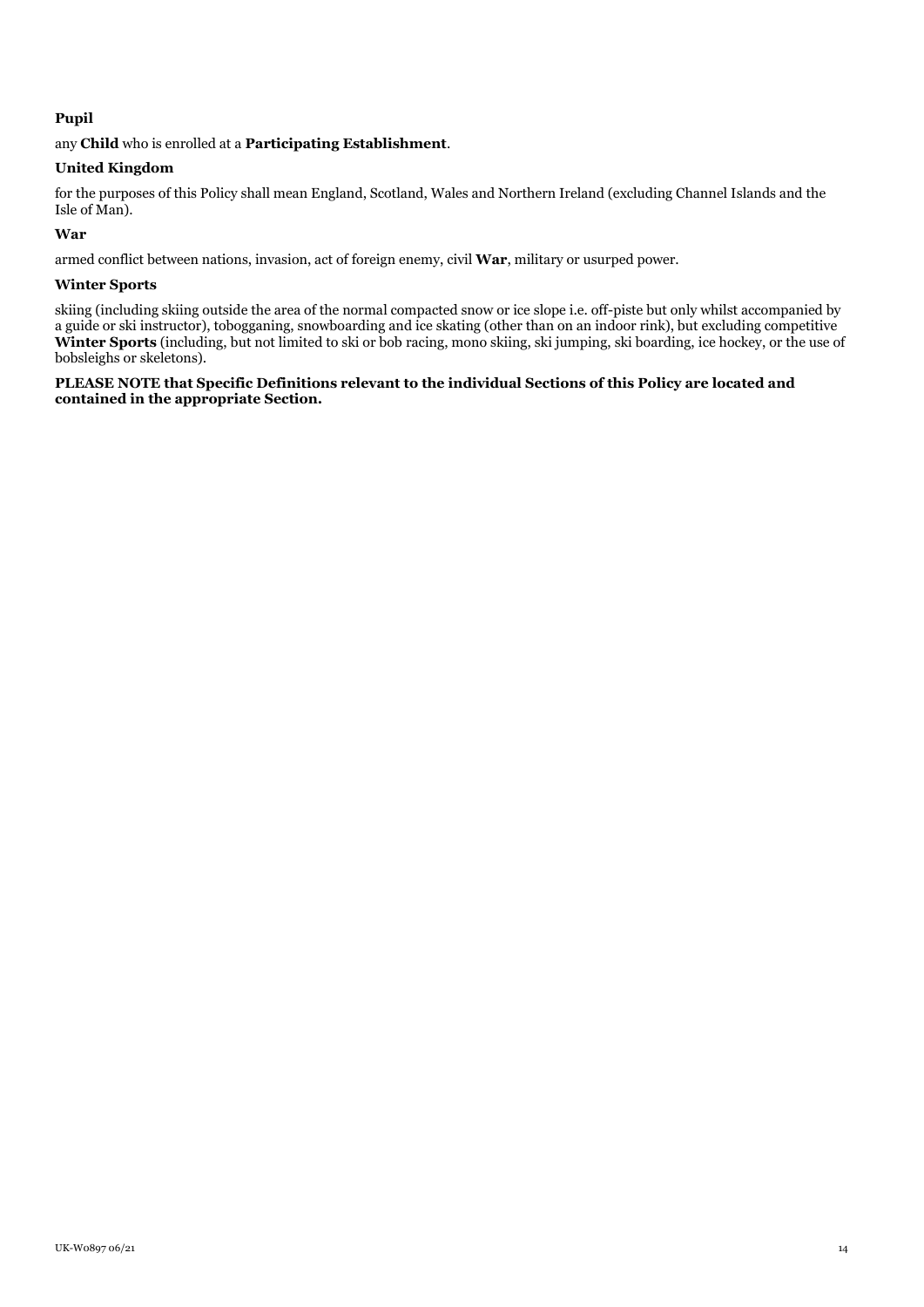**Pupil**

any **Child** who is enrolled at a **Participating Establishment**.

**United Kingdom**

for the purposes of this Policy shall mean England, Scotland, Wales and Northern Ireland (excluding Channel Islands and the Isle of Man).

**War**

armed conflict between nations, invasion, act of foreign enemy, civil **War**, military or usurped power.

**Winter Sports**

skiing (including skiing outside the area of the normal compacted snow or ice slope i.e. off-piste but only whilst accompanied by a guide or ski instructor), tobogganing, snowboarding and ice skating (other than on an indoor rink), but excluding competitive **Winter Sports** (including, but not limited to ski or bob racing, mono skiing, ski jumping, ski boarding, ice hockey, or the use of bobsleighs or skeletons).

**PLEASE NOTE that Specific Definitions relevant to the individual Sections of this Policy are located and contained in the appropriate Section.**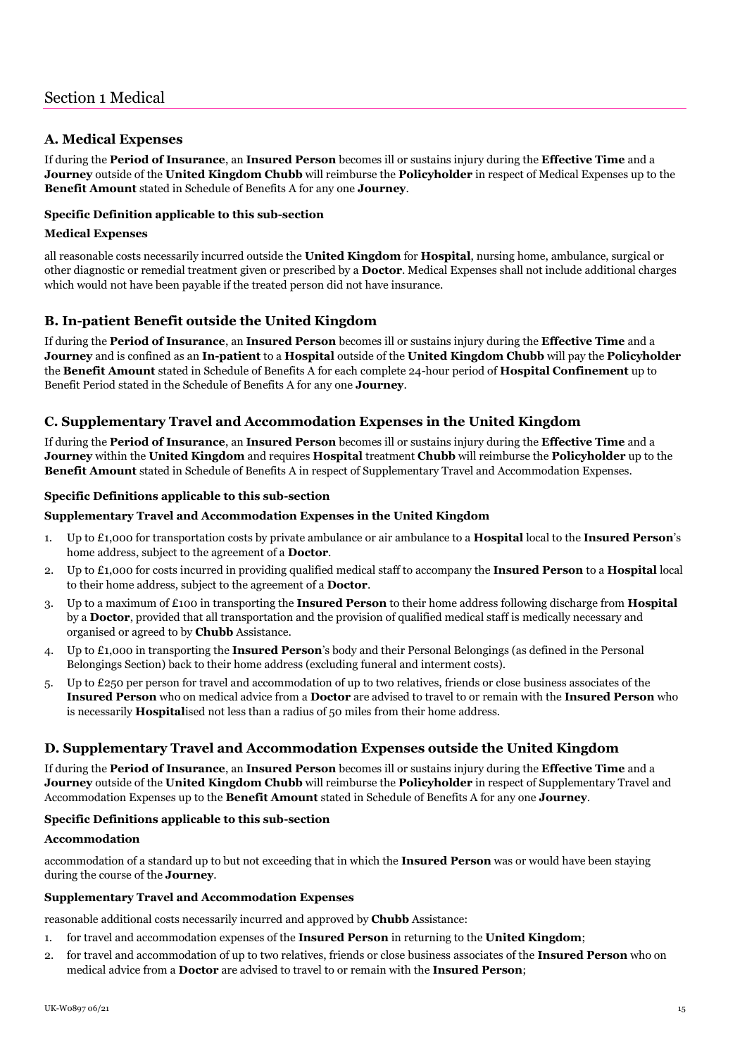# Section 1 Medical

## A. Medical Expenses

If during the **Period of Insurance**, an **Insured Person** becomes ill or sustains injury during the **Effective Time** and a **Journey** outside of the **United Kingdom Chubb** will reimburse the **Policyholder** in respect of Medical Expenses up to the **Benefit Amount** stated in Schedule of Benefits A for any one **Journey**.

#### Specific Definition applicable to this sub-section

#### Medical Expenses

all reasonable costs necessarily incurred outside the **United Kingdom** for **Hospital**, nursing home, ambulance, surgical or other diagnostic or remedial treatment given or prescribed by a **Doctor**. Medical Expenses shall not include additional charges which would not have been payable if the treated person did not have insurance.

## B. In-patient Benefit outside the United Kingdom

If during the **Period of Insurance**, an **Insured Person** becomes ill or sustains injury during the **Effective Time** and a **Journey** and is confined as an **In-patient** to a **Hospital** outside of the **United Kingdom Chubb** will pay the **Policyholder** the **Benefit Amount** stated in Schedule of Benefits A for each complete 24-hour period of **Hospital Confinement** up to Benefit Period stated in the Schedule of Benefits A for any one **Journey**.

## C. Supplementary Travel and Accommodation Expenses in the United Kingdom

If during the **Period of Insurance**, an **Insured Person** becomes ill or sustains injury during the **Effective Time** and a **Journey** within the **United Kingdom** and requires **Hospital** treatment **Chubb** will reimburse the **Policyholder** up to the **Benefit Amount** stated in Schedule of Benefits A in respect of Supplementary Travel and Accommodation Expenses.

#### Specific Definitions applicable to this sub-section

#### Supplementary Travel and Accommodation Expenses in the United Kingdom

1. Up to £1,000 for transportation costs by private ambulance or air ambulance to a **Hospital** local to the **Insured Person**'s home address, subject to the agreement of a **Doctor**.
2. Up to £1,000 for costs incurred in providing qualified medical staff to accompany the **Insured Person** to a **Hospital** local to their home address, subject to the agreement of a **Doctor**.
3. Up to a maximum of £100 in transporting the **Insured Person** to their home address following discharge from **Hospital** by a **Doctor**, provided that all transportation and the provision of qualified medical staff is medically necessary and organised or agreed to by **Chubb** Assistance.
4. Up to £1,000 in transporting the **Insured Person**'s body and their Personal Belongings (as defined in the Personal Belongings Section) back to their home address (excluding funeral and interment costs).
5. Up to £250 per person for travel and accommodation of up to two relatives, friends or close business associates of the **Insured Person** who on medical advice from a **Doctor** are advised to travel to or remain with the **Insured Person** who is necessarily **Hospital**ised not less than a radius of 50 miles from their home address.

## D. Supplementary Travel and Accommodation Expenses outside the United Kingdom

If during the **Period of Insurance**, an **Insured Person** becomes ill or sustains injury during the **Effective Time** and a **Journey** outside of the **United Kingdom Chubb** will reimburse the **Policyholder** in respect of Supplementary Travel and Accommodation Expenses up to the **Benefit Amount** stated in Schedule of Benefits A for any one **Journey**.

#### Specific Definitions applicable to this sub-section

#### Accommodation

accommodation of a standard up to but not exceeding that in which the **Insured Person** was or would have been staying during the course of the **Journey**.

#### Supplementary Travel and Accommodation Expenses

reasonable additional costs necessarily incurred and approved by **Chubb** Assistance:

1. for travel and accommodation expenses of the **Insured Person** in returning to the **United Kingdom**;
2. for travel and accommodation of up to two relatives, friends or close business associates of the **Insured Person** who on medical advice from a **Doctor** are advised to travel to or remain with the **Insured Person**;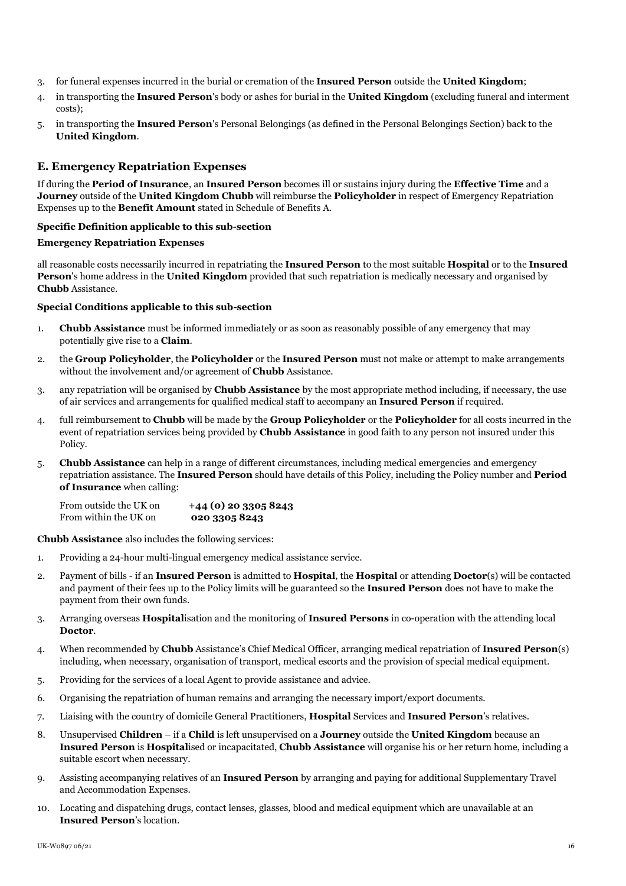3. for funeral expenses incurred in the burial or cremation of the **Insured Person** outside the **United Kingdom**;
4. in transporting the **Insured Person**'s body or ashes for burial in the **United Kingdom** (excluding funeral and interment costs);
5. in transporting the **Insured Person**'s Personal Belongings (as defined in the Personal Belongings Section) back to the **United Kingdom**.

## E. Emergency Repatriation Expenses

If during the **Period of Insurance**, an **Insured Person** becomes ill or sustains injury during the **Effective Time** and a **Journey** outside of the **United Kingdom Chubb** will reimburse the **Policyholder** in respect of Emergency Repatriation Expenses up to the **Benefit Amount** stated in Schedule of Benefits A.

**Specific Definition applicable to this sub-section**

**Emergency Repatriation Expenses**

all reasonable costs necessarily incurred in repatriating the **Insured Person** to the most suitable **Hospital** or to the **Insured Person**'s home address in the **United Kingdom** provided that such repatriation is medically necessary and organised by **Chubb** Assistance.

**Special Conditions applicable to this sub-section**

1. **Chubb Assistance** must be informed immediately or as soon as reasonably possible of any emergency that may potentially give rise to a **Claim**.
2. the **Group Policyholder**, the **Policyholder** or the **Insured Person** must not make or attempt to make arrangements without the involvement and/or agreement of **Chubb** Assistance.
3. any repatriation will be organised by **Chubb Assistance** by the most appropriate method including, if necessary, the use of air services and arrangements for qualified medical staff to accompany an **Insured Person** if required.
4. full reimbursement to **Chubb** will be made by the **Group Policyholder** or the **Policyholder** for all costs incurred in the event of repatriation services being provided by **Chubb Assistance** in good faith to any person not insured under this Policy.
5. **Chubb Assistance** can help in a range of different circumstances, including medical emergencies and emergency repatriation assistance. The **Insured Person** should have details of this Policy, including the Policy number and **Period of Insurance** when calling:

   From outside the UK on **+44 (0) 20 3305 8243**
   From within the UK on **020 3305 8243**

**Chubb Assistance** also includes the following services:

1. Providing a 24-hour multi-lingual emergency medical assistance service.
2. Payment of bills - if an **Insured Person** is admitted to **Hospital**, the **Hospital** or attending **Doctor**(s) will be contacted and payment of their fees up to the Policy limits will be guaranteed so the **Insured Person** does not have to make the payment from their own funds.
3. Arranging overseas **Hospital**isation and the monitoring of **Insured Persons** in co-operation with the attending local **Doctor**.
4. When recommended by **Chubb** Assistance's Chief Medical Officer, arranging medical repatriation of **Insured Person**(s) including, when necessary, organisation of transport, medical escorts and the provision of special medical equipment.
5. Providing for the services of a local Agent to provide assistance and advice.
6. Organising the repatriation of human remains and arranging the necessary import/export documents.
7. Liaising with the country of domicile General Practitioners, **Hospital** Services and **Insured Person**'s relatives.
8. Unsupervised **Children** – if a **Child** is left unsupervised on a **Journey** outside the **United Kingdom** because an **Insured Person** is **Hospital**ised or incapacitated, **Chubb Assistance** will organise his or her return home, including a suitable escort when necessary.
9. Assisting accompanying relatives of an **Insured Person** by arranging and paying for additional Supplementary Travel and Accommodation Expenses.
10. Locating and dispatching drugs, contact lenses, glasses, blood and medical equipment which are unavailable at an **Insured Person**'s location.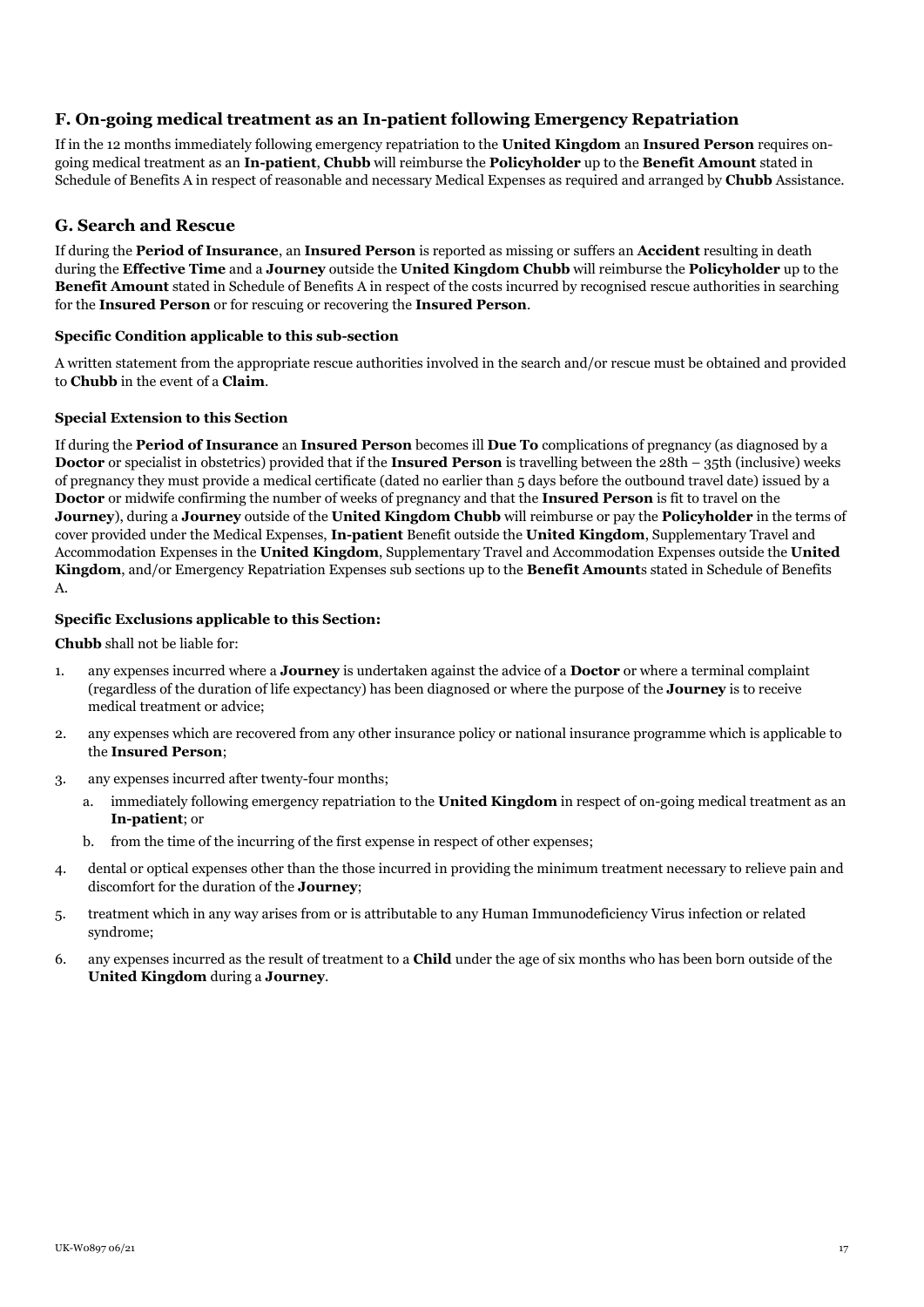## F. On-going medical treatment as an In-patient following Emergency Repatriation

If in the 12 months immediately following emergency repatriation to the **United Kingdom** an **Insured Person** requires on-going medical treatment as an **In-patient**, **Chubb** will reimburse the **Policyholder** up to the **Benefit Amount** stated in Schedule of Benefits A in respect of reasonable and necessary Medical Expenses as required and arranged by **Chubb** Assistance.

## G. Search and Rescue

If during the **Period of Insurance**, an **Insured Person** is reported as missing or suffers an **Accident** resulting in death during the **Effective Time** and a **Journey** outside the **United Kingdom Chubb** will reimburse the **Policyholder** up to the **Benefit Amount** stated in Schedule of Benefits A in respect of the costs incurred by recognised rescue authorities in searching for the **Insured Person** or for rescuing or recovering the **Insured Person**.

### Specific Condition applicable to this sub-section

A written statement from the appropriate rescue authorities involved in the search and/or rescue must be obtained and provided to **Chubb** in the event of a **Claim**.

### Special Extension to this Section

If during the **Period of Insurance** an **Insured Person** becomes ill **Due To** complications of pregnancy (as diagnosed by a **Doctor** or specialist in obstetrics) provided that if the **Insured Person** is travelling between the 28th – 35th (inclusive) weeks of pregnancy they must provide a medical certificate (dated no earlier than 5 days before the outbound travel date) issued by a **Doctor** or midwife confirming the number of weeks of pregnancy and that the **Insured Person** is fit to travel on the **Journey**), during a **Journey** outside of the **United Kingdom Chubb** will reimburse or pay the **Policyholder** in the terms of cover provided under the Medical Expenses, **In-patient** Benefit outside the **United Kingdom**, Supplementary Travel and Accommodation Expenses in the **United Kingdom**, Supplementary Travel and Accommodation Expenses outside the **United Kingdom**, and/or Emergency Repatriation Expenses sub sections up to the **Benefit Amount**s stated in Schedule of Benefits A.

### Specific Exclusions applicable to this Section:

**Chubb** shall not be liable for:

1. any expenses incurred where a **Journey** is undertaken against the advice of a **Doctor** or where a terminal complaint (regardless of the duration of life expectancy) has been diagnosed or where the purpose of the **Journey** is to receive medical treatment or advice;
2. any expenses which are recovered from any other insurance policy or national insurance programme which is applicable to the **Insured Person**;
3. any expenses incurred after twenty-four months;
   a. immediately following emergency repatriation to the **United Kingdom** in respect of on-going medical treatment as an **In-patient**; or
   b. from the time of the incurring of the first expense in respect of other expenses;
4. dental or optical expenses other than the those incurred in providing the minimum treatment necessary to relieve pain and discomfort for the duration of the **Journey**;
5. treatment which in any way arises from or is attributable to any Human Immunodeficiency Virus infection or related syndrome;
6. any expenses incurred as the result of treatment to a **Child** under the age of six months who has been born outside of the **United Kingdom** during a **Journey**.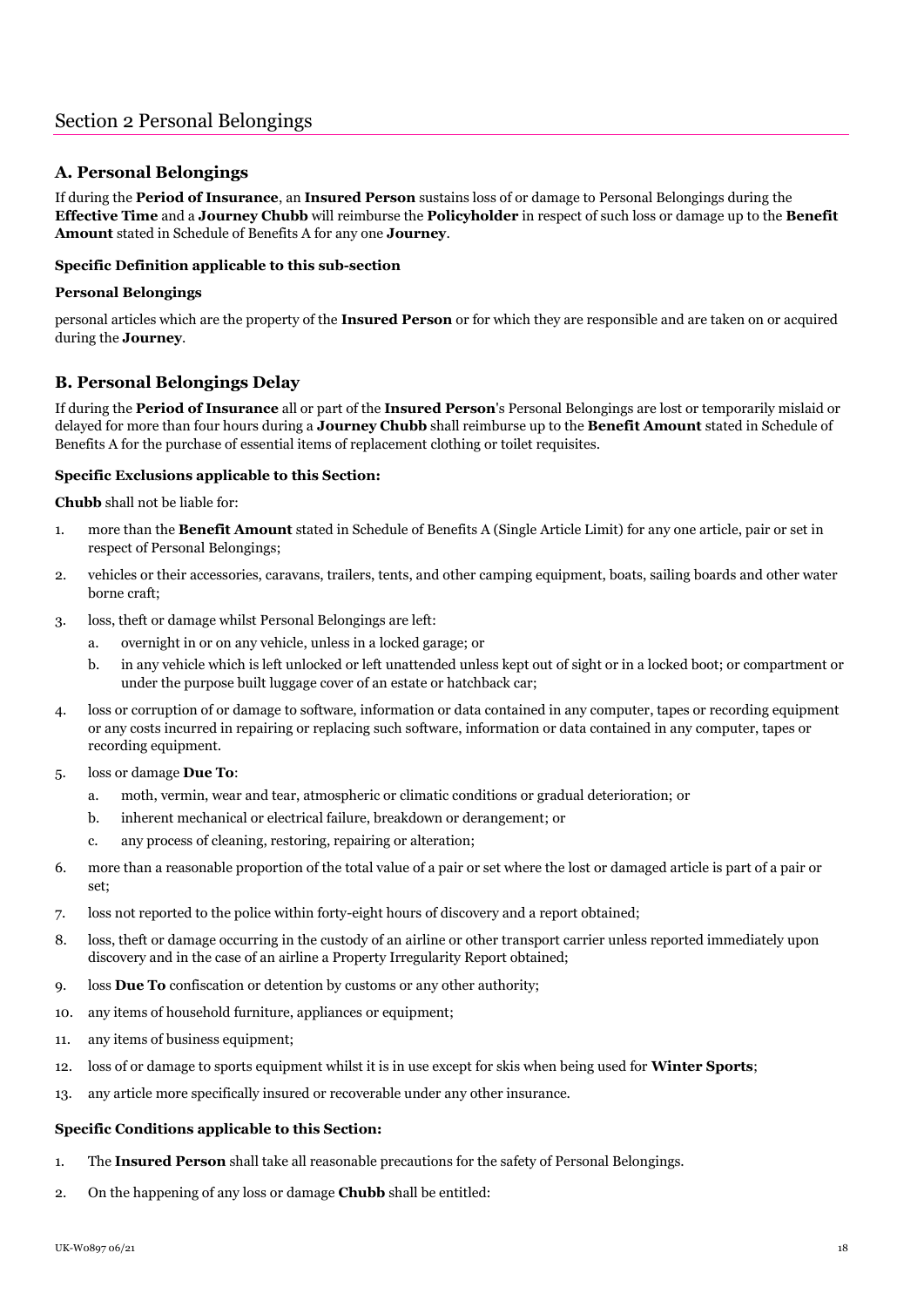# Section 2 Personal Belongings

## A. Personal Belongings

If during the **Period of Insurance**, an **Insured Person** sustains loss of or damage to Personal Belongings during the **Effective Time** and a **Journey Chubb** will reimburse the **Policyholder** in respect of such loss or damage up to the **Benefit Amount** stated in Schedule of Benefits A for any one **Journey**.

**Specific Definition applicable to this sub-section**

**Personal Belongings**

personal articles which are the property of the **Insured Person** or for which they are responsible and are taken on or acquired during the **Journey**.

## B. Personal Belongings Delay

If during the **Period of Insurance** all or part of the **Insured Person**'s Personal Belongings are lost or temporarily mislaid or delayed for more than four hours during a **Journey Chubb** shall reimburse up to the **Benefit Amount** stated in Schedule of Benefits A for the purchase of essential items of replacement clothing or toilet requisites.

**Specific Exclusions applicable to this Section:**

**Chubb** shall not be liable for:

1. more than the **Benefit Amount** stated in Schedule of Benefits A (Single Article Limit) for any one article, pair or set in respect of Personal Belongings;
2. vehicles or their accessories, caravans, trailers, tents, and other camping equipment, boats, sailing boards and other water borne craft;
3. loss, theft or damage whilst Personal Belongings are left:
   a. overnight in or on any vehicle, unless in a locked garage; or
   b. in any vehicle which is left unlocked or left unattended unless kept out of sight or in a locked boot; or compartment or under the purpose built luggage cover of an estate or hatchback car;
4. loss or corruption of or damage to software, information or data contained in any computer, tapes or recording equipment or any costs incurred in repairing or replacing such software, information or data contained in any computer, tapes or recording equipment.
5. loss or damage **Due To**:
   a. moth, vermin, wear and tear, atmospheric or climatic conditions or gradual deterioration; or
   b. inherent mechanical or electrical failure, breakdown or derangement; or
   c. any process of cleaning, restoring, repairing or alteration;
6. more than a reasonable proportion of the total value of a pair or set where the lost or damaged article is part of a pair or set;
7. loss not reported to the police within forty-eight hours of discovery and a report obtained;
8. loss, theft or damage occurring in the custody of an airline or other transport carrier unless reported immediately upon discovery and in the case of an airline a Property Irregularity Report obtained;
9. loss **Due To** confiscation or detention by customs or any other authority;
10. any items of household furniture, appliances or equipment;
11. any items of business equipment;
12. loss of or damage to sports equipment whilst it is in use except for skis when being used for **Winter Sports**;
13. any article more specifically insured or recoverable under any other insurance.

**Specific Conditions applicable to this Section:**

1. The **Insured Person** shall take all reasonable precautions for the safety of Personal Belongings.
2. On the happening of any loss or damage **Chubb** shall be entitled: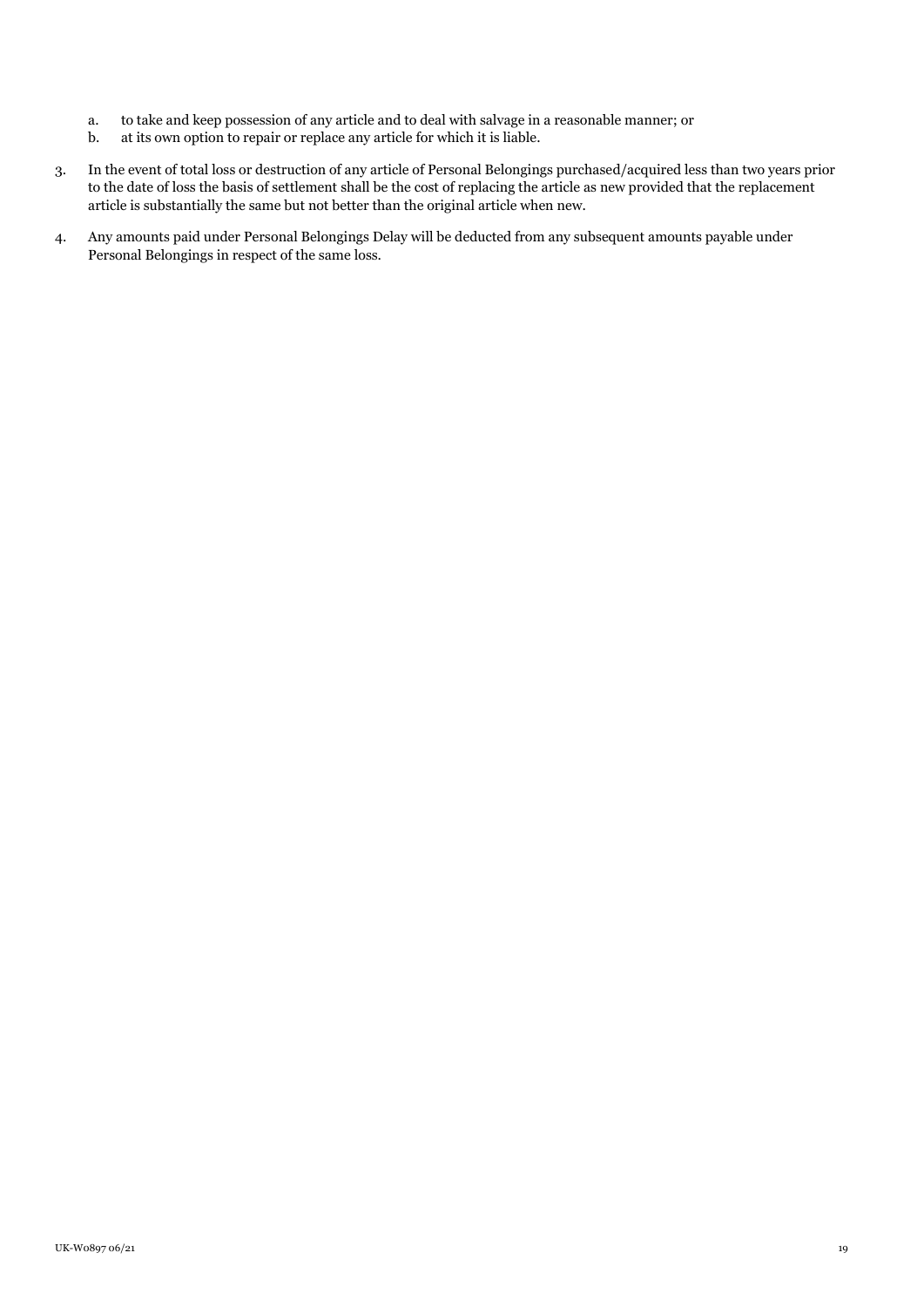a. to take and keep possession of any article and to deal with salvage in a reasonable manner; or
b. at its own option to repair or replace any article for which it is liable.

3. In the event of total loss or destruction of any article of Personal Belongings purchased/acquired less than two years prior to the date of loss the basis of settlement shall be the cost of replacing the article as new provided that the replacement article is substantially the same but not better than the original article when new.

4. Any amounts paid under Personal Belongings Delay will be deducted from any subsequent amounts payable under Personal Belongings in respect of the same loss.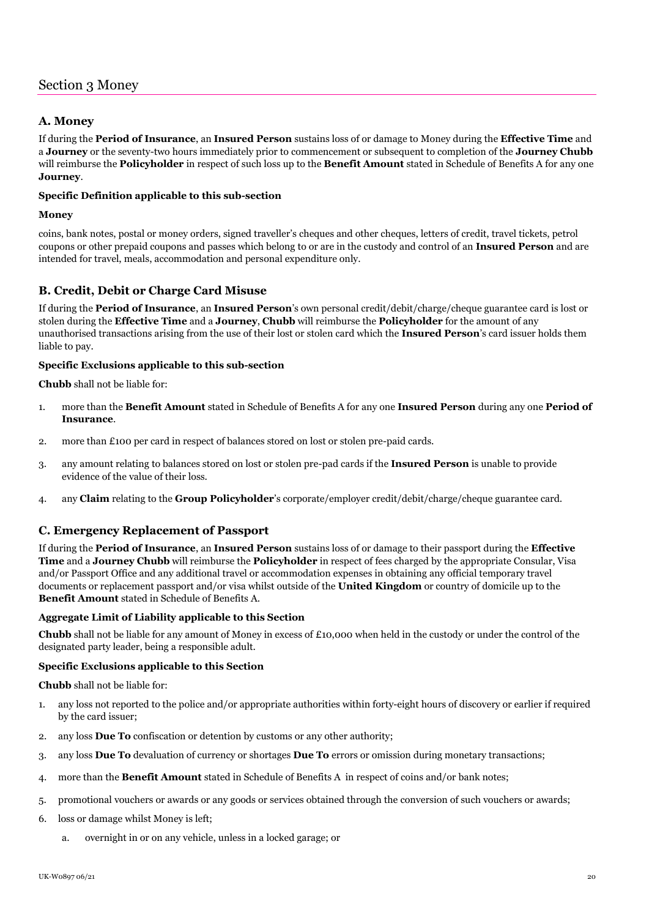# Section 3 Money

## A. Money

If during the **Period of Insurance**, an **Insured Person** sustains loss of or damage to Money during the **Effective Time** and a **Journey** or the seventy-two hours immediately prior to commencement or subsequent to completion of the **Journey Chubb** will reimburse the **Policyholder** in respect of such loss up to the **Benefit Amount** stated in Schedule of Benefits A for any one **Journey**.

#### Specific Definition applicable to this sub-section

#### Money

coins, bank notes, postal or money orders, signed traveller's cheques and other cheques, letters of credit, travel tickets, petrol coupons or other prepaid coupons and passes which belong to or are in the custody and control of an **Insured Person** and are intended for travel, meals, accommodation and personal expenditure only.

## B. Credit, Debit or Charge Card Misuse

If during the **Period of Insurance**, an **Insured Person**'s own personal credit/debit/charge/cheque guarantee card is lost or stolen during the **Effective Time** and a **Journey**, **Chubb** will reimburse the **Policyholder** for the amount of any unauthorised transactions arising from the use of their lost or stolen card which the **Insured Person**'s card issuer holds them liable to pay.

#### Specific Exclusions applicable to this sub-section

**Chubb** shall not be liable for:

1. more than the **Benefit Amount** stated in Schedule of Benefits A for any one **Insured Person** during any one **Period of Insurance**.
2. more than £100 per card in respect of balances stored on lost or stolen pre-paid cards.
3. any amount relating to balances stored on lost or stolen pre-pad cards if the **Insured Person** is unable to provide evidence of the value of their loss.
4. any **Claim** relating to the **Group Policyholder**'s corporate/employer credit/debit/charge/cheque guarantee card.

## C. Emergency Replacement of Passport

If during the **Period of Insurance**, an **Insured Person** sustains loss of or damage to their passport during the **Effective Time** and a **Journey Chubb** will reimburse the **Policyholder** in respect of fees charged by the appropriate Consular, Visa and/or Passport Office and any additional travel or accommodation expenses in obtaining any official temporary travel documents or replacement passport and/or visa whilst outside of the **United Kingdom** or country of domicile up to the **Benefit Amount** stated in Schedule of Benefits A.

#### Aggregate Limit of Liability applicable to this Section

**Chubb** shall not be liable for any amount of Money in excess of £10,000 when held in the custody or under the control of the designated party leader, being a responsible adult.

#### Specific Exclusions applicable to this Section

**Chubb** shall not be liable for:

1. any loss not reported to the police and/or appropriate authorities within forty-eight hours of discovery or earlier if required by the card issuer;
2. any loss **Due To** confiscation or detention by customs or any other authority;
3. any loss **Due To** devaluation of currency or shortages **Due To** errors or omission during monetary transactions;
4. more than the **Benefit Amount** stated in Schedule of Benefits A in respect of coins and/or bank notes;
5. promotional vouchers or awards or any goods or services obtained through the conversion of such vouchers or awards;
6. loss or damage whilst Money is left;
   a. overnight in or on any vehicle, unless in a locked garage; or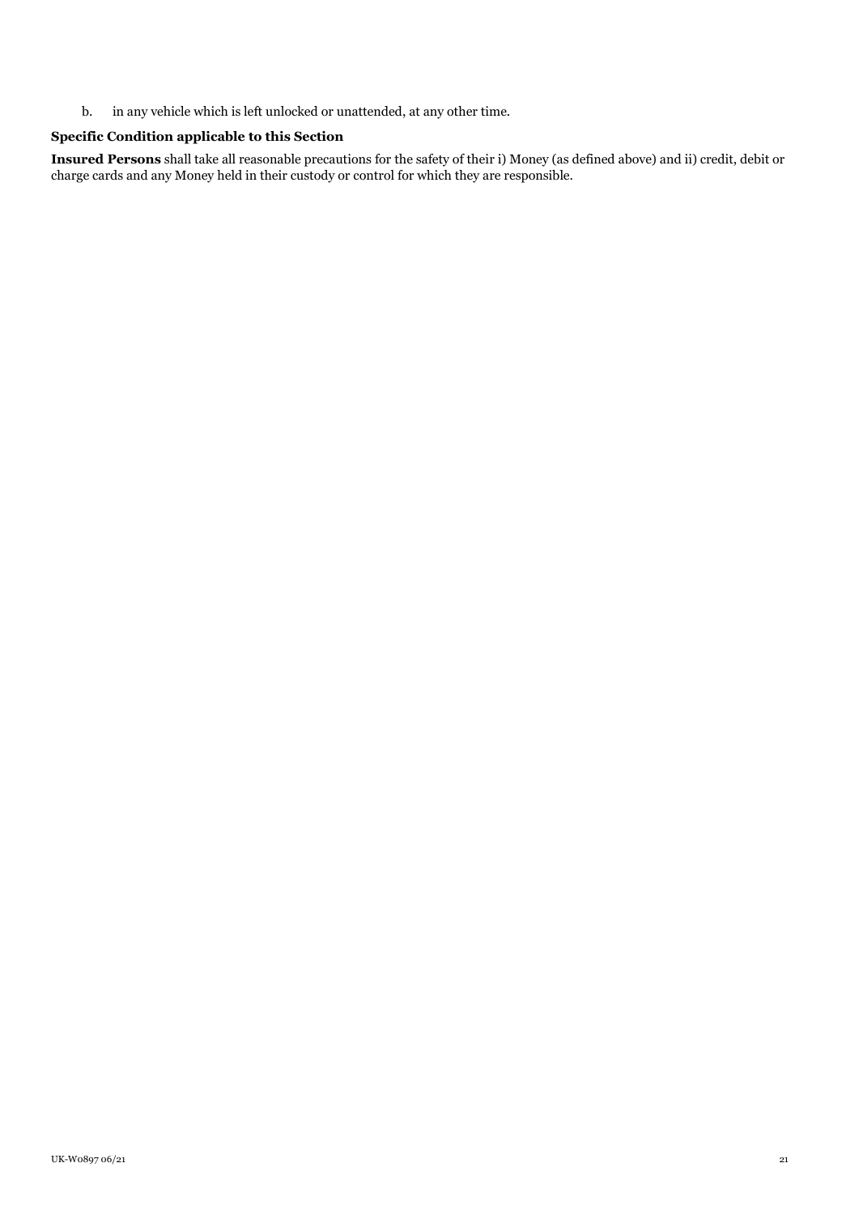b. in any vehicle which is left unlocked or unattended, at any other time.

**Specific Condition applicable to this Section**

**Insured Persons** shall take all reasonable precautions for the safety of their i) Money (as defined above) and ii) credit, debit or charge cards and any Money held in their custody or control for which they are responsible.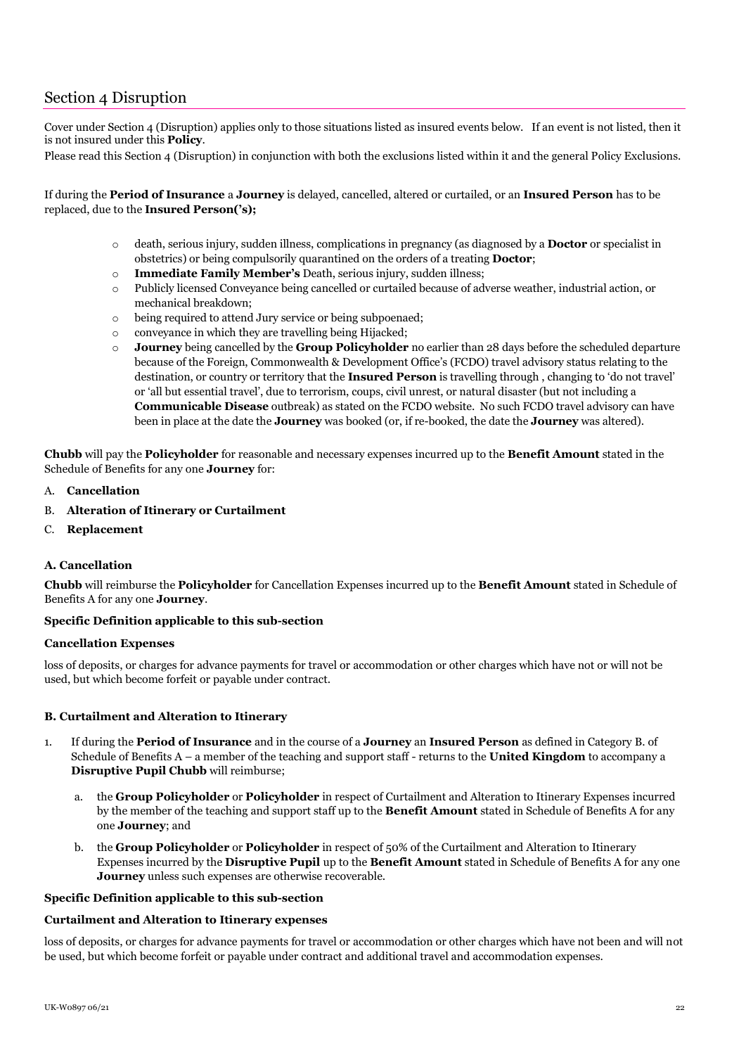## Section 4 Disruption

Cover under Section 4 (Disruption) applies only to those situations listed as insured events below. If an event is not listed, then it is not insured under this **Policy**.

Please read this Section 4 (Disruption) in conjunction with both the exclusions listed within it and the general Policy Exclusions.

If during the **Period of Insurance** a **Journey** is delayed, cancelled, altered or curtailed, or an **Insured Person** has to be replaced, due to the **Insured Person('s);**

- death, serious injury, sudden illness, complications in pregnancy (as diagnosed by a **Doctor** or specialist in obstetrics) or being compulsorily quarantined on the orders of a treating **Doctor**;
- **Immediate Family Member's** Death, serious injury, sudden illness;
- Publicly licensed Conveyance being cancelled or curtailed because of adverse weather, industrial action, or mechanical breakdown;
- being required to attend Jury service or being subpoenaed;
- conveyance in which they are travelling being Hijacked;
- **Journey** being cancelled by the **Group Policyholder** no earlier than 28 days before the scheduled departure because of the Foreign, Commonwealth & Development Office's (FCDO) travel advisory status relating to the destination, or country or territory that the **Insured Person** is travelling through , changing to 'do not travel' or 'all but essential travel', due to terrorism, coups, civil unrest, or natural disaster (but not including a **Communicable Disease** outbreak) as stated on the FCDO website. No such FCDO travel advisory can have been in place at the date the **Journey** was booked (or, if re-booked, the date the **Journey** was altered).

**Chubb** will pay the **Policyholder** for reasonable and necessary expenses incurred up to the **Benefit Amount** stated in the Schedule of Benefits for any one **Journey** for:

A. **Cancellation**
B. **Alteration of Itinerary or Curtailment**
C. **Replacement**

### A. Cancellation

**Chubb** will reimburse the **Policyholder** for Cancellation Expenses incurred up to the **Benefit Amount** stated in Schedule of Benefits A for any one **Journey**.

**Specific Definition applicable to this sub-section**

**Cancellation Expenses**

loss of deposits, or charges for advance payments for travel or accommodation or other charges which have not or will not be used, but which become forfeit or payable under contract.

### B. Curtailment and Alteration to Itinerary

1. If during the **Period of Insurance** and in the course of a **Journey** an **Insured Person** as defined in Category B. of Schedule of Benefits A – a member of the teaching and support staff - returns to the **United Kingdom** to accompany a **Disruptive Pupil Chubb** will reimburse;

   a. the **Group Policyholder** or **Policyholder** in respect of Curtailment and Alteration to Itinerary Expenses incurred by the member of the teaching and support staff up to the **Benefit Amount** stated in Schedule of Benefits A for any one **Journey**; and

   b. the **Group Policyholder** or **Policyholder** in respect of 50% of the Curtailment and Alteration to Itinerary Expenses incurred by the **Disruptive Pupil** up to the **Benefit Amount** stated in Schedule of Benefits A for any one **Journey** unless such expenses are otherwise recoverable.

**Specific Definition applicable to this sub-section**

**Curtailment and Alteration to Itinerary expenses**

loss of deposits, or charges for advance payments for travel or accommodation or other charges which have not been and will not be used, but which become forfeit or payable under contract and additional travel and accommodation expenses.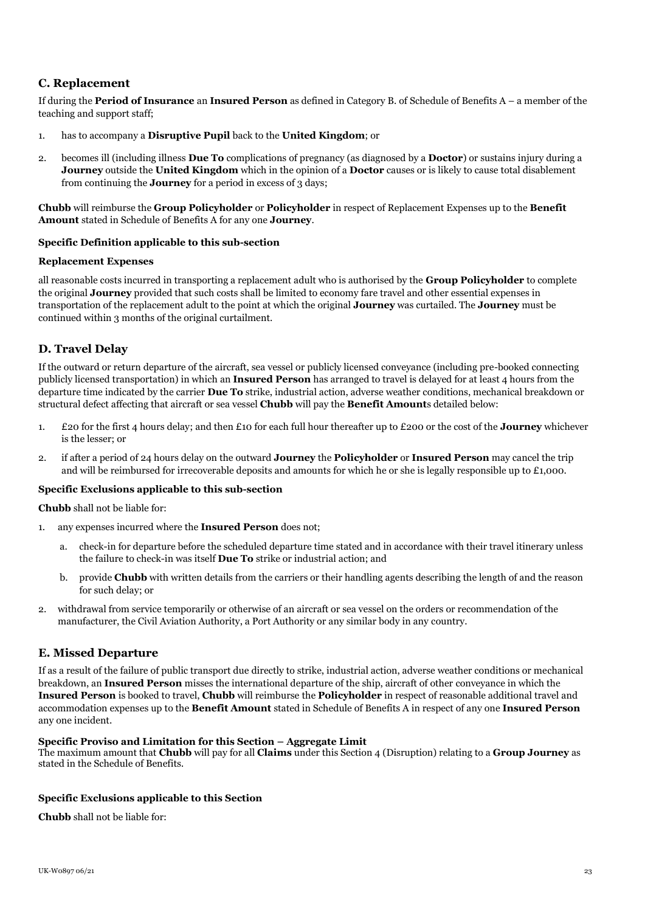## C. Replacement

If during the **Period of Insurance** an **Insured Person** as defined in Category B. of Schedule of Benefits A – a member of the teaching and support staff;

1. has to accompany a **Disruptive Pupil** back to the **United Kingdom**; or
2. becomes ill (including illness **Due To** complications of pregnancy (as diagnosed by a **Doctor**) or sustains injury during a **Journey** outside the **United Kingdom** which in the opinion of a **Doctor** causes or is likely to cause total disablement from continuing the **Journey** for a period in excess of 3 days;

**Chubb** will reimburse the **Group Policyholder** or **Policyholder** in respect of Replacement Expenses up to the **Benefit Amount** stated in Schedule of Benefits A for any one **Journey**.

**Specific Definition applicable to this sub-section**

**Replacement Expenses**

all reasonable costs incurred in transporting a replacement adult who is authorised by the **Group Policyholder** to complete the original **Journey** provided that such costs shall be limited to economy fare travel and other essential expenses in transportation of the replacement adult to the point at which the original **Journey** was curtailed. The **Journey** must be continued within 3 months of the original curtailment.

## D. Travel Delay

If the outward or return departure of the aircraft, sea vessel or publicly licensed conveyance (including pre-booked connecting publicly licensed transportation) in which an **Insured Person** has arranged to travel is delayed for at least 4 hours from the departure time indicated by the carrier **Due To** strike, industrial action, adverse weather conditions, mechanical breakdown or structural defect affecting that aircraft or sea vessel **Chubb** will pay the **Benefit Amount**s detailed below:

1. £20 for the first 4 hours delay; and then £10 for each full hour thereafter up to £200 or the cost of the **Journey** whichever is the lesser; or
2. if after a period of 24 hours delay on the outward **Journey** the **Policyholder** or **Insured Person** may cancel the trip and will be reimbursed for irrecoverable deposits and amounts for which he or she is legally responsible up to £1,000.

**Specific Exclusions applicable to this sub-section**

**Chubb** shall not be liable for:

1. any expenses incurred where the **Insured Person** does not;
   a. check-in for departure before the scheduled departure time stated and in accordance with their travel itinerary unless the failure to check-in was itself **Due To** strike or industrial action; and
   b. provide **Chubb** with written details from the carriers or their handling agents describing the length of and the reason for such delay; or
2. withdrawal from service temporarily or otherwise of an aircraft or sea vessel on the orders or recommendation of the manufacturer, the Civil Aviation Authority, a Port Authority or any similar body in any country.

## E. Missed Departure

If as a result of the failure of public transport due directly to strike, industrial action, adverse weather conditions or mechanical breakdown, an **Insured Person** misses the international departure of the ship, aircraft of other conveyance in which the **Insured Person** is booked to travel, **Chubb** will reimburse the **Policyholder** in respect of reasonable additional travel and accommodation expenses up to the **Benefit Amount** stated in Schedule of Benefits A in respect of any one **Insured Person** any one incident.

**Specific Proviso and Limitation for this Section – Aggregate Limit**
The maximum amount that **Chubb** will pay for all **Claims** under this Section 4 (Disruption) relating to a **Group Journey** as stated in the Schedule of Benefits.

**Specific Exclusions applicable to this Section**

**Chubb** shall not be liable for: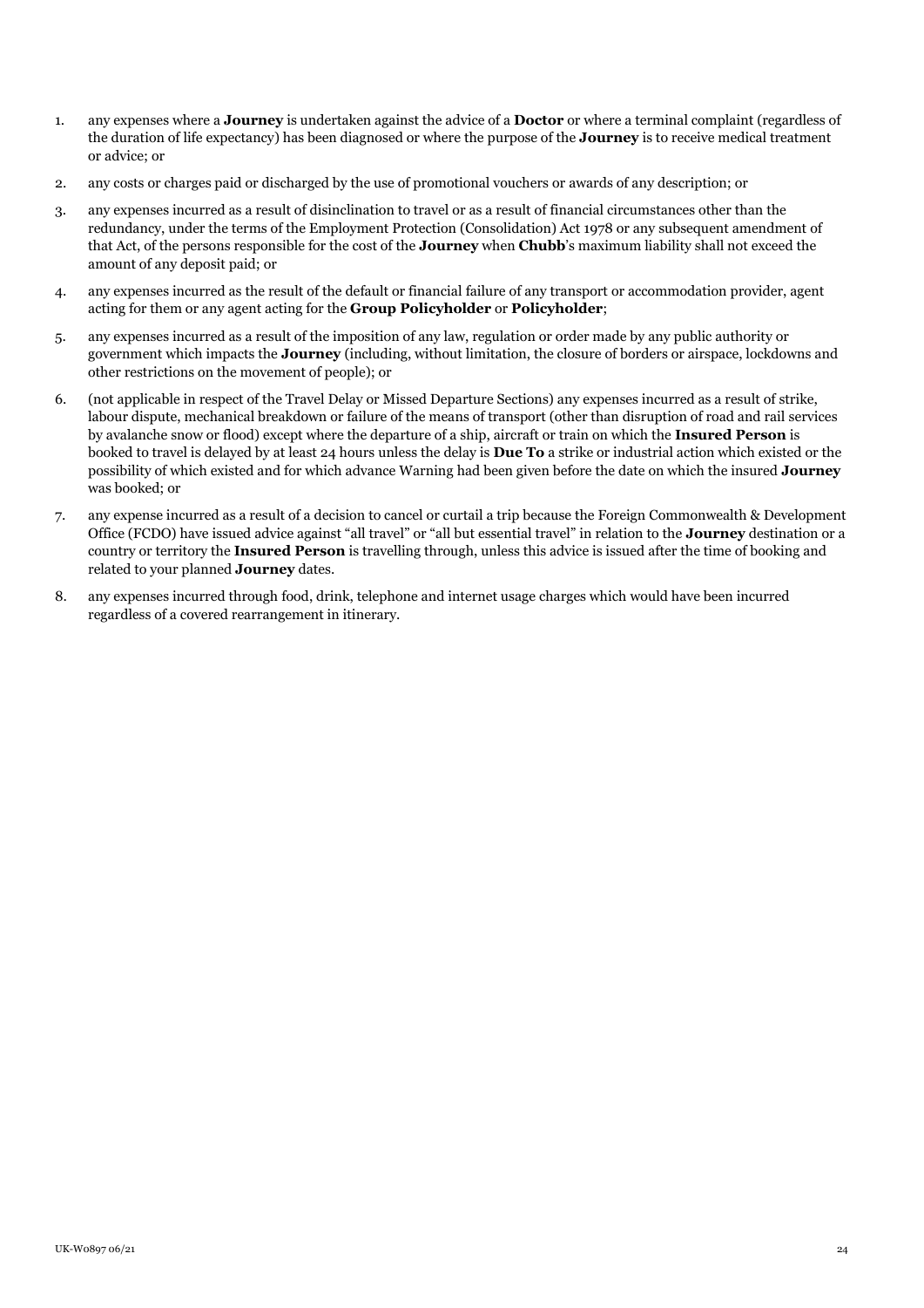1. any expenses where a **Journey** is undertaken against the advice of a **Doctor** or where a terminal complaint (regardless of the duration of life expectancy) has been diagnosed or where the purpose of the **Journey** is to receive medical treatment or advice; or

2. any costs or charges paid or discharged by the use of promotional vouchers or awards of any description; or

3. any expenses incurred as a result of disinclination to travel or as a result of financial circumstances other than the redundancy, under the terms of the Employment Protection (Consolidation) Act 1978 or any subsequent amendment of that Act, of the persons responsible for the cost of the **Journey** when **Chubb**'s maximum liability shall not exceed the amount of any deposit paid; or

4. any expenses incurred as the result of the default or financial failure of any transport or accommodation provider, agent acting for them or any agent acting for the **Group Policyholder** or **Policyholder**;

5. any expenses incurred as a result of the imposition of any law, regulation or order made by any public authority or government which impacts the **Journey** (including, without limitation, the closure of borders or airspace, lockdowns and other restrictions on the movement of people); or

6. (not applicable in respect of the Travel Delay or Missed Departure Sections) any expenses incurred as a result of strike, labour dispute, mechanical breakdown or failure of the means of transport (other than disruption of road and rail services by avalanche snow or flood) except where the departure of a ship, aircraft or train on which the **Insured Person** is booked to travel is delayed by at least 24 hours unless the delay is **Due To** a strike or industrial action which existed or the possibility of which existed and for which advance Warning had been given before the date on which the insured **Journey** was booked; or

7. any expense incurred as a result of a decision to cancel or curtail a trip because the Foreign Commonwealth & Development Office (FCDO) have issued advice against "all travel" or "all but essential travel" in relation to the **Journey** destination or a country or territory the **Insured Person** is travelling through, unless this advice is issued after the time of booking and related to your planned **Journey** dates.

8. any expenses incurred through food, drink, telephone and internet usage charges which would have been incurred regardless of a covered rearrangement in itinerary.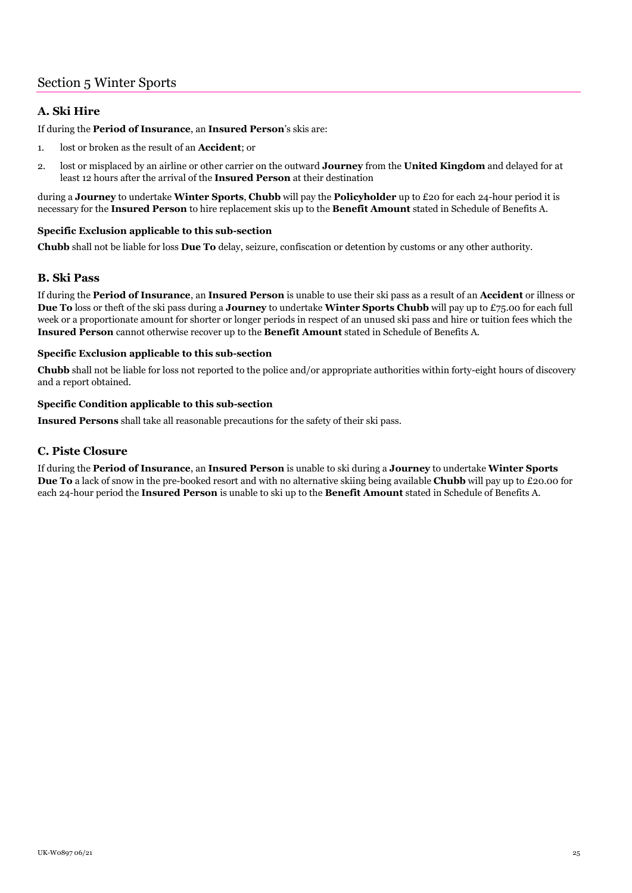# Section 5 Winter Sports

## A. Ski Hire

If during the **Period of Insurance**, an **Insured Person**'s skis are:

1. lost or broken as the result of an **Accident**; or
2. lost or misplaced by an airline or other carrier on the outward **Journey** from the **United Kingdom** and delayed for at least 12 hours after the arrival of the **Insured Person** at their destination

during a **Journey** to undertake **Winter Sports**, **Chubb** will pay the **Policyholder** up to £20 for each 24-hour period it is necessary for the **Insured Person** to hire replacement skis up to the **Benefit Amount** stated in Schedule of Benefits A.

### Specific Exclusion applicable to this sub-section

**Chubb** shall not be liable for loss **Due To** delay, seizure, confiscation or detention by customs or any other authority.

## B. Ski Pass

If during the **Period of Insurance**, an **Insured Person** is unable to use their ski pass as a result of an **Accident** or illness or **Due To** loss or theft of the ski pass during a **Journey** to undertake **Winter Sports Chubb** will pay up to £75.00 for each full week or a proportionate amount for shorter or longer periods in respect of an unused ski pass and hire or tuition fees which the **Insured Person** cannot otherwise recover up to the **Benefit Amount** stated in Schedule of Benefits A.

### Specific Exclusion applicable to this sub-section

**Chubb** shall not be liable for loss not reported to the police and/or appropriate authorities within forty-eight hours of discovery and a report obtained.

### Specific Condition applicable to this sub-section

**Insured Persons** shall take all reasonable precautions for the safety of their ski pass.

## C. Piste Closure

If during the **Period of Insurance**, an **Insured Person** is unable to ski during a **Journey** to undertake **Winter Sports Due To** a lack of snow in the pre-booked resort and with no alternative skiing being available **Chubb** will pay up to £20.00 for each 24-hour period the **Insured Person** is unable to ski up to the **Benefit Amount** stated in Schedule of Benefits A.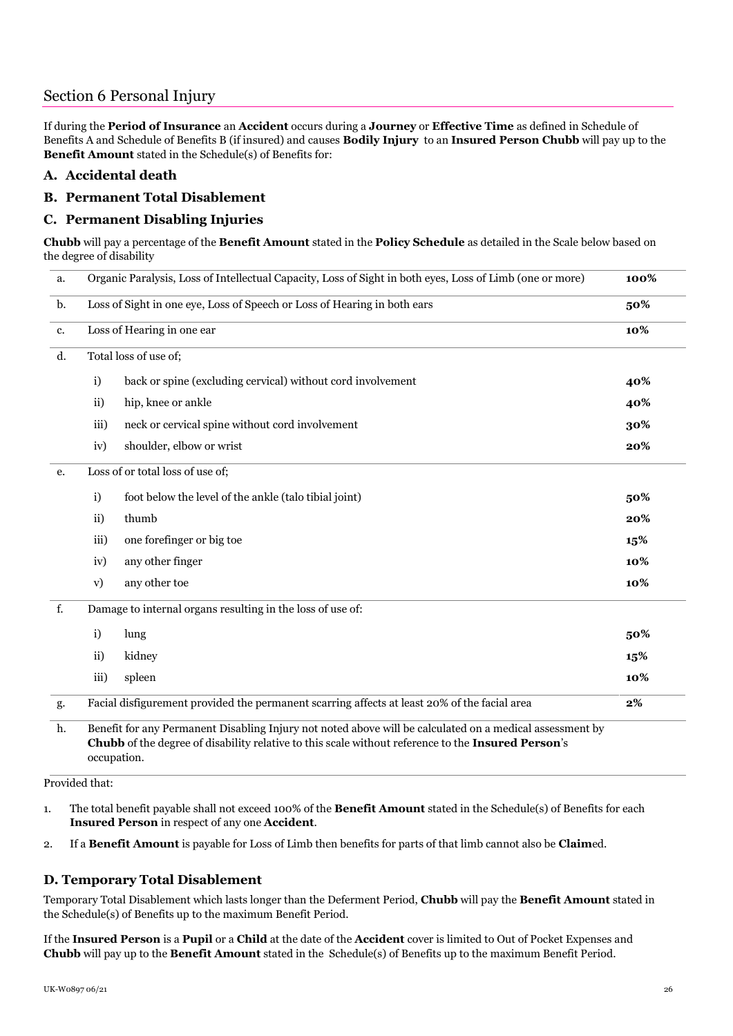## Section 6 Personal Injury

If during the **Period of Insurance** an **Accident** occurs during a **Journey** or **Effective Time** as defined in Schedule of Benefits A and Schedule of Benefits B (if insured) and causes **Bodily Injury** to an **Insured Person Chubb** will pay up to the **Benefit Amount** stated in the Schedule(s) of Benefits for:

### A. Accidental death

### B. Permanent Total Disablement

### C. Permanent Disabling Injuries

**Chubb** will pay a percentage of the **Benefit Amount** stated in the **Policy Schedule** as detailed in the Scale below based on the degree of disability

| | | | |
|---|---|---|---|
| a. | Organic Paralysis, Loss of Intellectual Capacity, Loss of Sight in both eyes, Loss of Limb (one or more) | | **100%** |
| b. | Loss of Sight in one eye, Loss of Speech or Loss of Hearing in both ears | | **50%** |
| c. | Loss of Hearing in one ear | | **10%** |
| d. | Total loss of use of; | | |
| | i) | back or spine (excluding cervical) without cord involvement | **40%** |
| | ii) | hip, knee or ankle | **40%** |
| | iii) | neck or cervical spine without cord involvement | **30%** |
| | iv) | shoulder, elbow or wrist | **20%** |
| e. | Loss of or total loss of use of; | | |
| | i) | foot below the level of the ankle (talo tibial joint) | **50%** |
| | ii) | thumb | **20%** |
| | iii) | one forefinger or big toe | **15%** |
| | iv) | any other finger | **10%** |
| | v) | any other toe | **10%** |
| f. | Damage to internal organs resulting in the loss of use of: | | |
| | i) | lung | **50%** |
| | ii) | kidney | **15%** |
| | iii) | spleen | **10%** |
| g. | Facial disfigurement provided the permanent scarring affects at least 20% of the facial area | | **2%** |
| h. | Benefit for any Permanent Disabling Injury not noted above will be calculated on a medical assessment by **Chubb** of the degree of disability relative to this scale without reference to the **Insured Person**'s occupation. | | |

Provided that:

1. The total benefit payable shall not exceed 100% of the **Benefit Amount** stated in the Schedule(s) of Benefits for each **Insured Person** in respect of any one **Accident**.
2. If a **Benefit Amount** is payable for Loss of Limb then benefits for parts of that limb cannot also be **Claim**ed.

### D. Temporary Total Disablement

Temporary Total Disablement which lasts longer than the Deferment Period, **Chubb** will pay the **Benefit Amount** stated in the Schedule(s) of Benefits up to the maximum Benefit Period.

If the **Insured Person** is a **Pupil** or a **Child** at the date of the **Accident** cover is limited to Out of Pocket Expenses and **Chubb** will pay up to the **Benefit Amount** stated in the Schedule(s) of Benefits up to the maximum Benefit Period.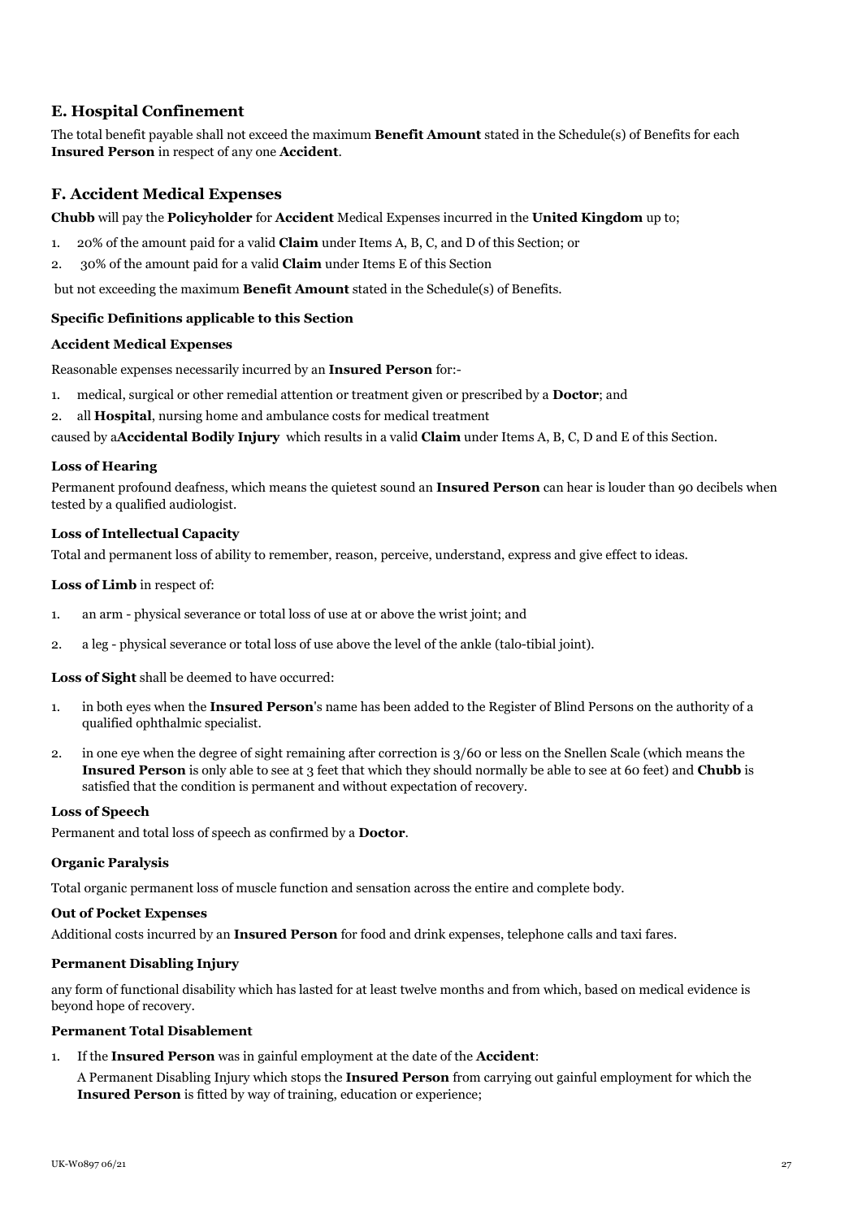## E. Hospital Confinement

The total benefit payable shall not exceed the maximum **Benefit Amount** stated in the Schedule(s) of Benefits for each **Insured Person** in respect of any one **Accident**.

## F. Accident Medical Expenses

**Chubb** will pay the **Policyholder** for **Accident** Medical Expenses incurred in the **United Kingdom** up to;

1. 20% of the amount paid for a valid **Claim** under Items A, B, C, and D of this Section; or
2. 30% of the amount paid for a valid **Claim** under Items E of this Section

but not exceeding the maximum **Benefit Amount** stated in the Schedule(s) of Benefits.

### Specific Definitions applicable to this Section

**Accident Medical Expenses**

Reasonable expenses necessarily incurred by an **Insured Person** for:-

1. medical, surgical or other remedial attention or treatment given or prescribed by a **Doctor**; and
2. all **Hospital**, nursing home and ambulance costs for medical treatment

caused by a**Accidental Bodily Injury** which results in a valid **Claim** under Items A, B, C, D and E of this Section.

**Loss of Hearing**

Permanent profound deafness, which means the quietest sound an **Insured Person** can hear is louder than 90 decibels when tested by a qualified audiologist.

**Loss of Intellectual Capacity**

Total and permanent loss of ability to remember, reason, perceive, understand, express and give effect to ideas.

**Loss of Limb** in respect of:

1. an arm - physical severance or total loss of use at or above the wrist joint; and
2. a leg - physical severance or total loss of use above the level of the ankle (talo-tibial joint).

**Loss of Sight** shall be deemed to have occurred:

1. in both eyes when the **Insured Person**'s name has been added to the Register of Blind Persons on the authority of a qualified ophthalmic specialist.
2. in one eye when the degree of sight remaining after correction is 3/60 or less on the Snellen Scale (which means the **Insured Person** is only able to see at 3 feet that which they should normally be able to see at 60 feet) and **Chubb** is satisfied that the condition is permanent and without expectation of recovery.

**Loss of Speech**

Permanent and total loss of speech as confirmed by a **Doctor**.

**Organic Paralysis**

Total organic permanent loss of muscle function and sensation across the entire and complete body.

**Out of Pocket Expenses**

Additional costs incurred by an **Insured Person** for food and drink expenses, telephone calls and taxi fares.

**Permanent Disabling Injury**

any form of functional disability which has lasted for at least twelve months and from which, based on medical evidence is beyond hope of recovery.

**Permanent Total Disablement**

1. If the **Insured Person** was in gainful employment at the date of the **Accident**:

   A Permanent Disabling Injury which stops the **Insured Person** from carrying out gainful employment for which the **Insured Person** is fitted by way of training, education or experience;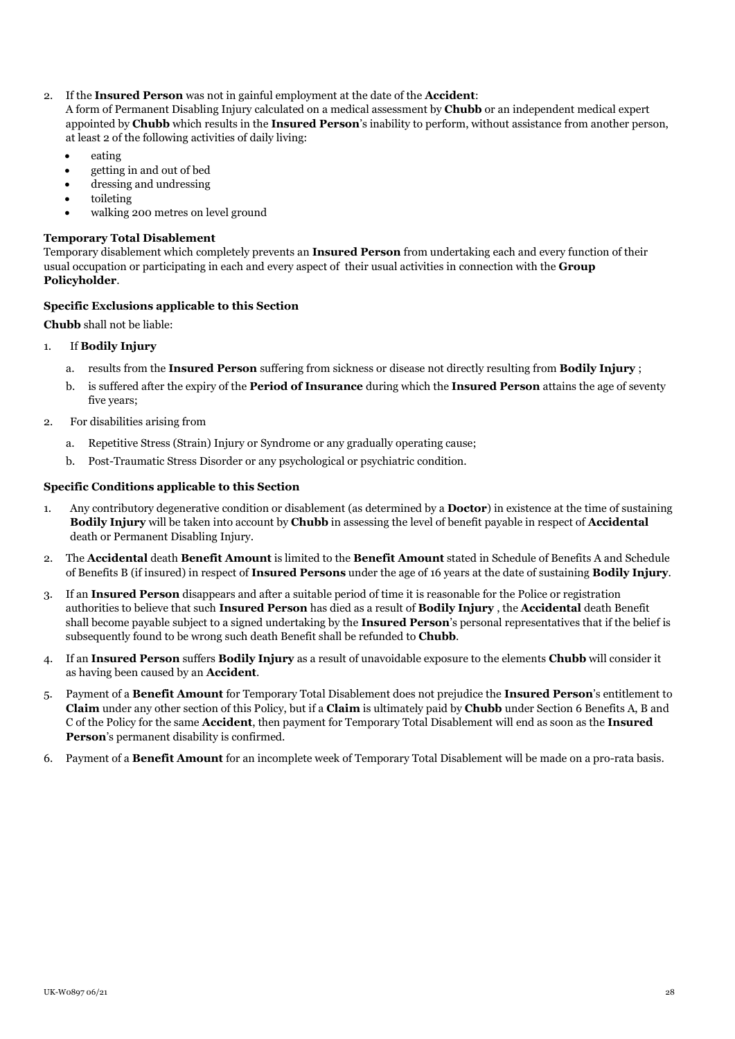2. If the **Insured Person** was not in gainful employment at the date of the **Accident**:
   A form of Permanent Disabling Injury calculated on a medical assessment by **Chubb** or an independent medical expert appointed by **Chubb** which results in the **Insured Person**'s inability to perform, without assistance from another person, at least 2 of the following activities of daily living:
   - eating
   - getting in and out of bed
   - dressing and undressing
   - toileting
   - walking 200 metres on level ground

**Temporary Total Disablement**
Temporary disablement which completely prevents an **Insured Person** from undertaking each and every function of their usual occupation or participating in each and every aspect of their usual activities in connection with the **Group Policyholder**.

**Specific Exclusions applicable to this Section**

**Chubb** shall not be liable:

1. If **Bodily Injury**
   a. results from the **Insured Person** suffering from sickness or disease not directly resulting from **Bodily Injury** ;
   b. is suffered after the expiry of the **Period of Insurance** during which the **Insured Person** attains the age of seventy five years;
2. For disabilities arising from
   a. Repetitive Stress (Strain) Injury or Syndrome or any gradually operating cause;
   b. Post-Traumatic Stress Disorder or any psychological or psychiatric condition.

**Specific Conditions applicable to this Section**

1. Any contributory degenerative condition or disablement (as determined by a **Doctor**) in existence at the time of sustaining **Bodily Injury** will be taken into account by **Chubb** in assessing the level of benefit payable in respect of **Accidental** death or Permanent Disabling Injury.
2. The **Accidental** death **Benefit Amount** is limited to the **Benefit Amount** stated in Schedule of Benefits A and Schedule of Benefits B (if insured) in respect of **Insured Persons** under the age of 16 years at the date of sustaining **Bodily Injury**.
3. If an **Insured Person** disappears and after a suitable period of time it is reasonable for the Police or registration authorities to believe that such **Insured Person** has died as a result of **Bodily Injury** , the **Accidental** death Benefit shall become payable subject to a signed undertaking by the **Insured Person**'s personal representatives that if the belief is subsequently found to be wrong such death Benefit shall be refunded to **Chubb**.
4. If an **Insured Person** suffers **Bodily Injury** as a result of unavoidable exposure to the elements **Chubb** will consider it as having been caused by an **Accident**.
5. Payment of a **Benefit Amount** for Temporary Total Disablement does not prejudice the **Insured Person**'s entitlement to **Claim** under any other section of this Policy, but if a **Claim** is ultimately paid by **Chubb** under Section 6 Benefits A, B and C of the Policy for the same **Accident**, then payment for Temporary Total Disablement will end as soon as the **Insured Person**'s permanent disability is confirmed.
6. Payment of a **Benefit Amount** for an incomplete week of Temporary Total Disablement will be made on a pro-rata basis.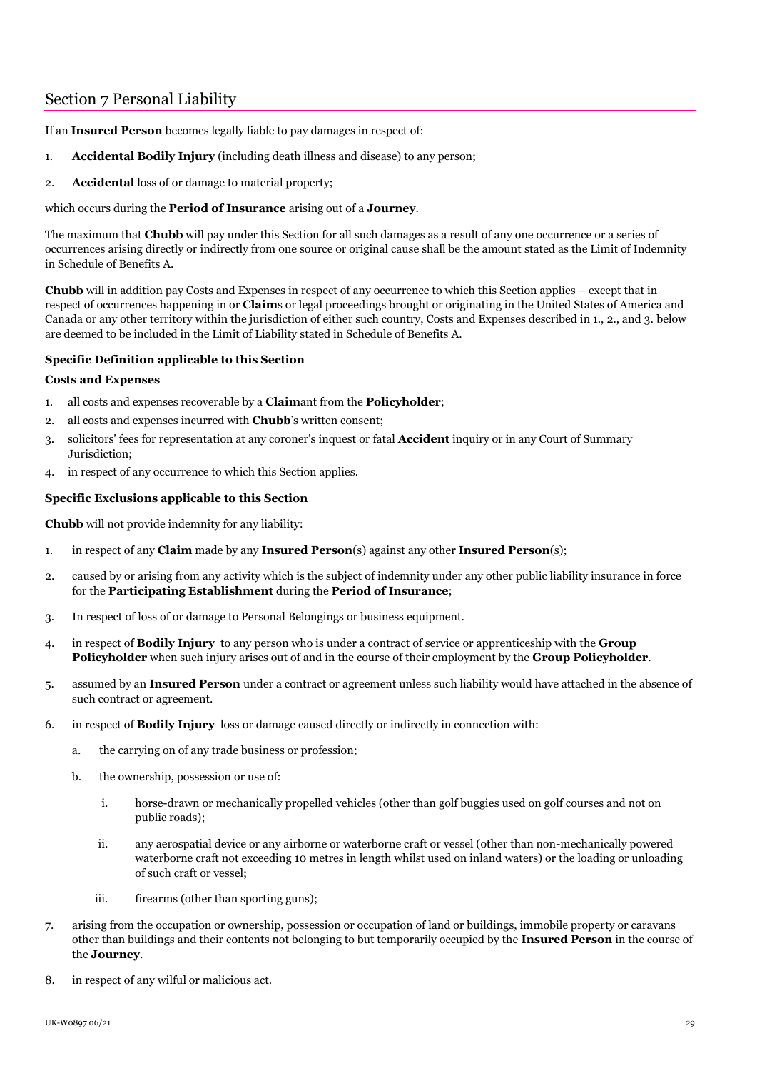## Section 7 Personal Liability

If an **Insured Person** becomes legally liable to pay damages in respect of:

1. **Accidental Bodily Injury** (including death illness and disease) to any person;
2. **Accidental** loss of or damage to material property;

which occurs during the **Period of Insurance** arising out of a **Journey**.

The maximum that **Chubb** will pay under this Section for all such damages as a result of any one occurrence or a series of occurrences arising directly or indirectly from one source or original cause shall be the amount stated as the Limit of Indemnity in Schedule of Benefits A.

**Chubb** will in addition pay Costs and Expenses in respect of any occurrence to which this Section applies – except that in respect of occurrences happening in or **Claim**s or legal proceedings brought or originating in the United States of America and Canada or any other territory within the jurisdiction of either such country, Costs and Expenses described in 1., 2., and 3. below are deemed to be included in the Limit of Liability stated in Schedule of Benefits A.

**Specific Definition applicable to this Section**

**Costs and Expenses**

1. all costs and expenses recoverable by a **Claim**ant from the **Policyholder**;
2. all costs and expenses incurred with **Chubb**'s written consent;
3. solicitors' fees for representation at any coroner's inquest or fatal **Accident** inquiry or in any Court of Summary Jurisdiction;
4. in respect of any occurrence to which this Section applies.

**Specific Exclusions applicable to this Section**

**Chubb** will not provide indemnity for any liability:

1. in respect of any **Claim** made by any **Insured Person**(s) against any other **Insured Person**(s);
2. caused by or arising from any activity which is the subject of indemnity under any other public liability insurance in force for the **Participating Establishment** during the **Period of Insurance**;
3. In respect of loss of or damage to Personal Belongings or business equipment.
4. in respect of **Bodily Injury** to any person who is under a contract of service or apprenticeship with the **Group Policyholder** when such injury arises out of and in the course of their employment by the **Group Policyholder**.
5. assumed by an **Insured Person** under a contract or agreement unless such liability would have attached in the absence of such contract or agreement.
6. in respect of **Bodily Injury** loss or damage caused directly or indirectly in connection with:
    a. the carrying on of any trade business or profession;
    b. the ownership, possession or use of:
        i. horse-drawn or mechanically propelled vehicles (other than golf buggies used on golf courses and not on public roads);
        ii. any aerospatial device or any airborne or waterborne craft or vessel (other than non-mechanically powered waterborne craft not exceeding 10 metres in length whilst used on inland waters) or the loading or unloading of such craft or vessel;
        iii. firearms (other than sporting guns);
7. arising from the occupation or ownership, possession or occupation of land or buildings, immobile property or caravans other than buildings and their contents not belonging to but temporarily occupied by the **Insured Person** in the course of the **Journey**.
8. in respect of any wilful or malicious act.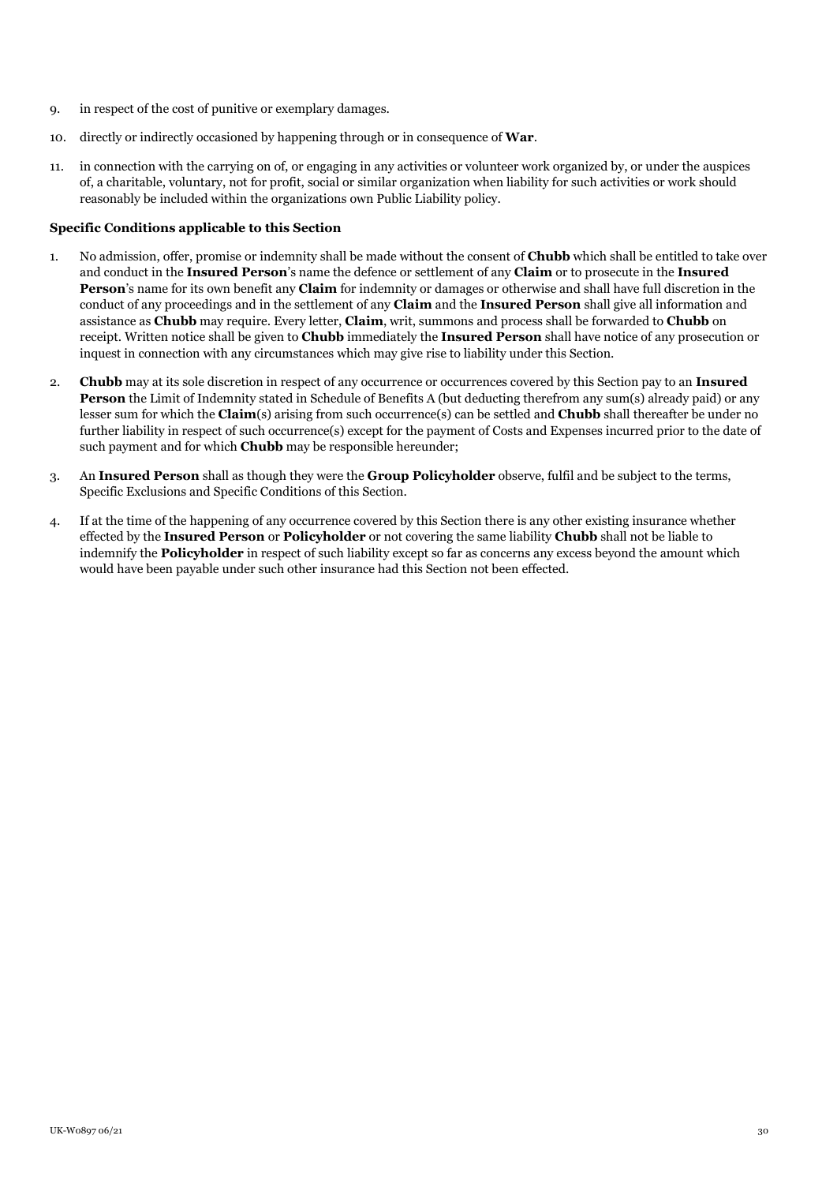9. in respect of the cost of punitive or exemplary damages.

10. directly or indirectly occasioned by happening through or in consequence of **War**.

11. in connection with the carrying on of, or engaging in any activities or volunteer work organized by, or under the auspices of, a charitable, voluntary, not for profit, social or similar organization when liability for such activities or work should reasonably be included within the organizations own Public Liability policy.

**Specific Conditions applicable to this Section**

1. No admission, offer, promise or indemnity shall be made without the consent of **Chubb** which shall be entitled to take over and conduct in the **Insured Person**'s name the defence or settlement of any **Claim** or to prosecute in the **Insured Person**'s name for its own benefit any **Claim** for indemnity or damages or otherwise and shall have full discretion in the conduct of any proceedings and in the settlement of any **Claim** and the **Insured Person** shall give all information and assistance as **Chubb** may require. Every letter, **Claim**, writ, summons and process shall be forwarded to **Chubb** on receipt. Written notice shall be given to **Chubb** immediately the **Insured Person** shall have notice of any prosecution or inquest in connection with any circumstances which may give rise to liability under this Section.

2. **Chubb** may at its sole discretion in respect of any occurrence or occurrences covered by this Section pay to an **Insured Person** the Limit of Indemnity stated in Schedule of Benefits A (but deducting therefrom any sum(s) already paid) or any lesser sum for which the **Claim**(s) arising from such occurrence(s) can be settled and **Chubb** shall thereafter be under no further liability in respect of such occurrence(s) except for the payment of Costs and Expenses incurred prior to the date of such payment and for which **Chubb** may be responsible hereunder;

3. An **Insured Person** shall as though they were the **Group Policyholder** observe, fulfil and be subject to the terms, Specific Exclusions and Specific Conditions of this Section.

4. If at the time of the happening of any occurrence covered by this Section there is any other existing insurance whether effected by the **Insured Person** or **Policyholder** or not covering the same liability **Chubb** shall not be liable to indemnify the **Policyholder** in respect of such liability except so far as concerns any excess beyond the amount which would have been payable under such other insurance had this Section not been effected.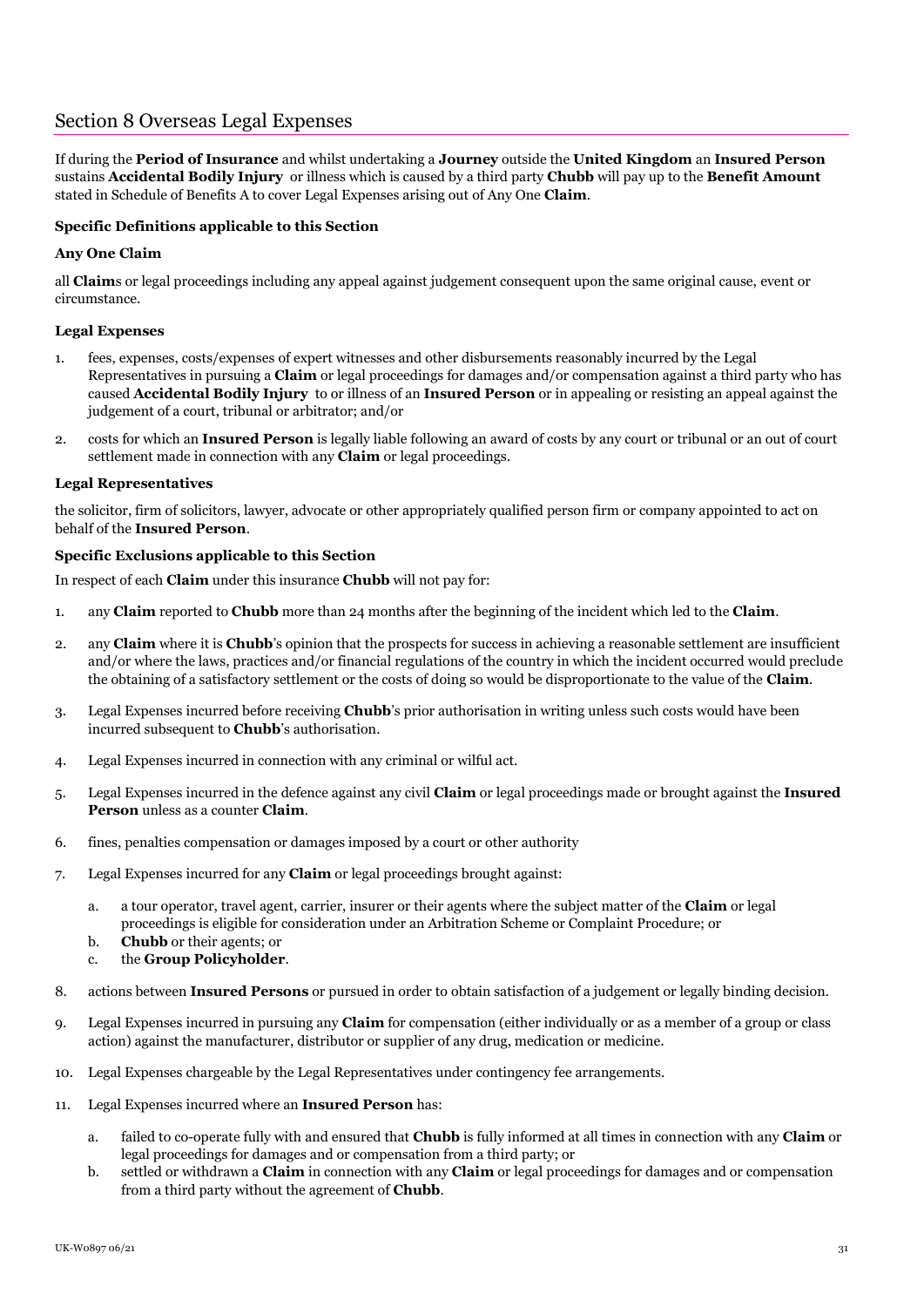## Section 8 Overseas Legal Expenses

If during the **Period of Insurance** and whilst undertaking a **Journey** outside the **United Kingdom** an **Insured Person** sustains **Accidental Bodily Injury** or illness which is caused by a third party **Chubb** will pay up to the **Benefit Amount** stated in Schedule of Benefits A to cover Legal Expenses arising out of Any One **Claim**.

### Specific Definitions applicable to this Section

**Any One Claim**

all **Claim**s or legal proceedings including any appeal against judgement consequent upon the same original cause, event or circumstance.

**Legal Expenses**

1. fees, expenses, costs/expenses of expert witnesses and other disbursements reasonably incurred by the Legal Representatives in pursuing a **Claim** or legal proceedings for damages and/or compensation against a third party who has caused **Accidental Bodily Injury** to or illness of an **Insured Person** or in appealing or resisting an appeal against the judgement of a court, tribunal or arbitrator; and/or
2. costs for which an **Insured Person** is legally liable following an award of costs by any court or tribunal or an out of court settlement made in connection with any **Claim** or legal proceedings.

**Legal Representatives**

the solicitor, firm of solicitors, lawyer, advocate or other appropriately qualified person firm or company appointed to act on behalf of the **Insured Person**.

### Specific Exclusions applicable to this Section

In respect of each **Claim** under this insurance **Chubb** will not pay for:

1. any **Claim** reported to **Chubb** more than 24 months after the beginning of the incident which led to the **Claim**.
2. any **Claim** where it is **Chubb**'s opinion that the prospects for success in achieving a reasonable settlement are insufficient and/or where the laws, practices and/or financial regulations of the country in which the incident occurred would preclude the obtaining of a satisfactory settlement or the costs of doing so would be disproportionate to the value of the **Claim**.
3. Legal Expenses incurred before receiving **Chubb**'s prior authorisation in writing unless such costs would have been incurred subsequent to **Chubb**'s authorisation.
4. Legal Expenses incurred in connection with any criminal or wilful act.
5. Legal Expenses incurred in the defence against any civil **Claim** or legal proceedings made or brought against the **Insured Person** unless as a counter **Claim**.
6. fines, penalties compensation or damages imposed by a court or other authority
7. Legal Expenses incurred for any **Claim** or legal proceedings brought against:
   a. a tour operator, travel agent, carrier, insurer or their agents where the subject matter of the **Claim** or legal proceedings is eligible for consideration under an Arbitration Scheme or Complaint Procedure; or
   b. **Chubb** or their agents; or
   c. the **Group Policyholder**.
8. actions between **Insured Persons** or pursued in order to obtain satisfaction of a judgement or legally binding decision.
9. Legal Expenses incurred in pursuing any **Claim** for compensation (either individually or as a member of a group or class action) against the manufacturer, distributor or supplier of any drug, medication or medicine.
10. Legal Expenses chargeable by the Legal Representatives under contingency fee arrangements.
11. Legal Expenses incurred where an **Insured Person** has:
    a. failed to co-operate fully with and ensured that **Chubb** is fully informed at all times in connection with any **Claim** or legal proceedings for damages and or compensation from a third party; or
    b. settled or withdrawn a **Claim** in connection with any **Claim** or legal proceedings for damages and or compensation from a third party without the agreement of **Chubb**.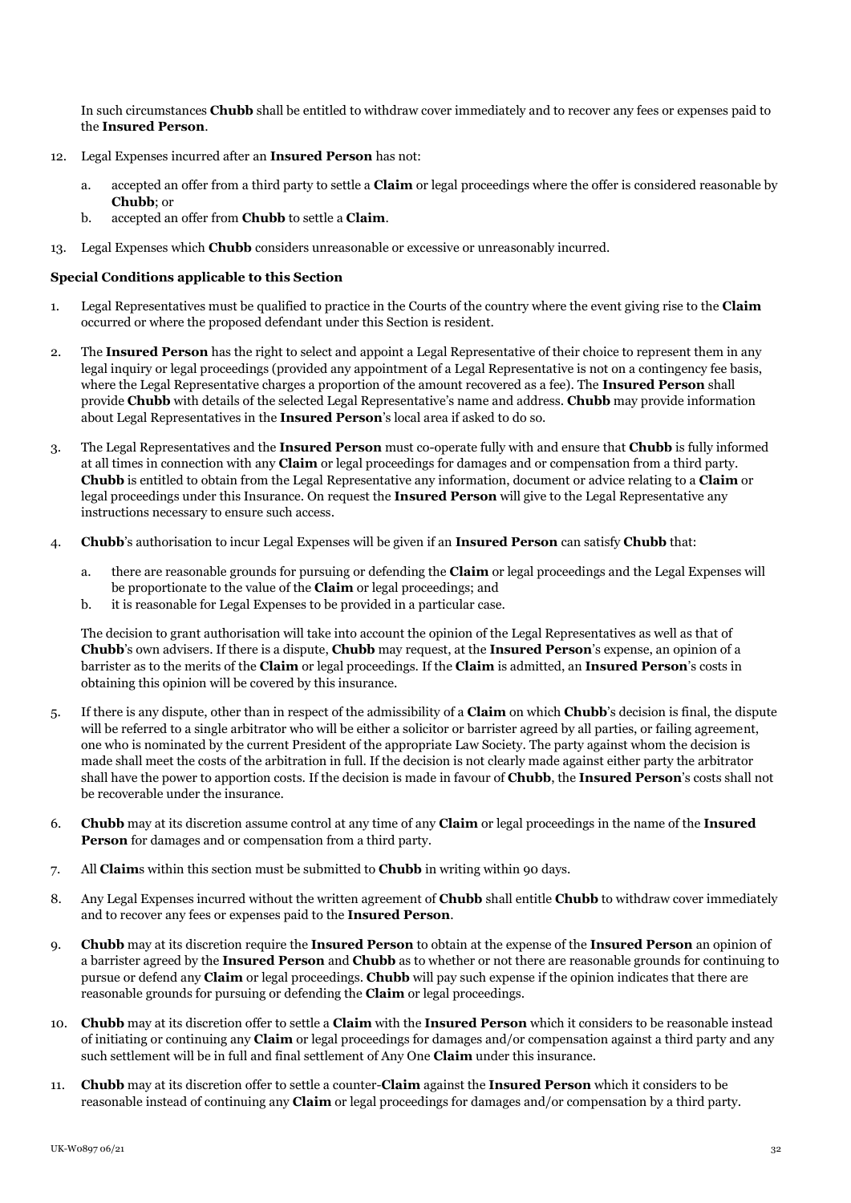In such circumstances **Chubb** shall be entitled to withdraw cover immediately and to recover any fees or expenses paid to the **Insured Person**.

12. Legal Expenses incurred after an **Insured Person** has not:

    a. accepted an offer from a third party to settle a **Claim** or legal proceedings where the offer is considered reasonable by **Chubb**; or
    b. accepted an offer from **Chubb** to settle a **Claim**.

13. Legal Expenses which **Chubb** considers unreasonable or excessive or unreasonably incurred.

**Special Conditions applicable to this Section**

1. Legal Representatives must be qualified to practice in the Courts of the country where the event giving rise to the **Claim** occurred or where the proposed defendant under this Section is resident.

2. The **Insured Person** has the right to select and appoint a Legal Representative of their choice to represent them in any legal inquiry or legal proceedings (provided any appointment of a Legal Representative is not on a contingency fee basis, where the Legal Representative charges a proportion of the amount recovered as a fee). The **Insured Person** shall provide **Chubb** with details of the selected Legal Representative's name and address. **Chubb** may provide information about Legal Representatives in the **Insured Person**'s local area if asked to do so.

3. The Legal Representatives and the **Insured Person** must co-operate fully with and ensure that **Chubb** is fully informed at all times in connection with any **Claim** or legal proceedings for damages and or compensation from a third party. **Chubb** is entitled to obtain from the Legal Representative any information, document or advice relating to a **Claim** or legal proceedings under this Insurance. On request the **Insured Person** will give to the Legal Representative any instructions necessary to ensure such access.

4. **Chubb**'s authorisation to incur Legal Expenses will be given if an **Insured Person** can satisfy **Chubb** that:

    a. there are reasonable grounds for pursuing or defending the **Claim** or legal proceedings and the Legal Expenses will be proportionate to the value of the **Claim** or legal proceedings; and
    b. it is reasonable for Legal Expenses to be provided in a particular case.

    The decision to grant authorisation will take into account the opinion of the Legal Representatives as well as that of **Chubb**'s own advisers. If there is a dispute, **Chubb** may request, at the **Insured Person**'s expense, an opinion of a barrister as to the merits of the **Claim** or legal proceedings. If the **Claim** is admitted, an **Insured Person**'s costs in obtaining this opinion will be covered by this insurance.

5. If there is any dispute, other than in respect of the admissibility of a **Claim** on which **Chubb**'s decision is final, the dispute will be referred to a single arbitrator who will be either a solicitor or barrister agreed by all parties, or failing agreement, one who is nominated by the current President of the appropriate Law Society. The party against whom the decision is made shall meet the costs of the arbitration in full. If the decision is not clearly made against either party the arbitrator shall have the power to apportion costs. If the decision is made in favour of **Chubb**, the **Insured Person**'s costs shall not be recoverable under the insurance.

6. **Chubb** may at its discretion assume control at any time of any **Claim** or legal proceedings in the name of the **Insured Person** for damages and or compensation from a third party.

7. All **Claim**s within this section must be submitted to **Chubb** in writing within 90 days.

8. Any Legal Expenses incurred without the written agreement of **Chubb** shall entitle **Chubb** to withdraw cover immediately and to recover any fees or expenses paid to the **Insured Person**.

9. **Chubb** may at its discretion require the **Insured Person** to obtain at the expense of the **Insured Person** an opinion of a barrister agreed by the **Insured Person** and **Chubb** as to whether or not there are reasonable grounds for continuing to pursue or defend any **Claim** or legal proceedings. **Chubb** will pay such expense if the opinion indicates that there are reasonable grounds for pursuing or defending the **Claim** or legal proceedings.

10. **Chubb** may at its discretion offer to settle a **Claim** with the **Insured Person** which it considers to be reasonable instead of initiating or continuing any **Claim** or legal proceedings for damages and/or compensation against a third party and any such settlement will be in full and final settlement of Any One **Claim** under this insurance.

11. **Chubb** may at its discretion offer to settle a counter-**Claim** against the **Insured Person** which it considers to be reasonable instead of continuing any **Claim** or legal proceedings for damages and/or compensation by a third party.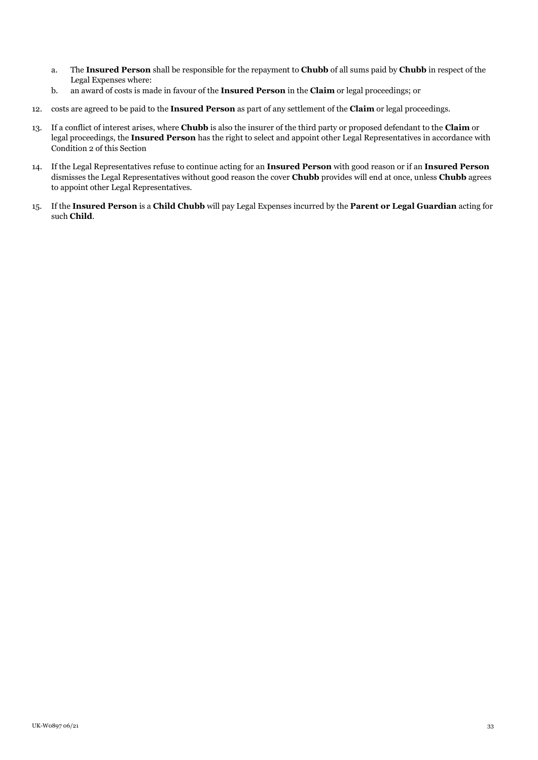a. The **Insured Person** shall be responsible for the repayment to **Chubb** of all sums paid by **Chubb** in respect of the Legal Expenses where:
b. an award of costs is made in favour of the **Insured Person** in the **Claim** or legal proceedings; or

12. costs are agreed to be paid to the **Insured Person** as part of any settlement of the **Claim** or legal proceedings.
13. If a conflict of interest arises, where **Chubb** is also the insurer of the third party or proposed defendant to the **Claim** or legal proceedings, the **Insured Person** has the right to select and appoint other Legal Representatives in accordance with Condition 2 of this Section
14. If the Legal Representatives refuse to continue acting for an **Insured Person** with good reason or if an **Insured Person** dismisses the Legal Representatives without good reason the cover **Chubb** provides will end at once, unless **Chubb** agrees to appoint other Legal Representatives.
15. If the **Insured Person** is a **Child Chubb** will pay Legal Expenses incurred by the **Parent or Legal Guardian** acting for such **Child**.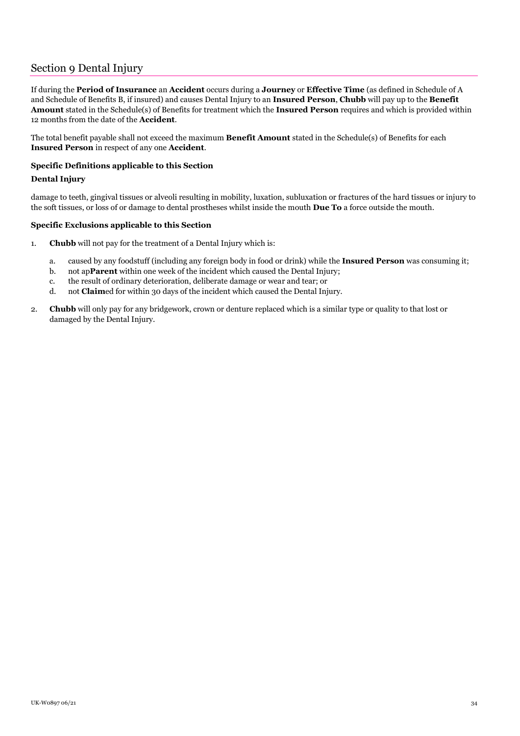# Section 9 Dental Injury

If during the **Period of Insurance** an **Accident** occurs during a **Journey** or **Effective Time** (as defined in Schedule of A and Schedule of Benefits B, if insured) and causes Dental Injury to an **Insured Person**, **Chubb** will pay up to the **Benefit Amount** stated in the Schedule(s) of Benefits for treatment which the **Insured Person** requires and which is provided within 12 months from the date of the **Accident**.

The total benefit payable shall not exceed the maximum **Benefit Amount** stated in the Schedule(s) of Benefits for each **Insured Person** in respect of any one **Accident**.

**Specific Definitions applicable to this Section**

**Dental Injury**

damage to teeth, gingival tissues or alveoli resulting in mobility, luxation, subluxation or fractures of the hard tissues or injury to the soft tissues, or loss of or damage to dental prostheses whilst inside the mouth **Due To** a force outside the mouth.

**Specific Exclusions applicable to this Section**

1. **Chubb** will not pay for the treatment of a Dental Injury which is:

   a. caused by any foodstuff (including any foreign body in food or drink) while the **Insured Person** was consuming it;
   b. not ap**Parent** within one week of the incident which caused the Dental Injury;
   c. the result of ordinary deterioration, deliberate damage or wear and tear; or
   d. not **Claim**ed for within 30 days of the incident which caused the Dental Injury.

2. **Chubb** will only pay for any bridgework, crown or denture replaced which is a similar type or quality to that lost or damaged by the Dental Injury.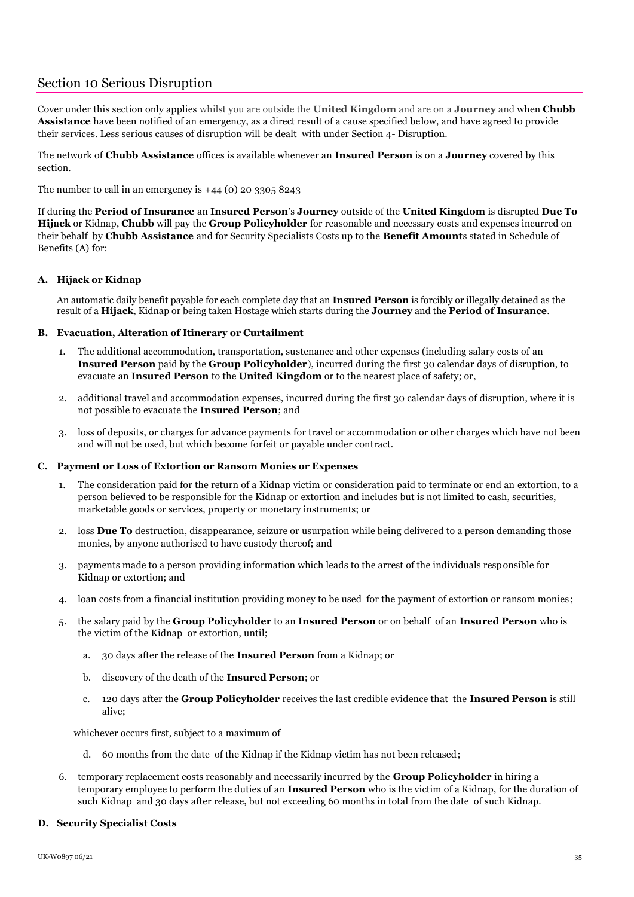## Section 10 Serious Disruption

Cover under this section only applies whilst you are outside the **United Kingdom** and are on a **Journey** and when **Chubb Assistance** have been notified of an emergency, as a direct result of a cause specified below, and have agreed to provide their services. Less serious causes of disruption will be dealt with under Section 4- Disruption.

The network of **Chubb Assistance** offices is available whenever an **Insured Person** is on a **Journey** covered by this section.

The number to call in an emergency is +44 (0) 20 3305 8243

If during the **Period of Insurance** an **Insured Person**'s **Journey** outside of the **United Kingdom** is disrupted **Due To Hijack** or Kidnap, **Chubb** will pay the **Group Policyholder** for reasonable and necessary costs and expenses incurred on their behalf by **Chubb Assistance** and for Security Specialists Costs up to the **Benefit Amount**s stated in Schedule of Benefits (A) for:

### A. Hijack or Kidnap

An automatic daily benefit payable for each complete day that an **Insured Person** is forcibly or illegally detained as the result of a **Hijack**, Kidnap or being taken Hostage which starts during the **Journey** and the **Period of Insurance**.

### B. Evacuation, Alteration of Itinerary or Curtailment

1. The additional accommodation, transportation, sustenance and other expenses (including salary costs of an **Insured Person** paid by the **Group Policyholder**), incurred during the first 30 calendar days of disruption, to evacuate an **Insured Person** to the **United Kingdom** or to the nearest place of safety; or,
2. additional travel and accommodation expenses, incurred during the first 30 calendar days of disruption, where it is not possible to evacuate the **Insured Person**; and
3. loss of deposits, or charges for advance payments for travel or accommodation or other charges which have not been and will not be used, but which become forfeit or payable under contract.

### C. Payment or Loss of Extortion or Ransom Monies or Expenses

1. The consideration paid for the return of a Kidnap victim or consideration paid to terminate or end an extortion, to a person believed to be responsible for the Kidnap or extortion and includes but is not limited to cash, securities, marketable goods or services, property or monetary instruments; or
2. loss **Due To** destruction, disappearance, seizure or usurpation while being delivered to a person demanding those monies, by anyone authorised to have custody thereof; and
3. payments made to a person providing information which leads to the arrest of the individuals responsible for Kidnap or extortion; and
4. loan costs from a financial institution providing money to be used for the payment of extortion or ransom monies;
5. the salary paid by the **Group Policyholder** to an **Insured Person** or on behalf of an **Insured Person** who is the victim of the Kidnap or extortion, until;
   a. 30 days after the release of the **Insured Person** from a Kidnap; or
   b. discovery of the death of the **Insured Person**; or
   c. 120 days after the **Group Policyholder** receives the last credible evidence that the **Insured Person** is still alive;

   whichever occurs first, subject to a maximum of

   d. 60 months from the date of the Kidnap if the Kidnap victim has not been released;
6. temporary replacement costs reasonably and necessarily incurred by the **Group Policyholder** in hiring a temporary employee to perform the duties of an **Insured Person** who is the victim of a Kidnap, for the duration of such Kidnap and 30 days after release, but not exceeding 60 months in total from the date of such Kidnap.

### D. Security Specialist Costs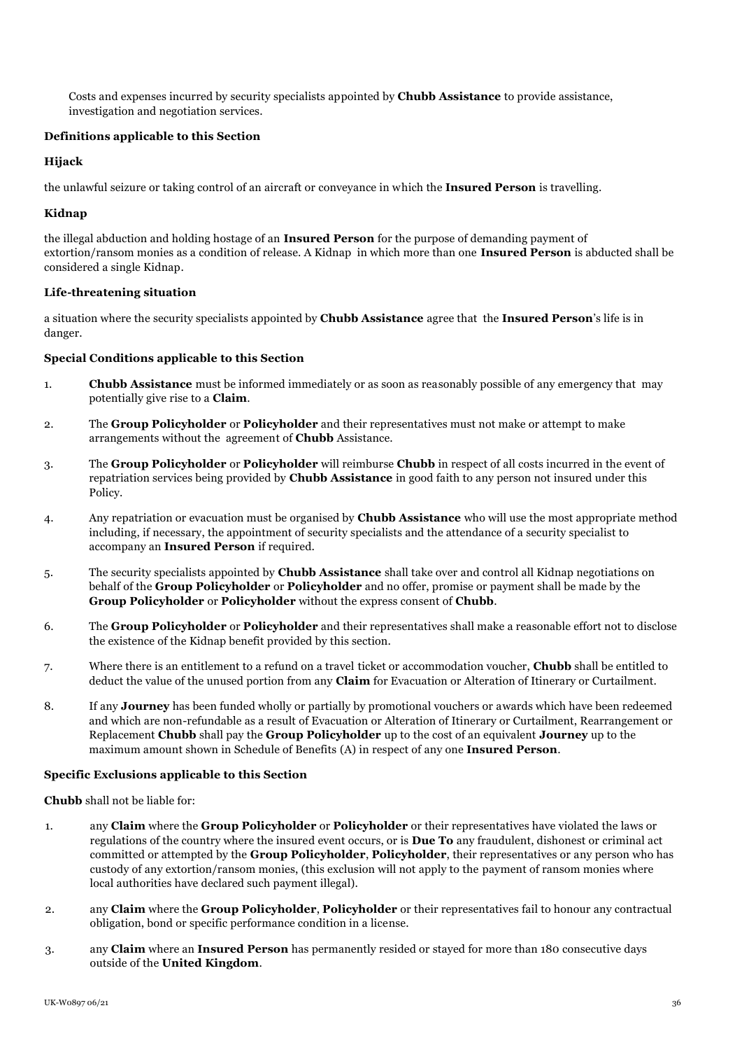Costs and expenses incurred by security specialists appointed by **Chubb Assistance** to provide assistance, investigation and negotiation services.

**Definitions applicable to this Section**

**Hijack**

the unlawful seizure or taking control of an aircraft or conveyance in which the **Insured Person** is travelling.

**Kidnap**

the illegal abduction and holding hostage of an **Insured Person** for the purpose of demanding payment of extortion/ransom monies as a condition of release. A Kidnap in which more than one **Insured Person** is abducted shall be considered a single Kidnap.

**Life-threatening situation**

a situation where the security specialists appointed by **Chubb Assistance** agree that the **Insured Person**'s life is in danger.

**Special Conditions applicable to this Section**

1. **Chubb Assistance** must be informed immediately or as soon as reasonably possible of any emergency that may potentially give rise to a **Claim**.
2. The **Group Policyholder** or **Policyholder** and their representatives must not make or attempt to make arrangements without the agreement of **Chubb** Assistance.
3. The **Group Policyholder** or **Policyholder** will reimburse **Chubb** in respect of all costs incurred in the event of repatriation services being provided by **Chubb Assistance** in good faith to any person not insured under this Policy.
4. Any repatriation or evacuation must be organised by **Chubb Assistance** who will use the most appropriate method including, if necessary, the appointment of security specialists and the attendance of a security specialist to accompany an **Insured Person** if required.
5. The security specialists appointed by **Chubb Assistance** shall take over and control all Kidnap negotiations on behalf of the **Group Policyholder** or **Policyholder** and no offer, promise or payment shall be made by the **Group Policyholder** or **Policyholder** without the express consent of **Chubb**.
6. The **Group Policyholder** or **Policyholder** and their representatives shall make a reasonable effort not to disclose the existence of the Kidnap benefit provided by this section.
7. Where there is an entitlement to a refund on a travel ticket or accommodation voucher, **Chubb** shall be entitled to deduct the value of the unused portion from any **Claim** for Evacuation or Alteration of Itinerary or Curtailment.
8. If any **Journey** has been funded wholly or partially by promotional vouchers or awards which have been redeemed and which are non-refundable as a result of Evacuation or Alteration of Itinerary or Curtailment, Rearrangement or Replacement **Chubb** shall pay the **Group Policyholder** up to the cost of an equivalent **Journey** up to the maximum amount shown in Schedule of Benefits (A) in respect of any one **Insured Person**.

**Specific Exclusions applicable to this Section**

**Chubb** shall not be liable for:

1. any **Claim** where the **Group Policyholder** or **Policyholder** or their representatives have violated the laws or regulations of the country where the insured event occurs, or is **Due To** any fraudulent, dishonest or criminal act committed or attempted by the **Group Policyholder**, **Policyholder**, their representatives or any person who has custody of any extortion/ransom monies, (this exclusion will not apply to the payment of ransom monies where local authorities have declared such payment illegal).
2. any **Claim** where the **Group Policyholder**, **Policyholder** or their representatives fail to honour any contractual obligation, bond or specific performance condition in a license.
3. any **Claim** where an **Insured Person** has permanently resided or stayed for more than 180 consecutive days outside of the **United Kingdom**.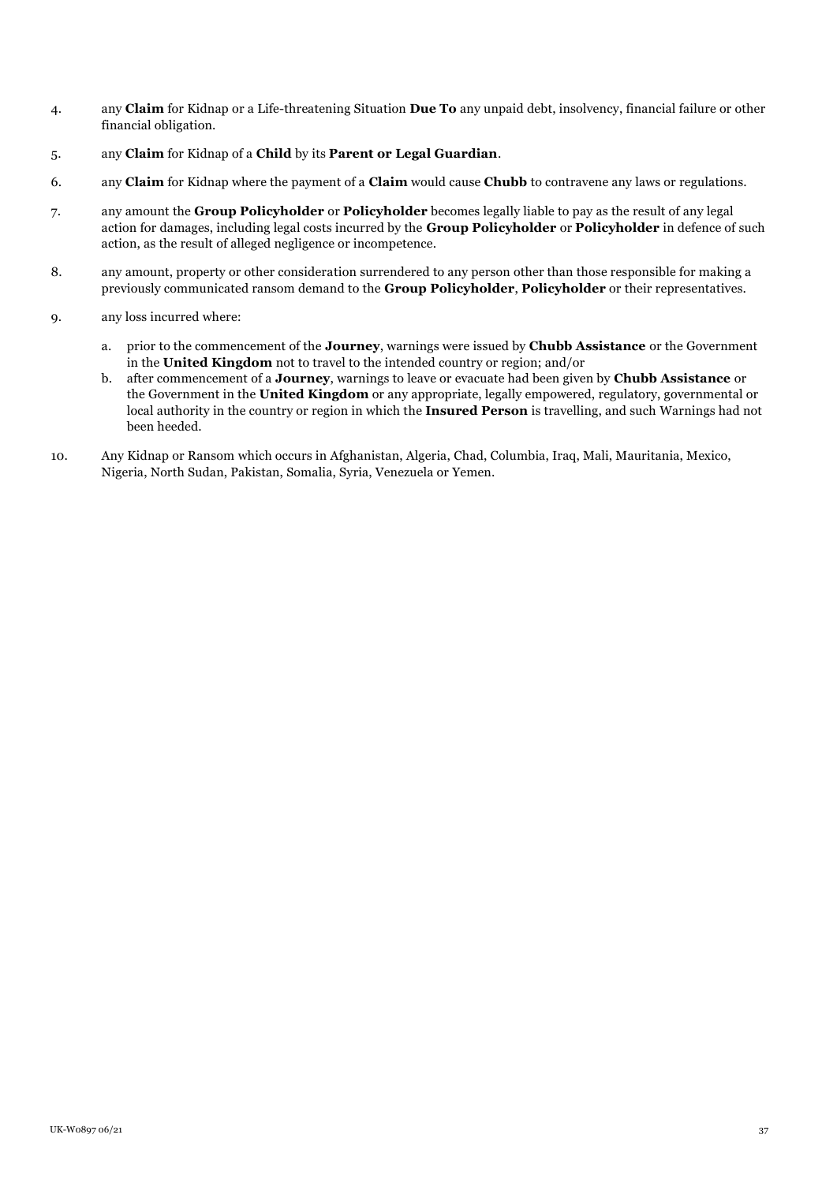4. any **Claim** for Kidnap or a Life-threatening Situation **Due To** any unpaid debt, insolvency, financial failure or other financial obligation.

5. any **Claim** for Kidnap of a **Child** by its **Parent or Legal Guardian**.

6. any **Claim** for Kidnap where the payment of a **Claim** would cause **Chubb** to contravene any laws or regulations.

7. any amount the **Group Policyholder** or **Policyholder** becomes legally liable to pay as the result of any legal action for damages, including legal costs incurred by the **Group Policyholder** or **Policyholder** in defence of such action, as the result of alleged negligence or incompetence.

8. any amount, property or other consideration surrendered to any person other than those responsible for making a previously communicated ransom demand to the **Group Policyholder**, **Policyholder** or their representatives.

9. any loss incurred where:

   a. prior to the commencement of the **Journey**, warnings were issued by **Chubb Assistance** or the Government in the **United Kingdom** not to travel to the intended country or region; and/or
   b. after commencement of a **Journey**, warnings to leave or evacuate had been given by **Chubb Assistance** or the Government in the **United Kingdom** or any appropriate, legally empowered, regulatory, governmental or local authority in the country or region in which the **Insured Person** is travelling, and such Warnings had not been heeded.

10. Any Kidnap or Ransom which occurs in Afghanistan, Algeria, Chad, Columbia, Iraq, Mali, Mauritania, Mexico, Nigeria, North Sudan, Pakistan, Somalia, Syria, Venezuela or Yemen.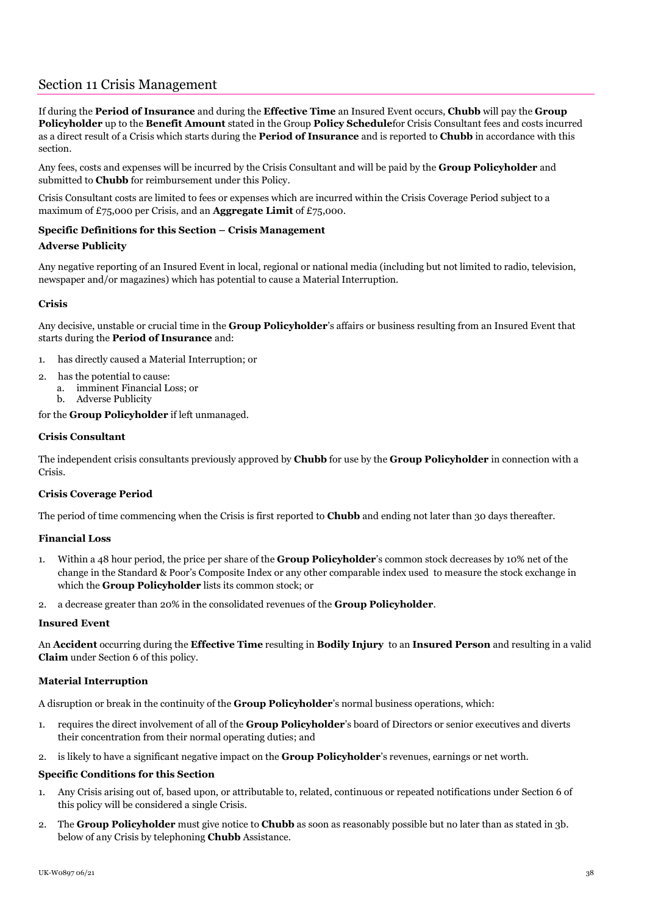## Section 11 Crisis Management

If during the **Period of Insurance** and during the **Effective Time** an Insured Event occurs, **Chubb** will pay the **Group Policyholder** up to the **Benefit Amount** stated in the Group **Policy Schedule**for Crisis Consultant fees and costs incurred as a direct result of a Crisis which starts during the **Period of Insurance** and is reported to **Chubb** in accordance with this section.

Any fees, costs and expenses will be incurred by the Crisis Consultant and will be paid by the **Group Policyholder** and submitted to **Chubb** for reimbursement under this Policy.

Crisis Consultant costs are limited to fees or expenses which are incurred within the Crisis Coverage Period subject to a maximum of £75,000 per Crisis, and an **Aggregate Limit** of £75,000.

### Specific Definitions for this Section – Crisis Management

**Adverse Publicity**

Any negative reporting of an Insured Event in local, regional or national media (including but not limited to radio, television, newspaper and/or magazines) which has potential to cause a Material Interruption.

**Crisis**

Any decisive, unstable or crucial time in the **Group Policyholder**'s affairs or business resulting from an Insured Event that starts during the **Period of Insurance** and:

1. has directly caused a Material Interruption; or
2. has the potential to cause:
   a. imminent Financial Loss; or
   b. Adverse Publicity

for the **Group Policyholder** if left unmanaged.

**Crisis Consultant**

The independent crisis consultants previously approved by **Chubb** for use by the **Group Policyholder** in connection with a Crisis.

**Crisis Coverage Period**

The period of time commencing when the Crisis is first reported to **Chubb** and ending not later than 30 days thereafter.

**Financial Loss**

1. Within a 48 hour period, the price per share of the **Group Policyholder**'s common stock decreases by 10% net of the change in the Standard & Poor's Composite Index or any other comparable index used to measure the stock exchange in which the **Group Policyholder** lists its common stock; or
2. a decrease greater than 20% in the consolidated revenues of the **Group Policyholder**.

**Insured Event**

An **Accident** occurring during the **Effective Time** resulting in **Bodily Injury** to an **Insured Person** and resulting in a valid **Claim** under Section 6 of this policy.

**Material Interruption**

A disruption or break in the continuity of the **Group Policyholder**'s normal business operations, which:

1. requires the direct involvement of all of the **Group Policyholder**'s board of Directors or senior executives and diverts their concentration from their normal operating duties; and
2. is likely to have a significant negative impact on the **Group Policyholder**'s revenues, earnings or net worth.

### Specific Conditions for this Section

1. Any Crisis arising out of, based upon, or attributable to, related, continuous or repeated notifications under Section 6 of this policy will be considered a single Crisis.
2. The **Group Policyholder** must give notice to **Chubb** as soon as reasonably possible but no later than as stated in 3b. below of any Crisis by telephoning **Chubb** Assistance.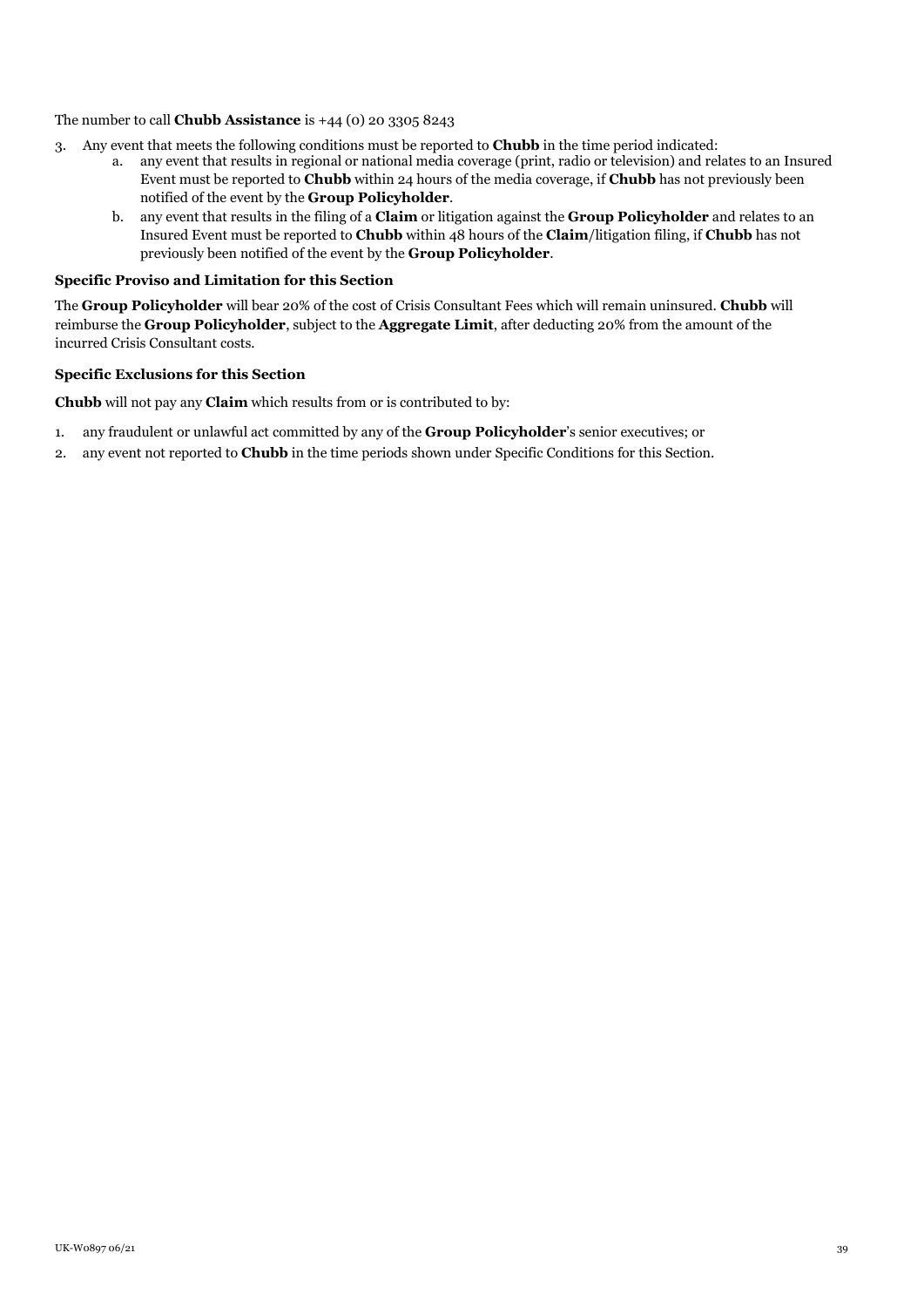The number to call **Chubb Assistance** is +44 (0) 20 3305 8243

3. Any event that meets the following conditions must be reported to **Chubb** in the time period indicated:
   a. any event that results in regional or national media coverage (print, radio or television) and relates to an Insured Event must be reported to **Chubb** within 24 hours of the media coverage, if **Chubb** has not previously been notified of the event by the **Group Policyholder**.
   b. any event that results in the filing of a **Claim** or litigation against the **Group Policyholder** and relates to an Insured Event must be reported to **Chubb** within 48 hours of the **Claim**/litigation filing, if **Chubb** has not previously been notified of the event by the **Group Policyholder**.

#### Specific Proviso and Limitation for this Section

The **Group Policyholder** will bear 20% of the cost of Crisis Consultant Fees which will remain uninsured. **Chubb** will reimburse the **Group Policyholder**, subject to the **Aggregate Limit**, after deducting 20% from the amount of the incurred Crisis Consultant costs.

#### Specific Exclusions for this Section

**Chubb** will not pay any **Claim** which results from or is contributed to by:

1. any fraudulent or unlawful act committed by any of the **Group Policyholder**'s senior executives; or
2. any event not reported to **Chubb** in the time periods shown under Specific Conditions for this Section.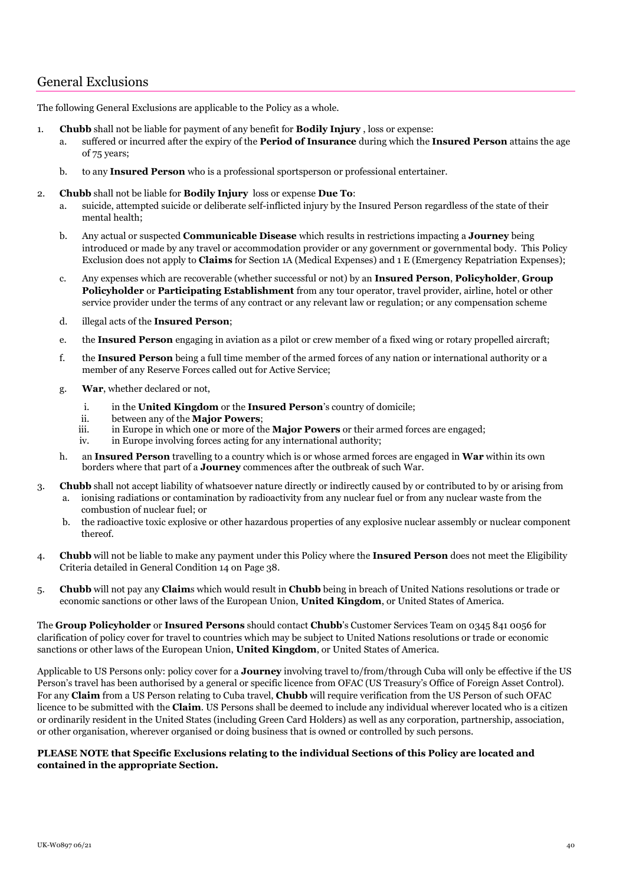## General Exclusions

The following General Exclusions are applicable to the Policy as a whole.

1. **Chubb** shall not be liable for payment of any benefit for **Bodily Injury** , loss or expense:
   a. suffered or incurred after the expiry of the **Period of Insurance** during which the **Insured Person** attains the age of 75 years;

   b. to any **Insured Person** who is a professional sportsperson or professional entertainer.

2. **Chubb** shall not be liable for **Bodily Injury** loss or expense **Due To**:
   a. suicide, attempted suicide or deliberate self-inflicted injury by the Insured Person regardless of the state of their mental health;

   b. Any actual or suspected **Communicable Disease** which results in restrictions impacting a **Journey** being introduced or made by any travel or accommodation provider or any government or governmental body. This Policy Exclusion does not apply to **Claims** for Section 1A (Medical Expenses) and 1 E (Emergency Repatriation Expenses);

   c. Any expenses which are recoverable (whether successful or not) by an **Insured Person**, **Policyholder**, **Group Policyholder** or **Participating Establishment** from any tour operator, travel provider, airline, hotel or other service provider under the terms of any contract or any relevant law or regulation; or any compensation scheme

   d. illegal acts of the **Insured Person**;

   e. the **Insured Person** engaging in aviation as a pilot or crew member of a fixed wing or rotary propelled aircraft;

   f. the **Insured Person** being a full time member of the armed forces of any nation or international authority or a member of any Reserve Forces called out for Active Service;

   g. **War**, whether declared or not,
      i. in the **United Kingdom** or the **Insured Person**'s country of domicile;
      ii. between any of the **Major Powers**;
      iii. in Europe in which one or more of the **Major Powers** or their armed forces are engaged;
      iv. in Europe involving forces acting for any international authority;

   h. an **Insured Person** travelling to a country which is or whose armed forces are engaged in **War** within its own borders where that part of a **Journey** commences after the outbreak of such War.

3. **Chubb** shall not accept liability of whatsoever nature directly or indirectly caused by or contributed to by or arising from
   a. ionising radiations or contamination by radioactivity from any nuclear fuel or from any nuclear waste from the combustion of nuclear fuel; or
   b. the radioactive toxic explosive or other hazardous properties of any explosive nuclear assembly or nuclear component thereof.

4. **Chubb** will not be liable to make any payment under this Policy where the **Insured Person** does not meet the Eligibility Criteria detailed in General Condition 14 on Page 38.

5. **Chubb** will not pay any **Claim**s which would result in **Chubb** being in breach of United Nations resolutions or trade or economic sanctions or other laws of the European Union, **United Kingdom**, or United States of America.

The **Group Policyholder** or **Insured Persons** should contact **Chubb**'s Customer Services Team on 0345 841 0056 for clarification of policy cover for travel to countries which may be subject to United Nations resolutions or trade or economic sanctions or other laws of the European Union, **United Kingdom**, or United States of America.

Applicable to US Persons only: policy cover for a **Journey** involving travel to/from/through Cuba will only be effective if the US Person's travel has been authorised by a general or specific licence from OFAC (US Treasury's Office of Foreign Asset Control). For any **Claim** from a US Person relating to Cuba travel, **Chubb** will require verification from the US Person of such OFAC licence to be submitted with the **Claim**. US Persons shall be deemed to include any individual wherever located who is a citizen or ordinarily resident in the United States (including Green Card Holders) as well as any corporation, partnership, association, or other organisation, wherever organised or doing business that is owned or controlled by such persons.

**PLEASE NOTE that Specific Exclusions relating to the individual Sections of this Policy are located and contained in the appropriate Section.**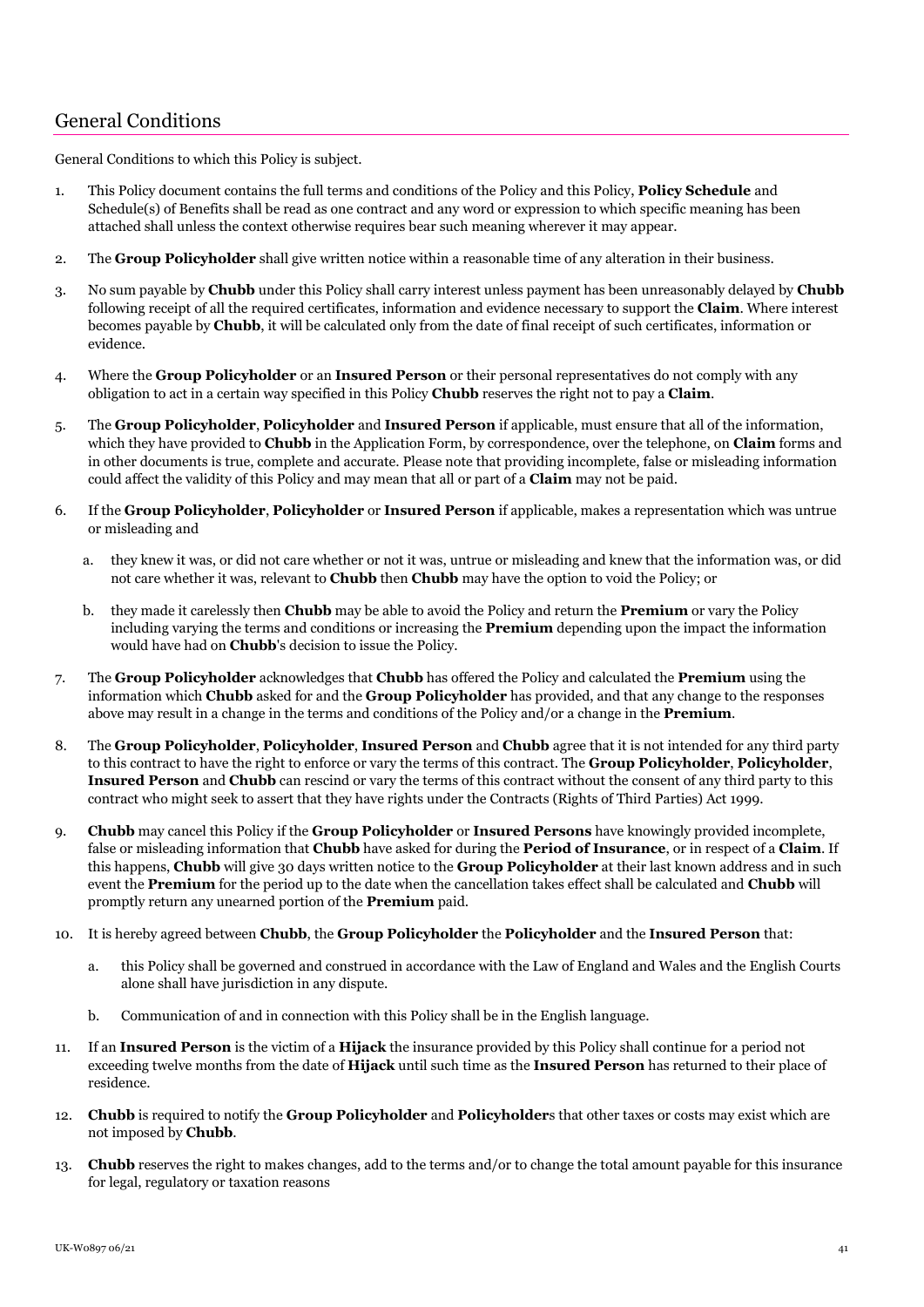## General Conditions

General Conditions to which this Policy is subject.

1. This Policy document contains the full terms and conditions of the Policy and this Policy, **Policy Schedule** and Schedule(s) of Benefits shall be read as one contract and any word or expression to which specific meaning has been attached shall unless the context otherwise requires bear such meaning wherever it may appear.
2. The **Group Policyholder** shall give written notice within a reasonable time of any alteration in their business.
3. No sum payable by **Chubb** under this Policy shall carry interest unless payment has been unreasonably delayed by **Chubb** following receipt of all the required certificates, information and evidence necessary to support the **Claim**. Where interest becomes payable by **Chubb**, it will be calculated only from the date of final receipt of such certificates, information or evidence.
4. Where the **Group Policyholder** or an **Insured Person** or their personal representatives do not comply with any obligation to act in a certain way specified in this Policy **Chubb** reserves the right not to pay a **Claim**.
5. The **Group Policyholder**, **Policyholder** and **Insured Person** if applicable, must ensure that all of the information, which they have provided to **Chubb** in the Application Form, by correspondence, over the telephone, on **Claim** forms and in other documents is true, complete and accurate. Please note that providing incomplete, false or misleading information could affect the validity of this Policy and may mean that all or part of a **Claim** may not be paid.
6. If the **Group Policyholder**, **Policyholder** or **Insured Person** if applicable, makes a representation which was untrue or misleading and
   a. they knew it was, or did not care whether or not it was, untrue or misleading and knew that the information was, or did not care whether it was, relevant to **Chubb** then **Chubb** may have the option to void the Policy; or
   b. they made it carelessly then **Chubb** may be able to avoid the Policy and return the **Premium** or vary the Policy including varying the terms and conditions or increasing the **Premium** depending upon the impact the information would have had on **Chubb**'s decision to issue the Policy.
7. The **Group Policyholder** acknowledges that **Chubb** has offered the Policy and calculated the **Premium** using the information which **Chubb** asked for and the **Group Policyholder** has provided, and that any change to the responses above may result in a change in the terms and conditions of the Policy and/or a change in the **Premium**.
8. The **Group Policyholder**, **Policyholder**, **Insured Person** and **Chubb** agree that it is not intended for any third party to this contract to have the right to enforce or vary the terms of this contract. The **Group Policyholder**, **Policyholder**, **Insured Person** and **Chubb** can rescind or vary the terms of this contract without the consent of any third party to this contract who might seek to assert that they have rights under the Contracts (Rights of Third Parties) Act 1999.
9. **Chubb** may cancel this Policy if the **Group Policyholder** or **Insured Persons** have knowingly provided incomplete, false or misleading information that **Chubb** have asked for during the **Period of Insurance**, or in respect of a **Claim**. If this happens, **Chubb** will give 30 days written notice to the **Group Policyholder** at their last known address and in such event the **Premium** for the period up to the date when the cancellation takes effect shall be calculated and **Chubb** will promptly return any unearned portion of the **Premium** paid.
10. It is hereby agreed between **Chubb**, the **Group Policyholder** the **Policyholder** and the **Insured Person** that:
    a. this Policy shall be governed and construed in accordance with the Law of England and Wales and the English Courts alone shall have jurisdiction in any dispute.
    b. Communication of and in connection with this Policy shall be in the English language.
11. If an **Insured Person** is the victim of a **Hijack** the insurance provided by this Policy shall continue for a period not exceeding twelve months from the date of **Hijack** until such time as the **Insured Person** has returned to their place of residence.
12. **Chubb** is required to notify the **Group Policyholder** and **Policyholder**s that other taxes or costs may exist which are not imposed by **Chubb**.
13. **Chubb** reserves the right to makes changes, add to the terms and/or to change the total amount payable for this insurance for legal, regulatory or taxation reasons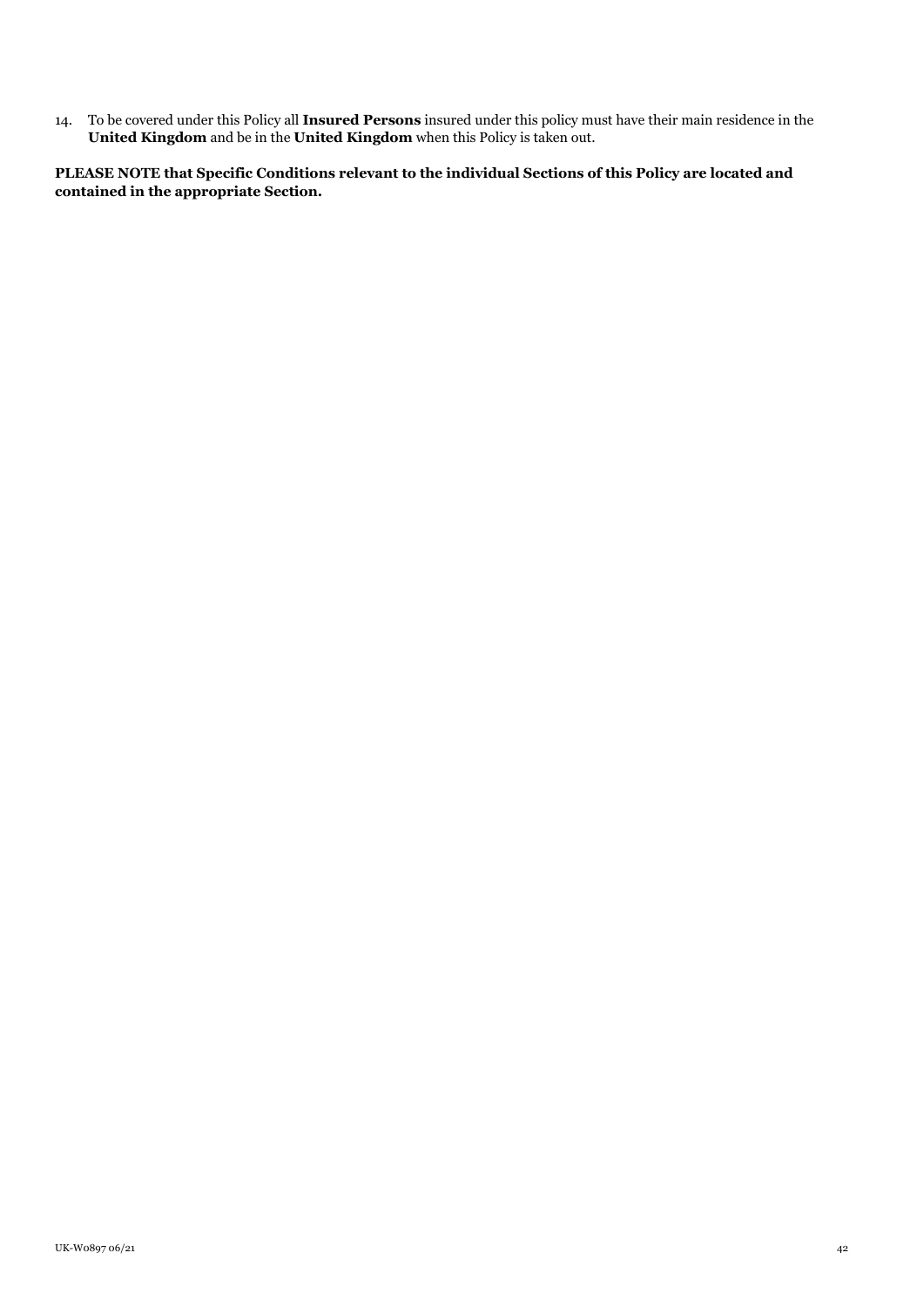14. To be covered under this Policy all **Insured Persons** insured under this policy must have their main residence in the **United Kingdom** and be in the **United Kingdom** when this Policy is taken out.

**PLEASE NOTE that Specific Conditions relevant to the individual Sections of this Policy are located and contained in the appropriate Section.**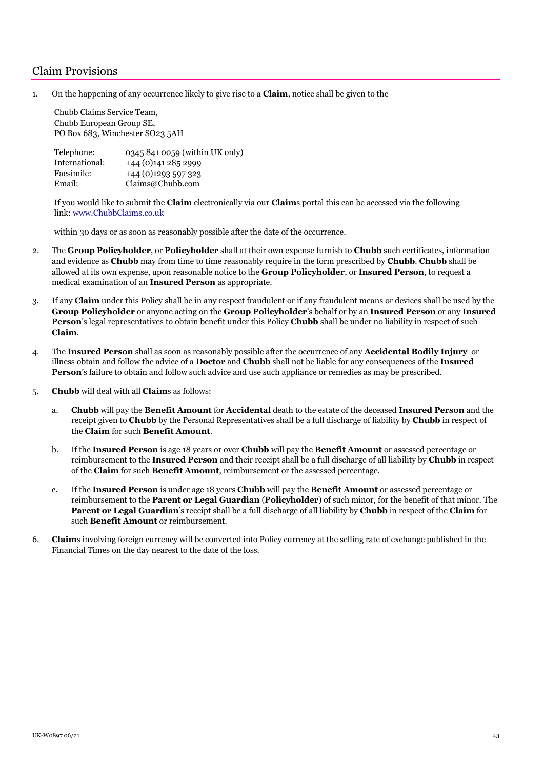## Claim Provisions

1. On the happening of any occurrence likely to give rise to a **Claim**, notice shall be given to the

   Chubb Claims Service Team,
   Chubb European Group SE,
   PO Box 683, Winchester SO23 5AH

   | | |
   |---|---|
   | Telephone: | 0345 841 0059 (within UK only) |
   | International: | +44 (0)141 285 2999 |
   | Facsimile: | +44 (0)1293 597 323 |
   | Email: | Claims@Chubb.com |

   If you would like to submit the **Claim** electronically via our **Claim**s portal this can be accessed via the following link: [www.ChubbClaims.co.uk](www.ChubbClaims.co.uk)

   within 30 days or as soon as reasonably possible after the date of the occurrence.

2. The **Group Policyholder**, or **Policyholder** shall at their own expense furnish to **Chubb** such certificates, information and evidence as **Chubb** may from time to time reasonably require in the form prescribed by **Chubb**. **Chubb** shall be allowed at its own expense, upon reasonable notice to the **Group Policyholder**, or **Insured Person**, to request a medical examination of an **Insured Person** as appropriate.

3. If any **Claim** under this Policy shall be in any respect fraudulent or if any fraudulent means or devices shall be used by the **Group Policyholder** or anyone acting on the **Group Policyholder**'s behalf or by an **Insured Person** or any **Insured Person**'s legal representatives to obtain benefit under this Policy **Chubb** shall be under no liability in respect of such **Claim**.

4. The **Insured Person** shall as soon as reasonably possible after the occurrence of any **Accidental Bodily Injury** or illness obtain and follow the advice of a **Doctor** and **Chubb** shall not be liable for any consequences of the **Insured Person**'s failure to obtain and follow such advice and use such appliance or remedies as may be prescribed.

5. **Chubb** will deal with all **Claim**s as follows:

   a. **Chubb** will pay the **Benefit Amount** for **Accidental** death to the estate of the deceased **Insured Person** and the receipt given to **Chubb** by the Personal Representatives shall be a full discharge of liability by **Chubb** in respect of the **Claim** for such **Benefit Amount**.

   b. If the **Insured Person** is age 18 years or over **Chubb** will pay the **Benefit Amount** or assessed percentage or reimbursement to the **Insured Person** and their receipt shall be a full discharge of all liability by **Chubb** in respect of the **Claim** for such **Benefit Amount**, reimbursement or the assessed percentage.

   c. If the **Insured Person** is under age 18 years **Chubb** will pay the **Benefit Amount** or assessed percentage or reimbursement to the **Parent or Legal Guardian** (**Policyholder**) of such minor, for the benefit of that minor. The **Parent or Legal Guardian**'s receipt shall be a full discharge of all liability by **Chubb** in respect of the **Claim** for such **Benefit Amount** or reimbursement.

6. **Claim**s involving foreign currency will be converted into Policy currency at the selling rate of exchange published in the Financial Times on the day nearest to the date of the loss.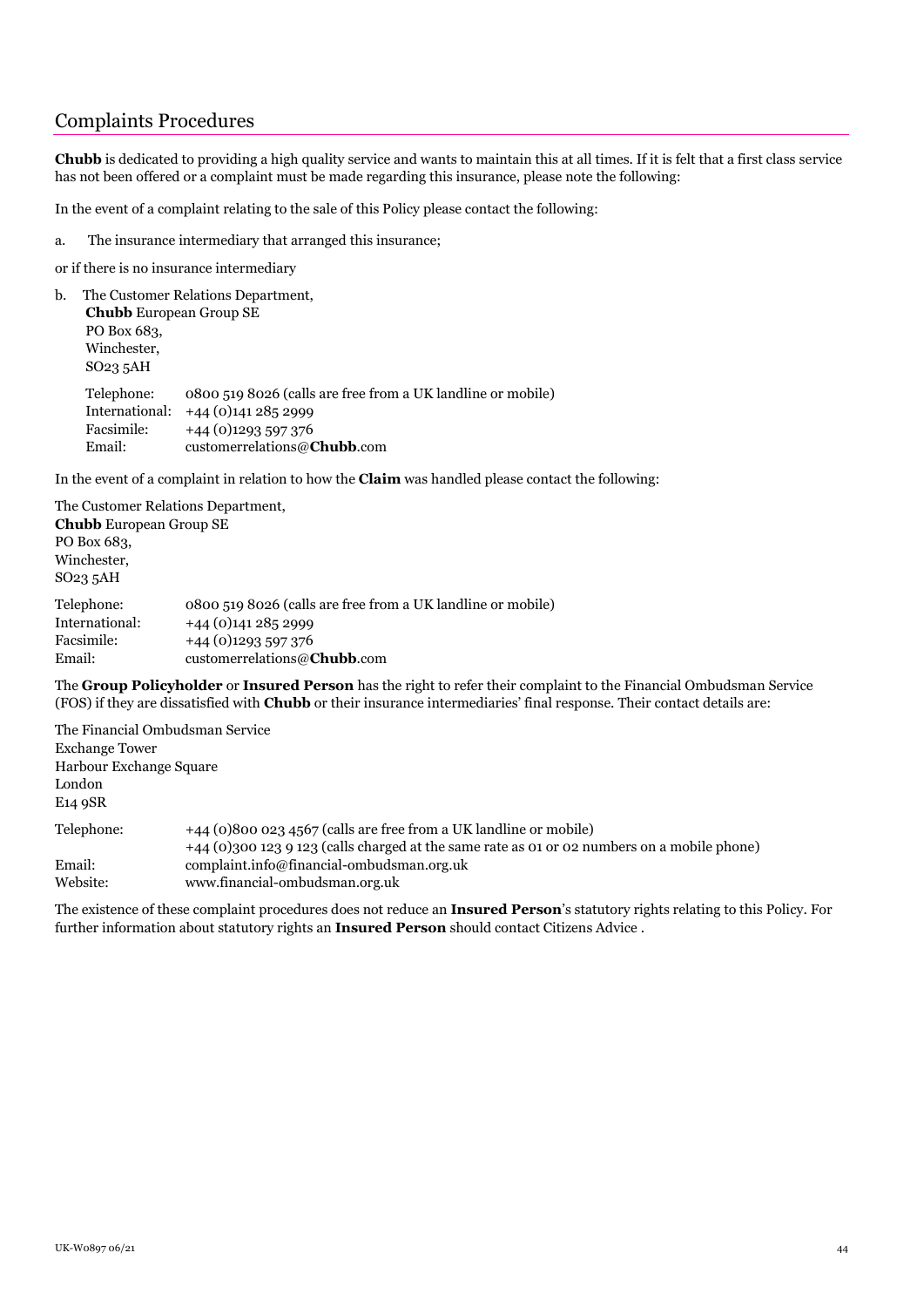## Complaints Procedures

**Chubb** is dedicated to providing a high quality service and wants to maintain this at all times. If it is felt that a first class service has not been offered or a complaint must be made regarding this insurance, please note the following:

In the event of a complaint relating to the sale of this Policy please contact the following:

a. The insurance intermediary that arranged this insurance;

or if there is no insurance intermediary

b. The Customer Relations Department,
**Chubb** European Group SE
PO Box 683,
Winchester,
SO23 5AH

Telephone: 0800 519 8026 (calls are free from a UK landline or mobile)
International: +44 (0)141 285 2999
Facsimile: +44 (0)1293 597 376
Email: customerrelations@**Chubb**.com

In the event of a complaint in relation to how the **Claim** was handled please contact the following:

The Customer Relations Department,
**Chubb** European Group SE
PO Box 683,
Winchester,
SO23 5AH

Telephone: 0800 519 8026 (calls are free from a UK landline or mobile)
International: +44 (0)141 285 2999
Facsimile: +44 (0)1293 597 376
Email: customerrelations@**Chubb**.com

The **Group Policyholder** or **Insured Person** has the right to refer their complaint to the Financial Ombudsman Service (FOS) if they are dissatisfied with **Chubb** or their insurance intermediaries' final response. Their contact details are:

The Financial Ombudsman Service
Exchange Tower
Harbour Exchange Square
London
E14 9SR

Telephone: +44 (0)800 023 4567 (calls are free from a UK landline or mobile)
+44 (0)300 123 9 123 (calls charged at the same rate as 01 or 02 numbers on a mobile phone)
Email: complaint.info@financial-ombudsman.org.uk
Website: www.financial-ombudsman.org.uk

The existence of these complaint procedures does not reduce an **Insured Person**'s statutory rights relating to this Policy. For further information about statutory rights an **Insured Person** should contact Citizens Advice .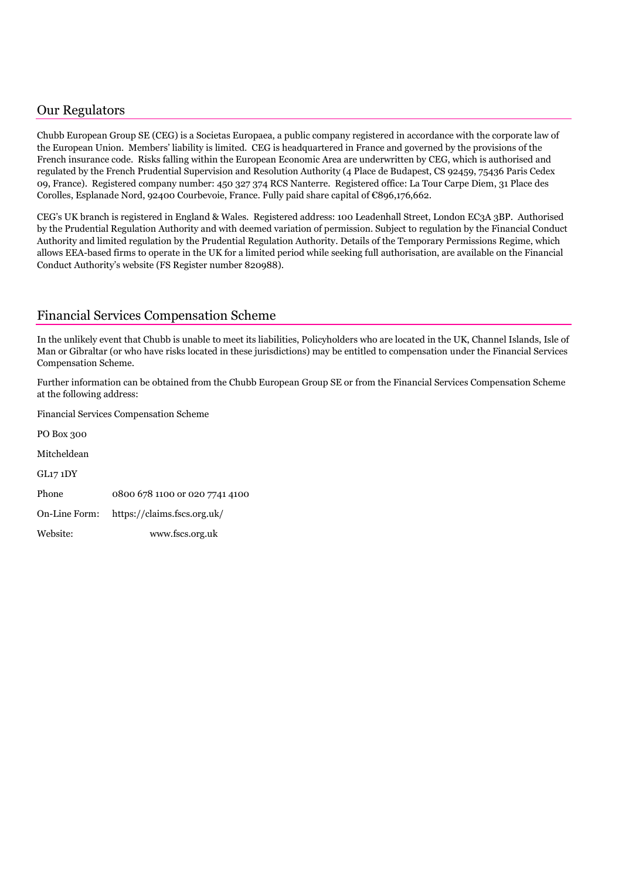## Our Regulators

Chubb European Group SE (CEG) is a Societas Europaea, a public company registered in accordance with the corporate law of the European Union. Members' liability is limited. CEG is headquartered in France and governed by the provisions of the French insurance code. Risks falling within the European Economic Area are underwritten by CEG, which is authorised and regulated by the French Prudential Supervision and Resolution Authority (4 Place de Budapest, CS 92459, 75436 Paris Cedex 09, France). Registered company number: 450 327 374 RCS Nanterre. Registered office: La Tour Carpe Diem, 31 Place des Corolles, Esplanade Nord, 92400 Courbevoie, France. Fully paid share capital of €896,176,662.

CEG's UK branch is registered in England & Wales. Registered address: 100 Leadenhall Street, London EC3A 3BP. Authorised by the Prudential Regulation Authority and with deemed variation of permission. Subject to regulation by the Financial Conduct Authority and limited regulation by the Prudential Regulation Authority. Details of the Temporary Permissions Regime, which allows EEA-based firms to operate in the UK for a limited period while seeking full authorisation, are available on the Financial Conduct Authority's website (FS Register number 820988).

## Financial Services Compensation Scheme

In the unlikely event that Chubb is unable to meet its liabilities, Policyholders who are located in the UK, Channel Islands, Isle of Man or Gibraltar (or who have risks located in these jurisdictions) may be entitled to compensation under the Financial Services Compensation Scheme.

Further information can be obtained from the Chubb European Group SE or from the Financial Services Compensation Scheme at the following address:

Financial Services Compensation Scheme

PO Box 300

Mitcheldean

GL17 1DY

Phone 0800 678 1100 or 020 7741 4100

On-Line Form: https://claims.fscs.org.uk/

Website: www.fscs.org.uk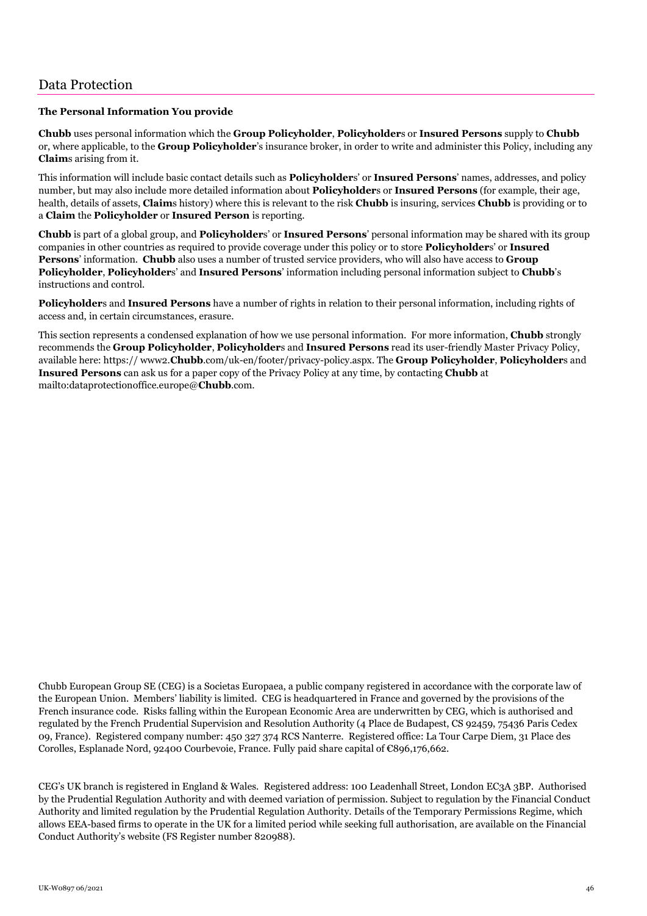## Data Protection

**The Personal Information You provide**

**Chubb** uses personal information which the **Group Policyholder**, **Policyholder**s or **Insured Persons** supply to **Chubb** or, where applicable, to the **Group Policyholder**'s insurance broker, in order to write and administer this Policy, including any **Claim**s arising from it.

This information will include basic contact details such as **Policyholder**s' or **Insured Persons**' names, addresses, and policy number, but may also include more detailed information about **Policyholder**s or **Insured Persons** (for example, their age, health, details of assets, **Claim**s history) where this is relevant to the risk **Chubb** is insuring, services **Chubb** is providing or to a **Claim** the **Policyholder** or **Insured Person** is reporting.

**Chubb** is part of a global group, and **Policyholder**s' or **Insured Persons**' personal information may be shared with its group companies in other countries as required to provide coverage under this policy or to store **Policyholder**s' or **Insured Persons**' information. **Chubb** also uses a number of trusted service providers, who will also have access to **Group Policyholder**, **Policyholder**s' and **Insured Persons**' information including personal information subject to **Chubb**'s instructions and control.

**Policyholder**s and **Insured Persons** have a number of rights in relation to their personal information, including rights of access and, in certain circumstances, erasure.

This section represents a condensed explanation of how we use personal information. For more information, **Chubb** strongly recommends the **Group Policyholder**, **Policyholder**s and **Insured Persons** read its user-friendly Master Privacy Policy, available here: https:// www2.**Chubb**.com/uk-en/footer/privacy-policy.aspx. The **Group Policyholder**, **Policyholder**s and **Insured Persons** can ask us for a paper copy of the Privacy Policy at any time, by contacting **Chubb** at mailto:dataprotectionoffice.europe@**Chubb**.com.

Chubb European Group SE (CEG) is a Societas Europaea, a public company registered in accordance with the corporate law of the European Union. Members' liability is limited. CEG is headquartered in France and governed by the provisions of the French insurance code. Risks falling within the European Economic Area are underwritten by CEG, which is authorised and regulated by the French Prudential Supervision and Resolution Authority (4 Place de Budapest, CS 92459, 75436 Paris Cedex 09, France). Registered company number: 450 327 374 RCS Nanterre. Registered office: La Tour Carpe Diem, 31 Place des Corolles, Esplanade Nord, 92400 Courbevoie, France. Fully paid share capital of €896,176,662.

CEG's UK branch is registered in England & Wales. Registered address: 100 Leadenhall Street, London EC3A 3BP. Authorised by the Prudential Regulation Authority and with deemed variation of permission. Subject to regulation by the Financial Conduct Authority and limited regulation by the Prudential Regulation Authority. Details of the Temporary Permissions Regime, which allows EEA-based firms to operate in the UK for a limited period while seeking full authorisation, are available on the Financial Conduct Authority's website (FS Register number 820988).

UK-W0897 06/2021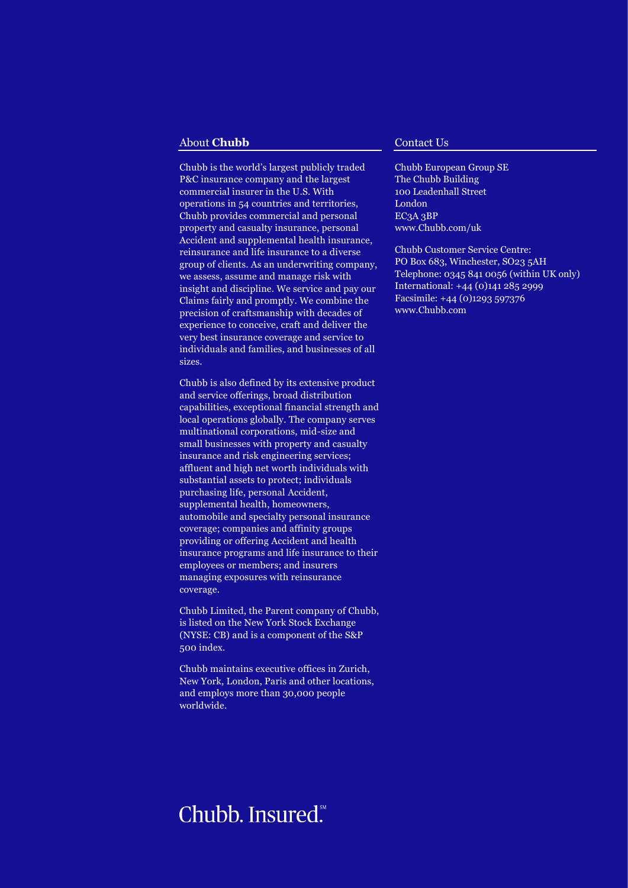## About **Chubb**

Chubb is the world's largest publicly traded P&C insurance company and the largest commercial insurer in the U.S. With operations in 54 countries and territories, Chubb provides commercial and personal property and casualty insurance, personal Accident and supplemental health insurance, reinsurance and life insurance to a diverse group of clients. As an underwriting company, we assess, assume and manage risk with insight and discipline. We service and pay our Claims fairly and promptly. We combine the precision of craftsmanship with decades of experience to conceive, craft and deliver the very best insurance coverage and service to individuals and families, and businesses of all sizes.

Chubb is also defined by its extensive product and service offerings, broad distribution capabilities, exceptional financial strength and local operations globally. The company serves multinational corporations, mid-size and small businesses with property and casualty insurance and risk engineering services; affluent and high net worth individuals with substantial assets to protect; individuals purchasing life, personal Accident, supplemental health, homeowners, automobile and specialty personal insurance coverage; companies and affinity groups providing or offering Accident and health insurance programs and life insurance to their employees or members; and insurers managing exposures with reinsurance coverage.

Chubb Limited, the Parent company of Chubb, is listed on the New York Stock Exchange (NYSE: CB) and is a component of the S&P 500 index.

Chubb maintains executive offices in Zurich, New York, London, Paris and other locations, and employs more than 30,000 people worldwide.

## Contact Us

Chubb European Group SE
The Chubb Building
100 Leadenhall Street
London
EC3A 3BP
www.Chubb.com/uk

Chubb Customer Service Centre:
PO Box 683, Winchester, SO23 5AH
Telephone: 0345 841 0056 (within UK only)
International: +44 (0)141 285 2999
Facsimile: +44 (0)1293 597376
www.Chubb.com

Chubb. Insured.℠